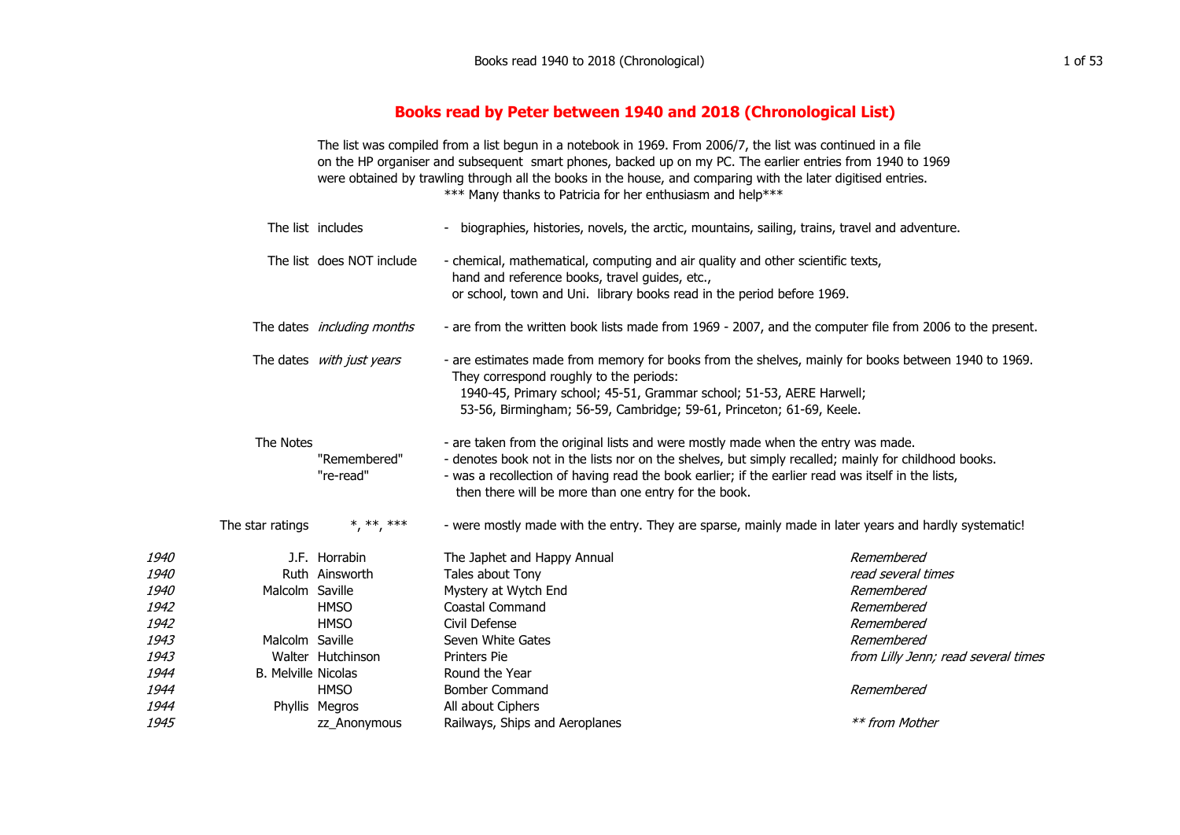# Books read by Peter between 1940 and 2018 (Chronological List)

The list was compiled from a list begun in a notebook in 1969. From 2006/7, the list was continued in a file on the HP organiser and subsequent smart phones, backed up on my PC. The earlier entries from 1940 to 1969 were obtained by trawling through all the books in the house, and comparing with the later digitised entries.
*** Many thanks to Patricia for her enthusiasm and help***

| | |
|---|---|
| The list includes | - biographies, histories, novels, the arctic, mountains, sailing, trains, travel and adventure. |
| The list does NOT include | - chemical, mathematical, computing and air quality and other scientific texts, hand and reference books, travel guides, etc., or school, town and Uni. library books read in the period before 1969. |
| The dates *including months* | - are from the written book lists made from 1969 - 2007, and the computer file from 2006 to the present. |
| The dates *with just years* | - are estimates made from memory for books from the shelves, mainly for books between 1940 to 1969. They correspond roughly to the periods: 1940-45, Primary school; 45-51, Grammar school; 51-53, AERE Harwell; 53-56, Birmingham; 56-59, Cambridge; 59-61, Princeton; 61-69, Keele. |
| The Notes | - are taken from the original lists and were mostly made when the entry was made. |
| "Remembered" | - denotes book not in the lists nor on the shelves, but simply recalled; mainly for childhood books. |
| "re-read" | - was a recollection of having read the book earlier; if the earlier read was itself in the lists, then there will be more than one entry for the book. |
| The star ratings *, **, *** | - were mostly made with the entry. They are sparse, mainly made in later years and hardly systematic! |

| Date | First name | Surname | Title | Notes |
|---|---|---|---|---|
| *1940* | J.F. | Horrabin | The Japhet and Happy Annual | *Remembered* |
| *1940* | Ruth | Ainsworth | Tales about Tony | *read several times* |
| *1940* | Malcolm | Saville | Mystery at Wytch End | *Remembered* |
| *1942* | | HMSO | Coastal Command | *Remembered* |
| *1942* | | HMSO | Civil Defense | *Remembered* |
| *1943* | Malcolm | Saville | Seven White Gates | *Remembered* |
| *1943* | Walter | Hutchinson | Printers Pie | *from Lilly Jenn; read several times* |
| *1944* | B. Melville | Nicolas | Round the Year | |
| *1944* | | HMSO | Bomber Command | *Remembered* |
| *1944* | Phyllis | Megros | All about Ciphers | |
| *1945* | | zz_Anonymous | Railways, Ships and Aeroplanes | *\*\* from Mother* |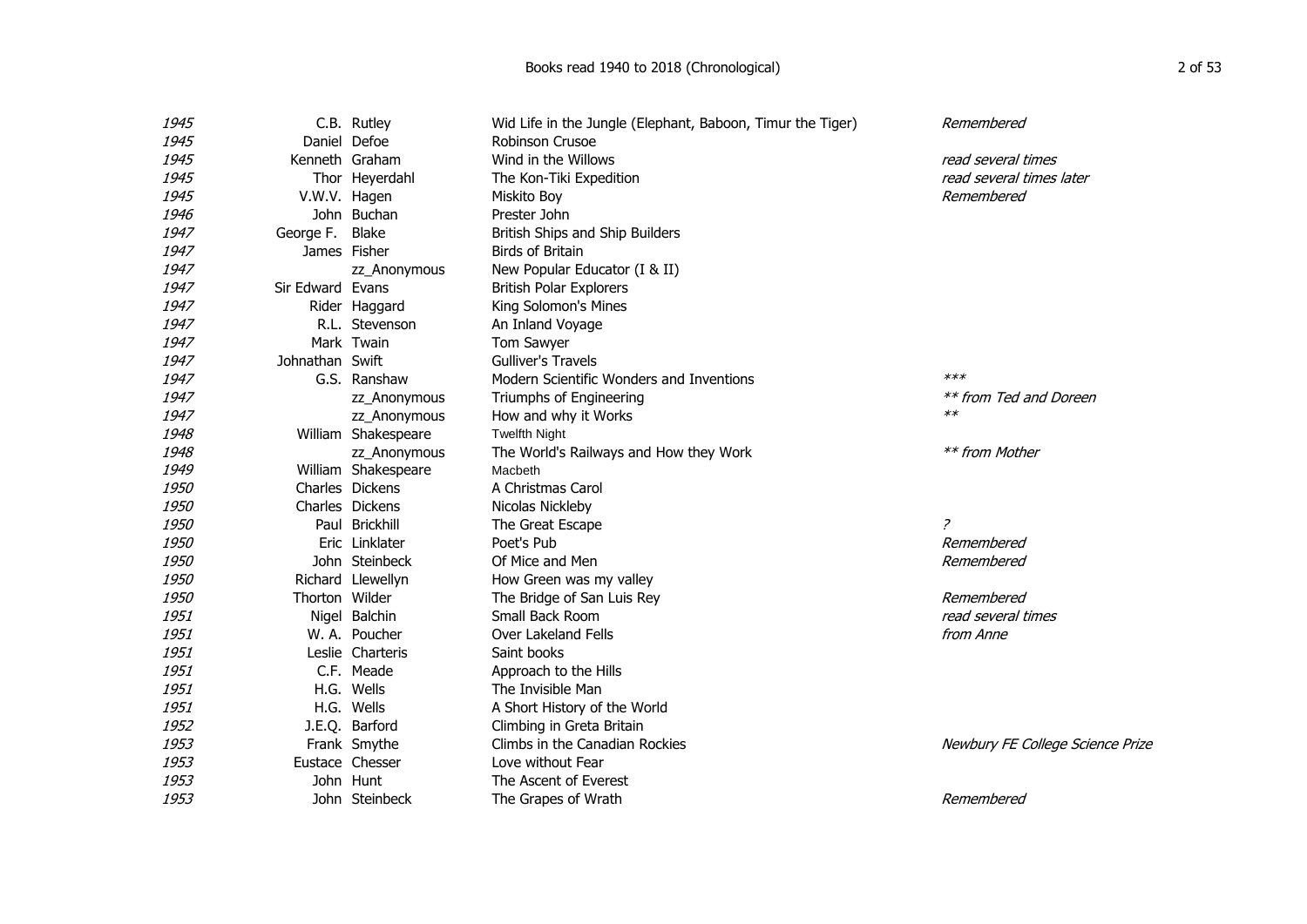| Year | First Name | Surname | Title | Notes |
|---|---|---|---|---|
| *1945* | C.B. | Rutley | Wid Life in the Jungle (Elephant, Baboon, Timur the Tiger) | *Remembered* |
| *1945* | Daniel | Defoe | Robinson Crusoe | |
| *1945* | Kenneth | Graham | Wind in the Willows | *read several times* |
| *1945* | Thor | Heyerdahl | The Kon-Tiki Expedition | *read several times later* |
| *1945* | V.W.V. | Hagen | Miskito Boy | *Remembered* |
| *1946* | John | Buchan | Prester John | |
| *1947* | George F. | Blake | British Ships and Ship Builders | |
| *1947* | James | Fisher | Birds of Britain | |
| *1947* | | zz_Anonymous | New Popular Educator (I & II) | |
| *1947* | Sir Edward | Evans | British Polar Explorers | |
| *1947* | Rider | Haggard | King Solomon's Mines | |
| *1947* | R.L. | Stevenson | An Inland Voyage | |
| *1947* | Mark | Twain | Tom Sawyer | |
| *1947* | Johnathan | Swift | Gulliver's Travels | |
| *1947* | G.S. | Ranshaw | Modern Scientific Wonders and Inventions | *\*\*\** |
| *1947* | | zz_Anonymous | Triumphs of Engineering | *\*\* from Ted and Doreen* |
| *1947* | | zz_Anonymous | How and why it Works | *\*\** |
| *1948* | William | Shakespeare | Twelfth Night | |
| *1948* | | zz_Anonymous | The World's Railways and How they Work | *\*\* from Mother* |
| *1949* | William | Shakespeare | Macbeth | |
| *1950* | Charles | Dickens | A Christmas Carol | |
| *1950* | Charles | Dickens | Nicolas Nickleby | |
| *1950* | Paul | Brickhill | The Great Escape | *?* |
| *1950* | Eric | Linklater | Poet's Pub | *Remembered* |
| *1950* | John | Steinbeck | Of Mice and Men | *Remembered* |
| *1950* | Richard | Llewellyn | How Green was my valley | |
| *1950* | Thorton | Wilder | The Bridge of San Luis Rey | *Remembered* |
| *1951* | Nigel | Balchin | Small Back Room | *read several times* |
| *1951* | W. A. | Poucher | Over Lakeland Fells | *from Anne* |
| *1951* | Leslie | Charteris | Saint books | |
| *1951* | C.F. | Meade | Approach to the Hills | |
| *1951* | H.G. | Wells | The Invisible Man | |
| *1951* | H.G. | Wells | A Short History of the World | |
| *1952* | J.E.Q. | Barford | Climbing in Greta Britain | |
| *1953* | Frank | Smythe | Climbs in the Canadian Rockies | *Newbury FE College Science Prize* |
| *1953* | Eustace | Chesser | Love without Fear | |
| *1953* | John | Hunt | The Ascent of Everest | |
| *1953* | John | Steinbeck | The Grapes of Wrath | *Remembered* |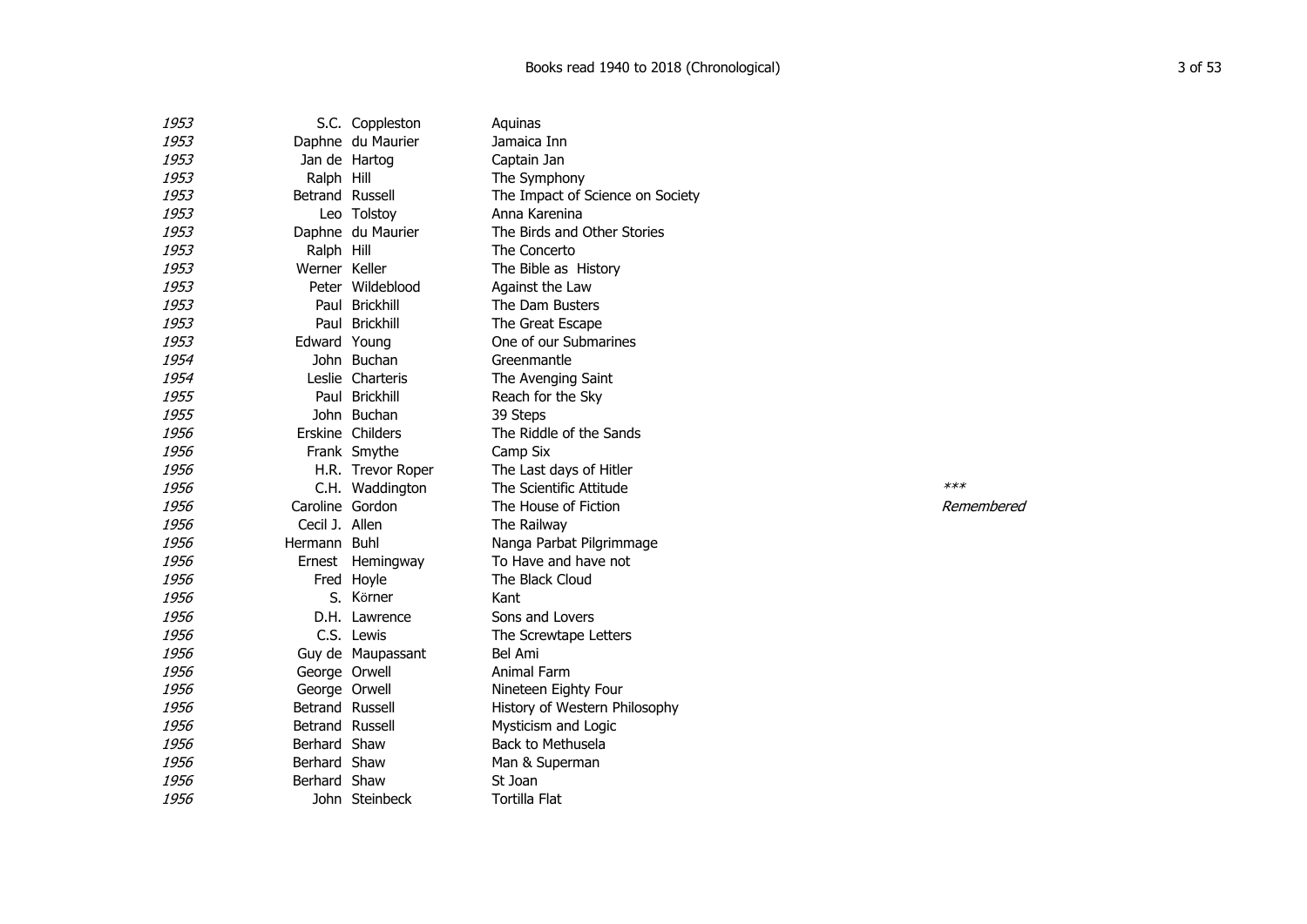| Year | First name | Surname | Title | Notes |
|---|---|---|---|---|
| *1953* | S.C. | Coppleston | Aquinas | |
| *1953* | Daphne | du Maurier | Jamaica Inn | |
| *1953* | Jan de | Hartog | Captain Jan | |
| *1953* | Ralph | Hill | The Symphony | |
| *1953* | Betrand | Russell | The Impact of Science on Society | |
| *1953* | Leo | Tolstoy | Anna Karenina | |
| *1953* | Daphne | du Maurier | The Birds and Other Stories | |
| *1953* | Ralph | Hill | The Concerto | |
| *1953* | Werner | Keller | The Bible as History | |
| *1953* | Peter | Wildeblood | Against the Law | |
| *1953* | Paul | Brickhill | The Dam Busters | |
| *1953* | Paul | Brickhill | The Great Escape | |
| *1953* | Edward | Young | One of our Submarines | |
| *1954* | John | Buchan | Greenmantle | |
| *1954* | Leslie | Charteris | The Avenging Saint | |
| *1955* | Paul | Brickhill | Reach for the Sky | |
| *1955* | John | Buchan | 39 Steps | |
| *1956* | Erskine | Childers | The Riddle of the Sands | |
| *1956* | Frank | Smythe | Camp Six | |
| *1956* | H.R. | Trevor Roper | The Last days of Hitler | |
| *1956* | C.H. | Waddington | The Scientific Attitude | *\*\*\** |
| *1956* | Caroline | Gordon | The House of Fiction | *Remembered* |
| *1956* | Cecil J. | Allen | The Railway | |
| *1956* | Hermann | Buhl | Nanga Parbat Pilgrimmage | |
| *1956* | Ernest | Hemingway | To Have and have not | |
| *1956* | Fred | Hoyle | The Black Cloud | |
| *1956* | S. | Körner | Kant | |
| *1956* | D.H. | Lawrence | Sons and Lovers | |
| *1956* | C.S. | Lewis | The Screwtape Letters | |
| *1956* | Guy de | Maupassant | Bel Ami | |
| *1956* | George | Orwell | Animal Farm | |
| *1956* | George | Orwell | Nineteen Eighty Four | |
| *1956* | Betrand | Russell | History of Western Philosophy | |
| *1956* | Betrand | Russell | Mysticism and Logic | |
| *1956* | Berhard | Shaw | Back to Methusela | |
| *1956* | Berhard | Shaw | Man & Superman | |
| *1956* | Berhard | Shaw | St Joan | |
| *1956* | John | Steinbeck | Tortilla Flat | |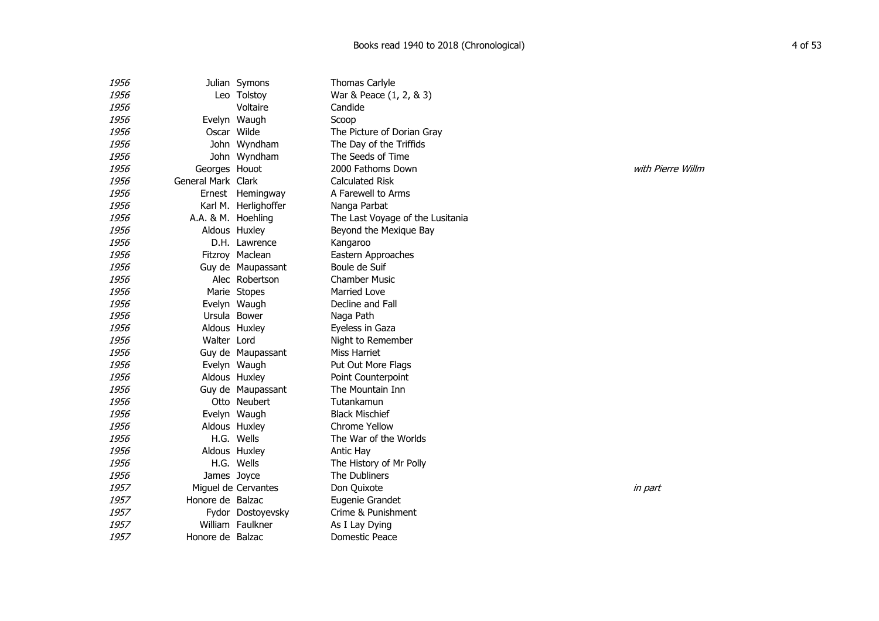| Year | First Name | Surname | Title | Notes |
|---|---|---|---|---|
| *1956* | Julian | Symons | Thomas Carlyle | |
| *1956* | Leo | Tolstoy | War & Peace (1, 2, & 3) | |
| *1956* | | Voltaire | Candide | |
| *1956* | Evelyn | Waugh | Scoop | |
| *1956* | Oscar | Wilde | The Picture of Dorian Gray | |
| *1956* | John | Wyndham | The Day of the Triffids | |
| *1956* | John | Wyndham | The Seeds of Time | |
| *1956* | Georges | Houot | 2000 Fathoms Down | *with Pierre Willm* |
| *1956* | General Mark | Clark | Calculated Risk | |
| *1956* | Ernest | Hemingway | A Farewell to Arms | |
| *1956* | Karl M. | Herlighoffer | Nanga Parbat | |
| *1956* | A.A. & M. | Hoehling | The Last Voyage of the Lusitania | |
| *1956* | Aldous | Huxley | Beyond the Mexique Bay | |
| *1956* | D.H. | Lawrence | Kangaroo | |
| *1956* | Fitzroy | Maclean | Eastern Approaches | |
| *1956* | Guy de | Maupassant | Boule de Suif | |
| *1956* | Alec | Robertson | Chamber Music | |
| *1956* | Marie | Stopes | Married Love | |
| *1956* | Evelyn | Waugh | Decline and Fall | |
| *1956* | Ursula | Bower | Naga Path | |
| *1956* | Aldous | Huxley | Eyeless in Gaza | |
| *1956* | Walter | Lord | Night to Remember | |
| *1956* | Guy de | Maupassant | Miss Harriet | |
| *1956* | Evelyn | Waugh | Put Out More Flags | |
| *1956* | Aldous | Huxley | Point Counterpoint | |
| *1956* | Guy de | Maupassant | The Mountain Inn | |
| *1956* | Otto | Neubert | Tutankamun | |
| *1956* | Evelyn | Waugh | Black Mischief | |
| *1956* | Aldous | Huxley | Chrome Yellow | |
| *1956* | H.G. | Wells | The War of the Worlds | |
| *1956* | Aldous | Huxley | Antic Hay | |
| *1956* | H.G. | Wells | The History of Mr Polly | |
| *1956* | James | Joyce | The Dubliners | |
| *1957* | Miguel de | Cervantes | Don Quixote | *in part* |
| *1957* | Honore de | Balzac | Eugenie Grandet | |
| *1957* | Fydor | Dostoyevsky | Crime & Punishment | |
| *1957* | William | Faulkner | As I Lay Dying | |
| *1957* | Honore de | Balzac | Domestic Peace | |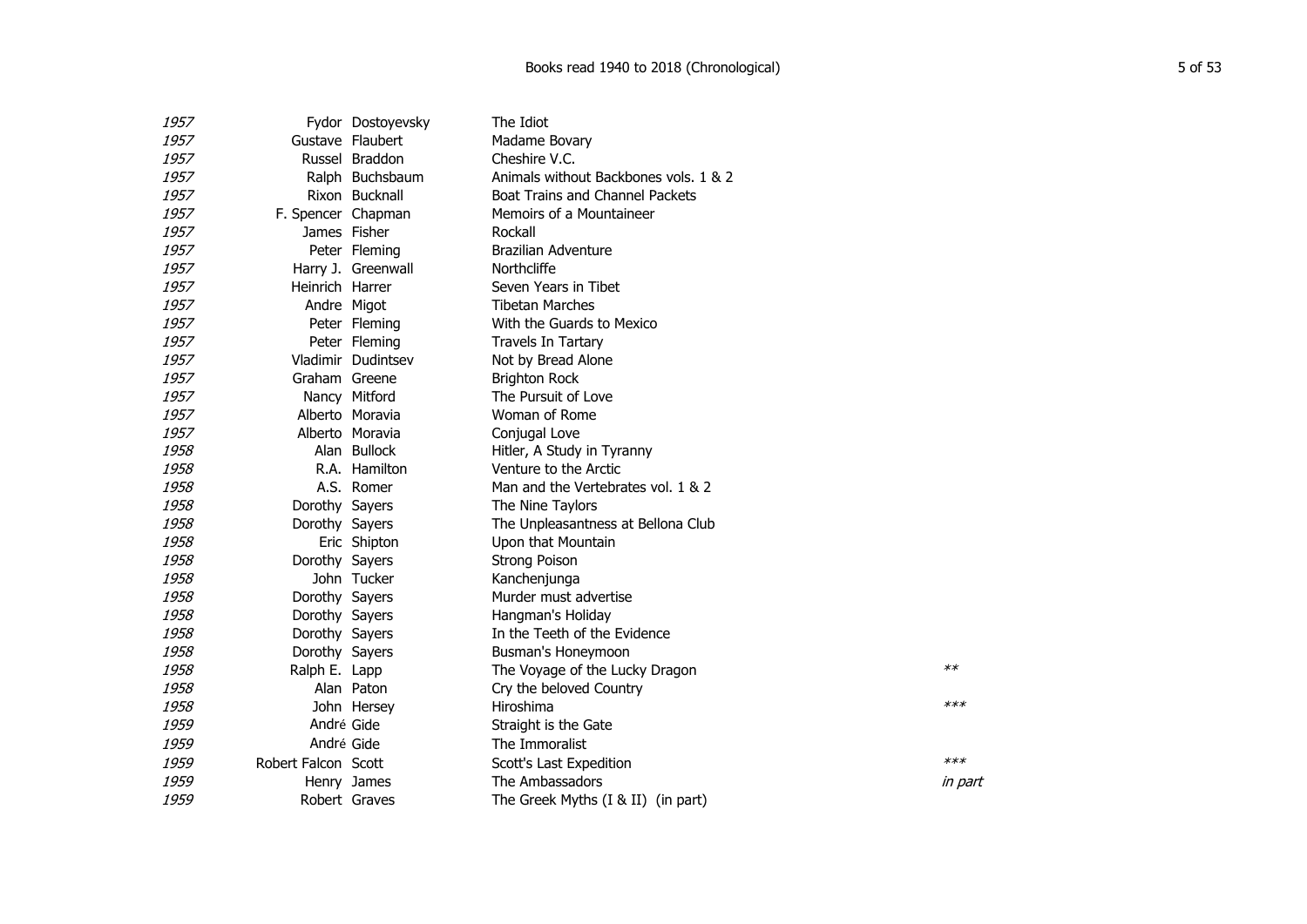| Year | First name | Surname | Title | Note |
|---|---|---|---|---|
| *1957* | Fydor | Dostoyevsky | The Idiot | |
| *1957* | Gustave | Flaubert | Madame Bovary | |
| *1957* | Russel | Braddon | Cheshire V.C. | |
| *1957* | Ralph | Buchsbaum | Animals without Backbones vols. 1 & 2 | |
| *1957* | Rixon | Bucknall | Boat Trains and Channel Packets | |
| *1957* | F. Spencer | Chapman | Memoirs of a Mountaineer | |
| *1957* | James | Fisher | Rockall | |
| *1957* | Peter | Fleming | Brazilian Adventure | |
| *1957* | Harry J. | Greenwall | Northcliffe | |
| *1957* | Heinrich | Harrer | Seven Years in Tibet | |
| *1957* | Andre | Migot | Tibetan Marches | |
| *1957* | Peter | Fleming | With the Guards to Mexico | |
| *1957* | Peter | Fleming | Travels In Tartary | |
| *1957* | Vladimir | Dudintsev | Not by Bread Alone | |
| *1957* | Graham | Greene | Brighton Rock | |
| *1957* | Nancy | Mitford | The Pursuit of Love | |
| *1957* | Alberto | Moravia | Woman of Rome | |
| *1957* | Alberto | Moravia | Conjugal Love | |
| *1958* | Alan | Bullock | Hitler, A Study in Tyranny | |
| *1958* | R.A. | Hamilton | Venture to the Arctic | |
| *1958* | A.S. | Romer | Man and the Vertebrates vol. 1 & 2 | |
| *1958* | Dorothy | Sayers | The Nine Taylors | |
| *1958* | Dorothy | Sayers | The Unpleasantness at Bellona Club | |
| *1958* | Eric | Shipton | Upon that Mountain | |
| *1958* | Dorothy | Sayers | Strong Poison | |
| *1958* | John | Tucker | Kanchenjunga | |
| *1958* | Dorothy | Sayers | Murder must advertise | |
| *1958* | Dorothy | Sayers | Hangman's Holiday | |
| *1958* | Dorothy | Sayers | In the Teeth of the Evidence | |
| *1958* | Dorothy | Sayers | Busman's Honeymoon | |
| *1958* | Ralph E. | Lapp | The Voyage of the Lucky Dragon | *** |
| *1958* | Alan | Paton | Cry the beloved Country | |
| *1958* | John | Hersey | Hiroshima | **** |
| *1959* | André | Gide | Straight is the Gate | |
| *1959* | André | Gide | The Immoralist | |
| *1959* | Robert Falcon | Scott | Scott's Last Expedition | **** |
| *1959* | Henry | James | The Ambassadors | *in part* |
| *1959* | Robert | Graves | The Greek Myths (I & II) (in part) | |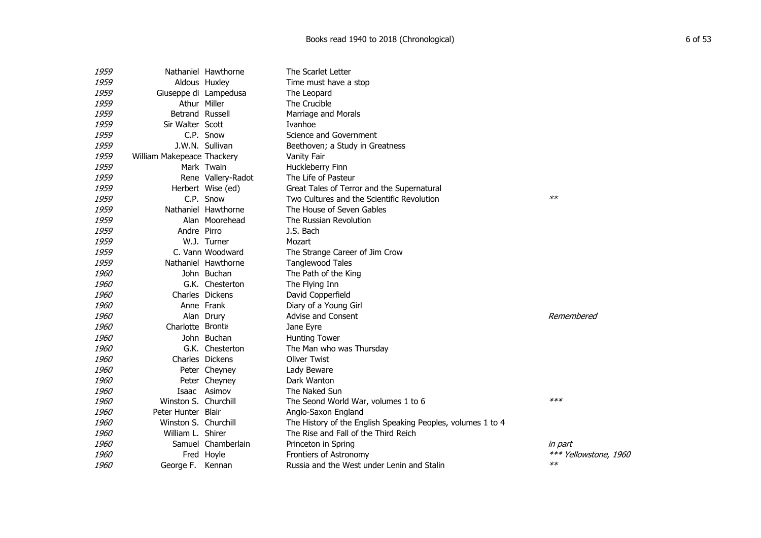| | | | | |
|---|---|---|---|---|
| *1959* | Nathaniel | Hawthorne | The Scarlet Letter | |
| *1959* | Aldous | Huxley | Time must have a stop | |
| *1959* | Giuseppe di | Lampedusa | The Leopard | |
| *1959* | Athur | Miller | The Crucible | |
| *1959* | Betrand | Russell | Marriage and Morals | |
| *1959* | Sir Walter | Scott | Ivanhoe | |
| *1959* | C.P. | Snow | Science and Government | |
| *1959* | J.W.N. | Sullivan | Beethoven; a Study in Greatness | |
| *1959* | William Makepeace | Thackery | Vanity Fair | |
| *1959* | Mark | Twain | Huckleberry Finn | |
| *1959* | Rene | Vallery-Radot | The Life of Pasteur | |
| *1959* | Herbert | Wise (ed) | Great Tales of Terror and the Supernatural | |
| *1959* | C.P. | Snow | Two Cultures and the Scientific Revolution | ** |
| *1959* | Nathaniel | Hawthorne | The House of Seven Gables | |
| *1959* | Alan | Moorehead | The Russian Revolution | |
| *1959* | Andre | Pirro | J.S. Bach | |
| *1959* | W.J. | Turner | Mozart | |
| *1959* | C. Vann | Woodward | The Strange Career of Jim Crow | |
| *1959* | Nathaniel | Hawthorne | Tanglewood Tales | |
| *1960* | John | Buchan | The Path of the King | |
| *1960* | G.K. | Chesterton | The Flying Inn | |
| *1960* | Charles | Dickens | David Copperfield | |
| *1960* | Anne | Frank | Diary of a Young Girl | |
| *1960* | Alan | Drury | Advise and Consent | *Remembered* |
| *1960* | Charlotte | Brontë | Jane Eyre | |
| *1960* | John | Buchan | Hunting Tower | |
| *1960* | G.K. | Chesterton | The Man who was Thursday | |
| *1960* | Charles | Dickens | Oliver Twist | |
| *1960* | Peter | Cheyney | Lady Beware | |
| *1960* | Peter | Cheyney | Dark Wanton | |
| *1960* | Isaac | Asimov | The Naked Sun | |
| *1960* | Winston S. | Churchill | The Seond World War, volumes 1 to 6 | *** |
| *1960* | Peter Hunter | Blair | Anglo-Saxon England | |
| *1960* | Winston S. | Churchill | The History of the English Speaking Peoples, volumes 1 to 4 | |
| *1960* | William L. | Shirer | The Rise and Fall of the Third Reich | |
| *1960* | Samuel | Chamberlain | Princeton in Spring | *in part* |
| *1960* | Fred | Hoyle | Frontiers of Astronomy | *** Yellowstone, 1960* |
| *1960* | George F. | Kennan | Russia and the West under Lenin and Stalin | ** |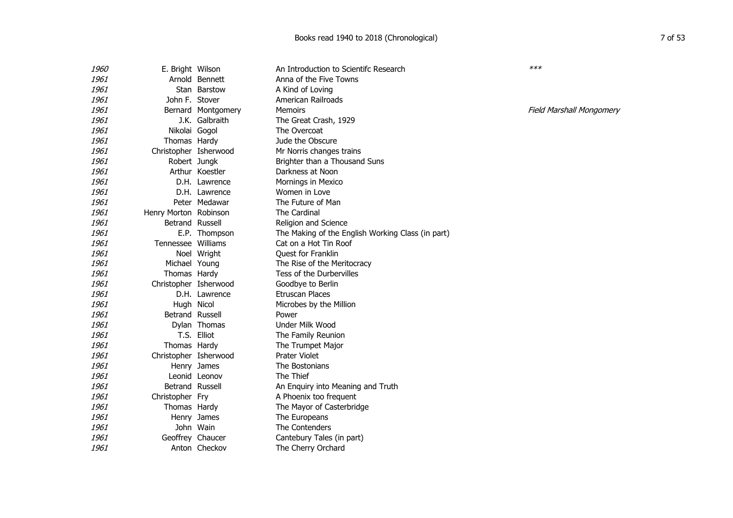| Year | First name | Surname | Title | Notes |
|---|---|---|---|---|
| *1960* | E. Bright | Wilson | An Introduction to Scientifc Research | *** |
| *1961* | Arnold | Bennett | Anna of the Five Towns | |
| *1961* | Stan | Barstow | A Kind of Loving | |
| *1961* | John F. | Stover | American Railroads | |
| *1961* | Bernard | Montgomery | Memoirs | *Field Marshall Mongomery* |
| *1961* | J.K. | Galbraith | The Great Crash, 1929 | |
| *1961* | Nikolai | Gogol | The Overcoat | |
| *1961* | Thomas | Hardy | Jude the Obscure | |
| *1961* | Christopher | Isherwood | Mr Norris changes trains | |
| *1961* | Robert | Jungk | Brighter than a Thousand Suns | |
| *1961* | Arthur | Koestler | Darkness at Noon | |
| *1961* | D.H. | Lawrence | Mornings in Mexico | |
| *1961* | D.H. | Lawrence | Women in Love | |
| *1961* | Peter | Medawar | The Future of Man | |
| *1961* | Henry Morton | Robinson | The Cardinal | |
| *1961* | Betrand | Russell | Religion and Science | |
| *1961* | E.P. | Thompson | The Making of the English Working Class (in part) | |
| *1961* | Tennessee | Williams | Cat on a Hot Tin Roof | |
| *1961* | Noel | Wright | Quest for Franklin | |
| *1961* | Michael | Young | The Rise of the Meritocracy | |
| *1961* | Thomas | Hardy | Tess of the Durbervilles | |
| *1961* | Christopher | Isherwood | Goodbye to Berlin | |
| *1961* | D.H. | Lawrence | Etruscan Places | |
| *1961* | Hugh | Nicol | Microbes by the Million | |
| *1961* | Betrand | Russell | Power | |
| *1961* | Dylan | Thomas | Under Milk Wood | |
| *1961* | T.S. | Elliot | The Family Reunion | |
| *1961* | Thomas | Hardy | The Trumpet Major | |
| *1961* | Christopher | Isherwood | Prater Violet | |
| *1961* | Henry | James | The Bostonians | |
| *1961* | Leonid | Leonov | The Thief | |
| *1961* | Betrand | Russell | An Enquiry into Meaning and Truth | |
| *1961* | Christopher | Fry | A Phoenix too frequent | |
| *1961* | Thomas | Hardy | The Mayor of Casterbridge | |
| *1961* | Henry | James | The Europeans | |
| *1961* | John | Wain | The Contenders | |
| *1961* | Geoffrey | Chaucer | Cantebury Tales (in part) | |
| *1961* | Anton | Checkov | The Cherry Orchard | |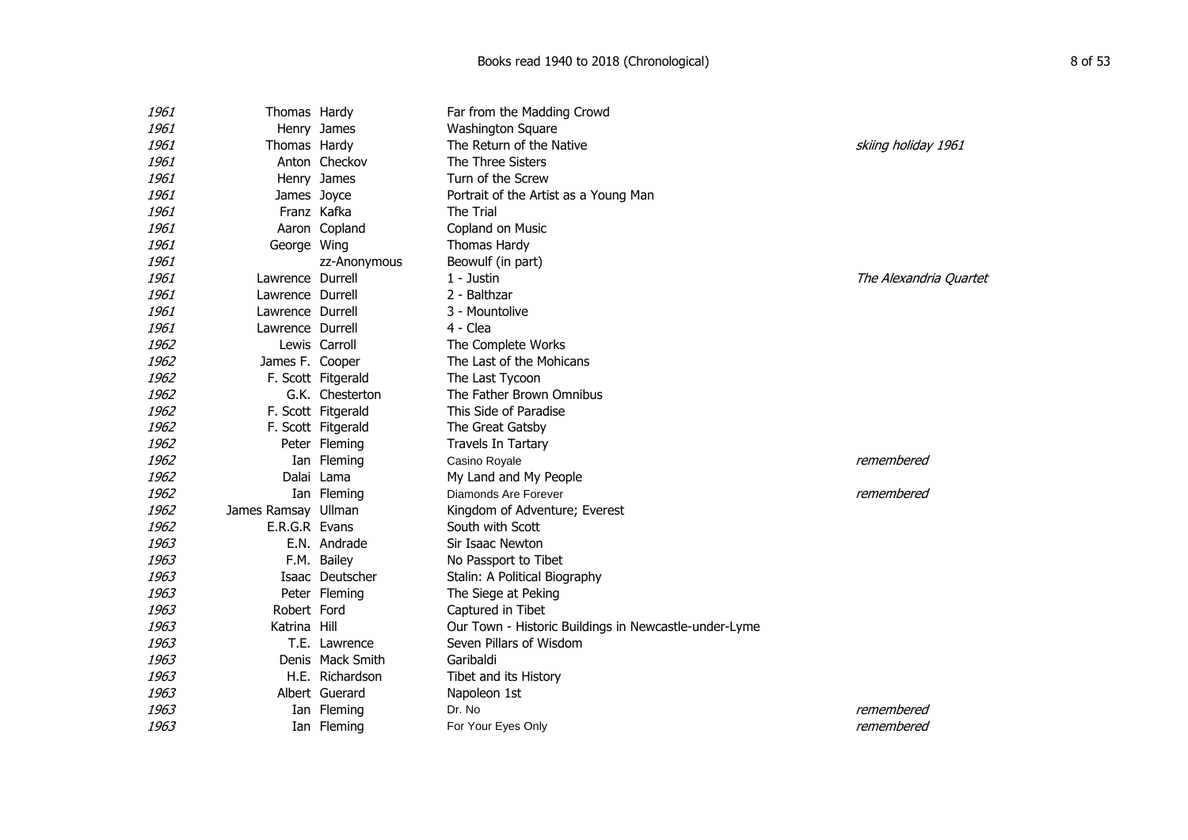| Year | First name | Surname | Title | Notes |
|---|---|---|---|---|
| *1961* | Thomas | Hardy | Far from the Madding Crowd | |
| *1961* | Henry | James | Washington Square | |
| *1961* | Thomas | Hardy | The Return of the Native | *skiing holiday 1961* |
| *1961* | Anton | Checkov | The Three Sisters | |
| *1961* | Henry | James | Turn of the Screw | |
| *1961* | James | Joyce | Portrait of the Artist as a Young Man | |
| *1961* | Franz | Kafka | The Trial | |
| *1961* | Aaron | Copland | Copland on Music | |
| *1961* | George | Wing | Thomas Hardy | |
| *1961* | | zz-Anonymous | Beowulf (in part) | |
| *1961* | Lawrence | Durrell | 1 - Justin | *The Alexandria Quartet* |
| *1961* | Lawrence | Durrell | 2 - Balthzar | |
| *1961* | Lawrence | Durrell | 3 - Mountolive | |
| *1961* | Lawrence | Durrell | 4 - Clea | |
| *1962* | Lewis | Carroll | The Complete Works | |
| *1962* | James F. | Cooper | The Last of the Mohicans | |
| *1962* | F. Scott | Fitgerald | The Last Tycoon | |
| *1962* | G.K. | Chesterton | The Father Brown Omnibus | |
| *1962* | F. Scott | Fitgerald | This Side of Paradise | |
| *1962* | F. Scott | Fitgerald | The Great Gatsby | |
| *1962* | Peter | Fleming | Travels In Tartary | |
| *1962* | Ian | Fleming | Casino Royale | *remembered* |
| *1962* | Dalai | Lama | My Land and My People | |
| *1962* | Ian | Fleming | Diamonds Are Forever | *remembered* |
| *1962* | James Ramsay | Ullman | Kingdom of Adventure; Everest | |
| *1962* | E.R.G.R | Evans | South with Scott | |
| *1963* | E.N. | Andrade | Sir Isaac Newton | |
| *1963* | F.M. | Bailey | No Passport to Tibet | |
| *1963* | Isaac | Deutscher | Stalin: A Political Biography | |
| *1963* | Peter | Fleming | The Siege at Peking | |
| *1963* | Robert | Ford | Captured in Tibet | |
| *1963* | Katrina | Hill | Our Town - Historic Buildings in Newcastle-under-Lyme | |
| *1963* | T.E. | Lawrence | Seven Pillars of Wisdom | |
| *1963* | Denis | Mack Smith | Garibaldi | |
| *1963* | H.E. | Richardson | Tibet and its History | |
| *1963* | Albert | Guerard | Napoleon 1st | |
| *1963* | Ian | Fleming | Dr. No | *remembered* |
| *1963* | Ian | Fleming | For Your Eyes Only | *remembered* |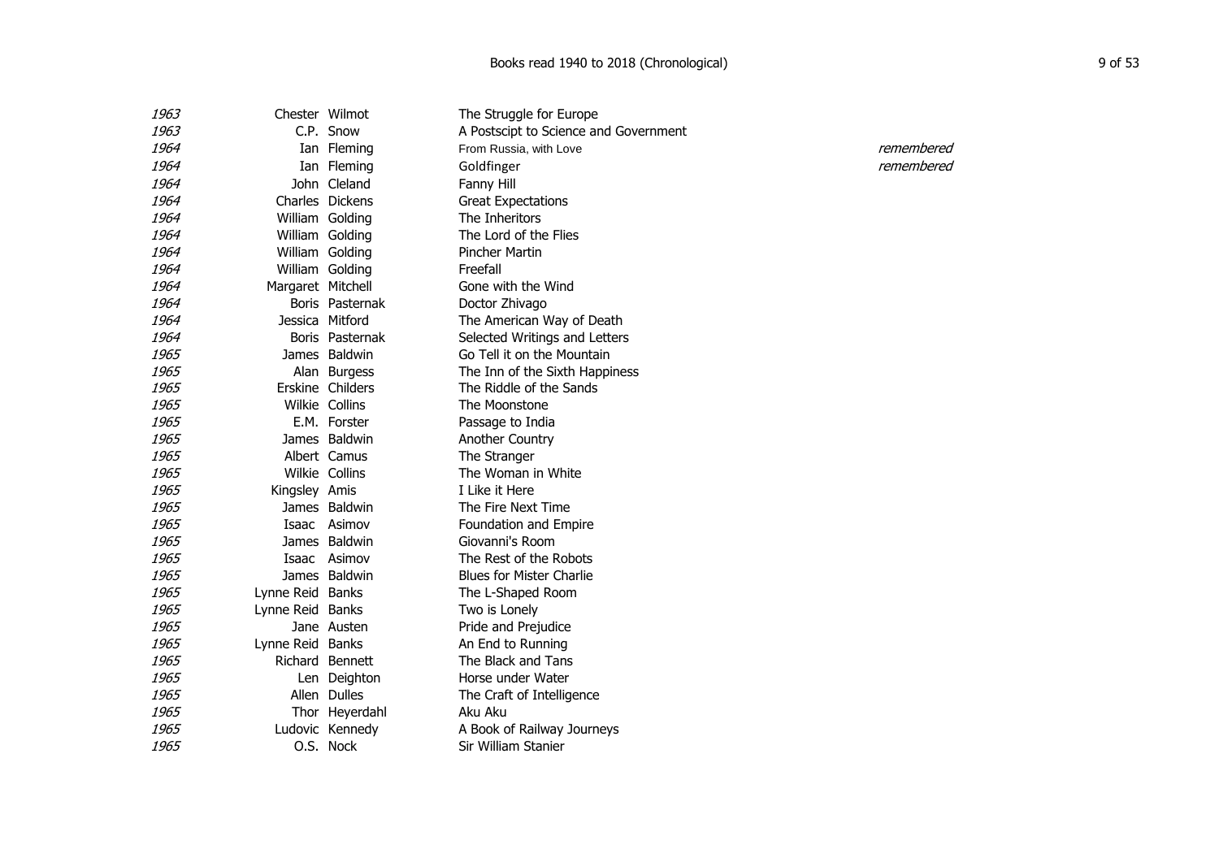| | | | | |
|---|---|---|---|---|
| *1963* | Chester | Wilmot | The Struggle for Europe | |
| *1963* | C.P. | Snow | A Postscipt to Science and Government | |
| *1964* | Ian | Fleming | From Russia, with Love | *remembered* |
| *1964* | Ian | Fleming | Goldfinger | *remembered* |
| *1964* | John | Cleland | Fanny Hill | |
| *1964* | Charles | Dickens | Great Expectations | |
| *1964* | William | Golding | The Inheritors | |
| *1964* | William | Golding | The Lord of the Flies | |
| *1964* | William | Golding | Pincher Martin | |
| *1964* | William | Golding | Freefall | |
| *1964* | Margaret | Mitchell | Gone with the Wind | |
| *1964* | Boris | Pasternak | Doctor Zhivago | |
| *1964* | Jessica | Mitford | The American Way of Death | |
| *1964* | Boris | Pasternak | Selected Writings and Letters | |
| *1965* | James | Baldwin | Go Tell it on the Mountain | |
| *1965* | Alan | Burgess | The Inn of the Sixth Happiness | |
| *1965* | Erskine | Childers | The Riddle of the Sands | |
| *1965* | Wilkie | Collins | The Moonstone | |
| *1965* | E.M. | Forster | Passage to India | |
| *1965* | James | Baldwin | Another Country | |
| *1965* | Albert | Camus | The Stranger | |
| *1965* | Wilkie | Collins | The Woman in White | |
| *1965* | Kingsley | Amis | I Like it Here | |
| *1965* | James | Baldwin | The Fire Next Time | |
| *1965* | Isaac | Asimov | Foundation and Empire | |
| *1965* | James | Baldwin | Giovanni's Room | |
| *1965* | Isaac | Asimov | The Rest of the Robots | |
| *1965* | James | Baldwin | Blues for Mister Charlie | |
| *1965* | Lynne Reid | Banks | The L-Shaped Room | |
| *1965* | Lynne Reid | Banks | Two is Lonely | |
| *1965* | Jane | Austen | Pride and Prejudice | |
| *1965* | Lynne Reid | Banks | An End to Running | |
| *1965* | Richard | Bennett | The Black and Tans | |
| *1965* | Len | Deighton | Horse under Water | |
| *1965* | Allen | Dulles | The Craft of Intelligence | |
| *1965* | Thor | Heyerdahl | Aku Aku | |
| *1965* | Ludovic | Kennedy | A Book of Railway Journeys | |
| *1965* | O.S. | Nock | Sir William Stanier | |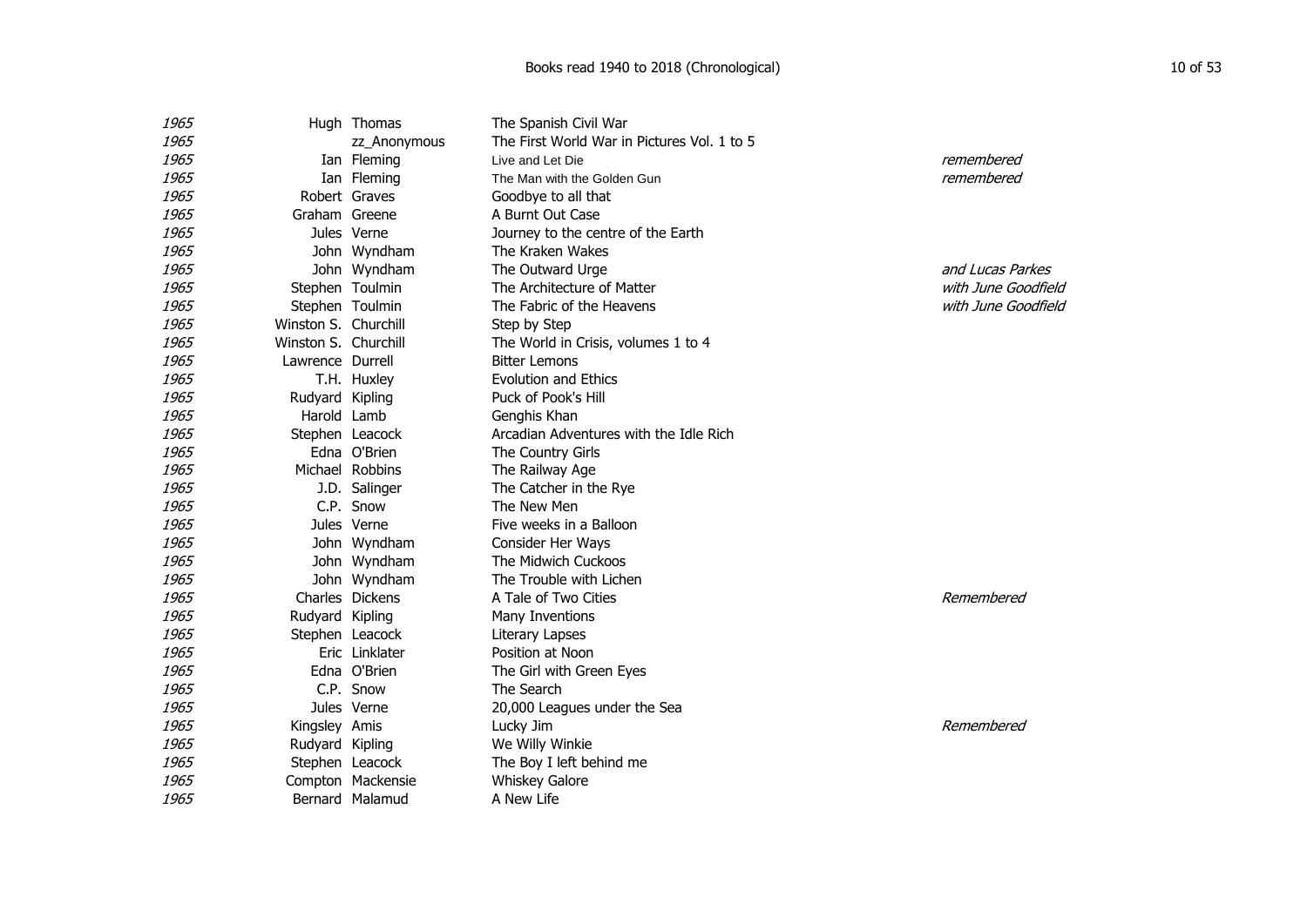| Year | First name | Surname | Title | Notes |
|---|---|---|---|---|
| *1965* | Hugh | Thomas | The Spanish Civil War | |
| *1965* | | zz_Anonymous | The First World War in Pictures Vol. 1 to 5 | |
| *1965* | Ian | Fleming | Live and Let Die | *remembered* |
| *1965* | Ian | Fleming | The Man with the Golden Gun | *remembered* |
| *1965* | Robert | Graves | Goodbye to all that | |
| *1965* | Graham | Greene | A Burnt Out Case | |
| *1965* | Jules | Verne | Journey to the centre of the Earth | |
| *1965* | John | Wyndham | The Kraken Wakes | |
| *1965* | John | Wyndham | The Outward Urge | *and Lucas Parkes* |
| *1965* | Stephen | Toulmin | The Architecture of Matter | *with June Goodfield* |
| *1965* | Stephen | Toulmin | The Fabric of the Heavens | *with June Goodfield* |
| *1965* | Winston S. | Churchill | Step by Step | |
| *1965* | Winston S. | Churchill | The World in Crisis, volumes 1 to 4 | |
| *1965* | Lawrence | Durrell | Bitter Lemons | |
| *1965* | T.H. | Huxley | Evolution and Ethics | |
| *1965* | Rudyard | Kipling | Puck of Pook's Hill | |
| *1965* | Harold | Lamb | Genghis Khan | |
| *1965* | Stephen | Leacock | Arcadian Adventures with the Idle Rich | |
| *1965* | Edna | O'Brien | The Country Girls | |
| *1965* | Michael | Robbins | The Railway Age | |
| *1965* | J.D. | Salinger | The Catcher in the Rye | |
| *1965* | C.P. | Snow | The New Men | |
| *1965* | Jules | Verne | Five weeks in a Balloon | |
| *1965* | John | Wyndham | Consider Her Ways | |
| *1965* | John | Wyndham | The Midwich Cuckoos | |
| *1965* | John | Wyndham | The Trouble with Lichen | |
| *1965* | Charles | Dickens | A Tale of Two Cities | *Remembered* |
| *1965* | Rudyard | Kipling | Many Inventions | |
| *1965* | Stephen | Leacock | Literary Lapses | |
| *1965* | Eric | Linklater | Position at Noon | |
| *1965* | Edna | O'Brien | The Girl with Green Eyes | |
| *1965* | C.P. | Snow | The Search | |
| *1965* | Jules | Verne | 20,000 Leagues under the Sea | |
| *1965* | Kingsley | Amis | Lucky Jim | *Remembered* |
| *1965* | Rudyard | Kipling | We Willy Winkie | |
| *1965* | Stephen | Leacock | The Boy I left behind me | |
| *1965* | Compton | Mackensie | Whiskey Galore | |
| *1965* | Bernard | Malamud | A New Life | |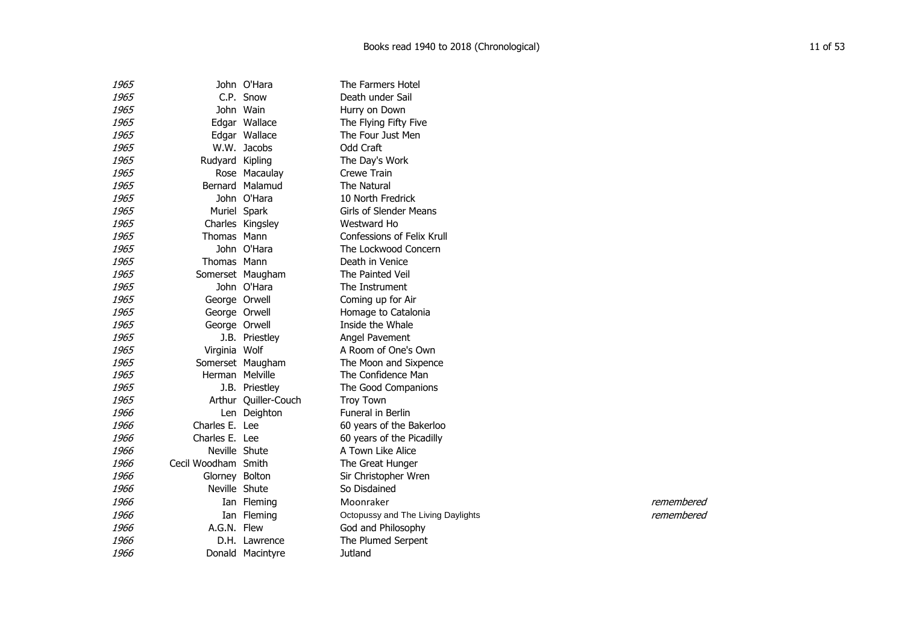| Year | First name | Surname | Title | Note |
| --- | --- | --- | --- | --- |
| *1965* | John | O'Hara | The Farmers Hotel | |
| *1965* | C.P. | Snow | Death under Sail | |
| *1965* | John | Wain | Hurry on Down | |
| *1965* | Edgar | Wallace | The Flying Fifty Five | |
| *1965* | Edgar | Wallace | The Four Just Men | |
| *1965* | W.W. | Jacobs | Odd Craft | |
| *1965* | Rudyard | Kipling | The Day's Work | |
| *1965* | Rose | Macaulay | Crewe Train | |
| *1965* | Bernard | Malamud | The Natural | |
| *1965* | John | O'Hara | 10 North Fredrick | |
| *1965* | Muriel | Spark | Girls of Slender Means | |
| *1965* | Charles | Kingsley | Westward Ho | |
| *1965* | Thomas | Mann | Confessions of Felix Krull | |
| *1965* | John | O'Hara | The Lockwood Concern | |
| *1965* | Thomas | Mann | Death in Venice | |
| *1965* | Somerset | Maugham | The Painted Veil | |
| *1965* | John | O'Hara | The Instrument | |
| *1965* | George | Orwell | Coming up for Air | |
| *1965* | George | Orwell | Homage to Catalonia | |
| *1965* | George | Orwell | Inside the Whale | |
| *1965* | J.B. | Priestley | Angel Pavement | |
| *1965* | Virginia | Wolf | A Room of One's Own | |
| *1965* | Somerset | Maugham | The Moon and Sixpence | |
| *1965* | Herman | Melville | The Confidence Man | |
| *1965* | J.B. | Priestley | The Good Companions | |
| *1965* | Arthur | Quiller-Couch | Troy Town | |
| *1966* | Len | Deighton | Funeral in Berlin | |
| *1966* | Charles E. | Lee | 60 years of the Bakerloo | |
| *1966* | Charles E. | Lee | 60 years of the Picadilly | |
| *1966* | Neville | Shute | A Town Like Alice | |
| *1966* | Cecil Woodham | Smith | The Great Hunger | |
| *1966* | Glorney | Bolton | Sir Christopher Wren | |
| *1966* | Neville | Shute | So Disdained | |
| *1966* | Ian | Fleming | Moonraker | *remembered* |
| *1966* | Ian | Fleming | Octopussy and The Living Daylights | *remembered* |
| *1966* | A.G.N. | Flew | God and Philosophy | |
| *1966* | D.H. | Lawrence | The Plumed Serpent | |
| *1966* | Donald | Macintyre | Jutland | |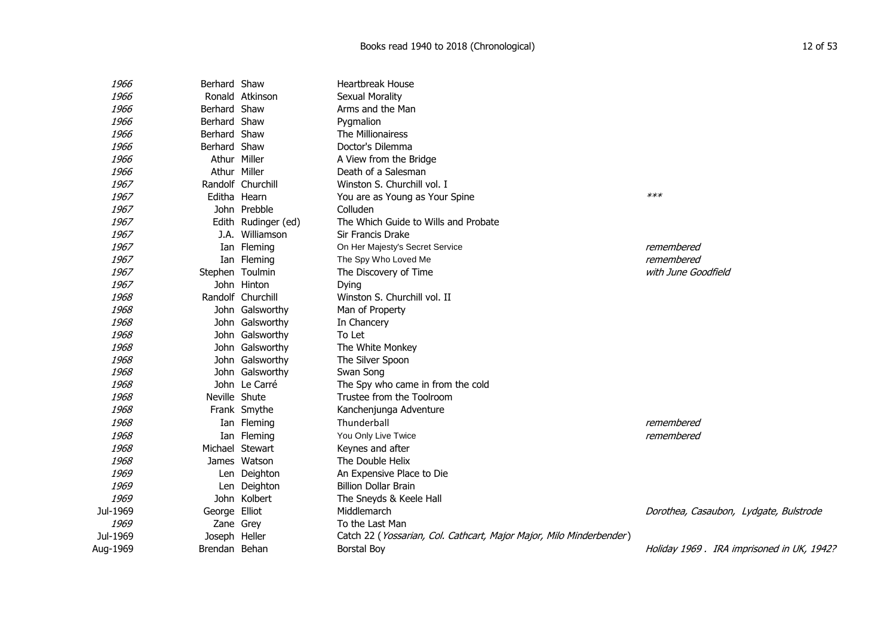| | | | | |
|---|---|---|---|---|
| *1966* | Berhard | Shaw | Heartbreak House | |
| *1966* | Ronald | Atkinson | Sexual Morality | |
| *1966* | Berhard | Shaw | Arms and the Man | |
| *1966* | Berhard | Shaw | Pygmalion | |
| *1966* | Berhard | Shaw | The Millionairess | |
| *1966* | Berhard | Shaw | Doctor's Dilemma | |
| *1966* | Athur | Miller | A View from the Bridge | |
| *1966* | Athur | Miller | Death of a Salesman | |
| *1967* | Randolf | Churchill | Winston S. Churchill vol. I | |
| *1967* | Editha | Hearn | You are as Young as Your Spine | *\*\*\** |
| *1967* | John | Prebble | Colluden | |
| *1967* | Edith | Rudinger (ed) | The Which Guide to Wills and Probate | |
| *1967* | J.A. | Williamson | Sir Francis Drake | |
| *1967* | Ian | Fleming | On Her Majesty's Secret Service | *remembered* |
| *1967* | Ian | Fleming | The Spy Who Loved Me | *remembered* |
| *1967* | Stephen | Toulmin | The Discovery of Time | *with June Goodfield* |
| *1967* | John | Hinton | Dying | |
| *1968* | Randolf | Churchill | Winston S. Churchill vol. II | |
| *1968* | John | Galsworthy | Man of Property | |
| *1968* | John | Galsworthy | In Chancery | |
| *1968* | John | Galsworthy | To Let | |
| *1968* | John | Galsworthy | The White Monkey | |
| *1968* | John | Galsworthy | The Silver Spoon | |
| *1968* | John | Galsworthy | Swan Song | |
| *1968* | John | Le Carré | The Spy who came in from the cold | |
| *1968* | Neville | Shute | Trustee from the Toolroom | |
| *1968* | Frank | Smythe | Kanchenjunga Adventure | |
| *1968* | Ian | Fleming | Thunderball | *remembered* |
| *1968* | Ian | Fleming | You Only Live Twice | *remembered* |
| *1968* | Michael | Stewart | Keynes and after | |
| *1968* | James | Watson | The Double Helix | |
| *1969* | Len | Deighton | An Expensive Place to Die | |
| *1969* | Len | Deighton | Billion Dollar Brain | |
| *1969* | John | Kolbert | The Sneyds & Keele Hall | |
| Jul-1969 | George | Elliot | Middlemarch | *Dorothea, Casaubon, Lydgate, Bulstrode* |
| *1969* | Zane | Grey | To the Last Man | |
| Jul-1969 | Joseph | Heller | Catch 22 (*Yossarian, Col. Cathcart, Major Major, Milo Minderbender*) | |
| Aug-1969 | Brendan | Behan | Borstal Boy | *Holiday 1969 . IRA imprisoned in UK, 1942?* |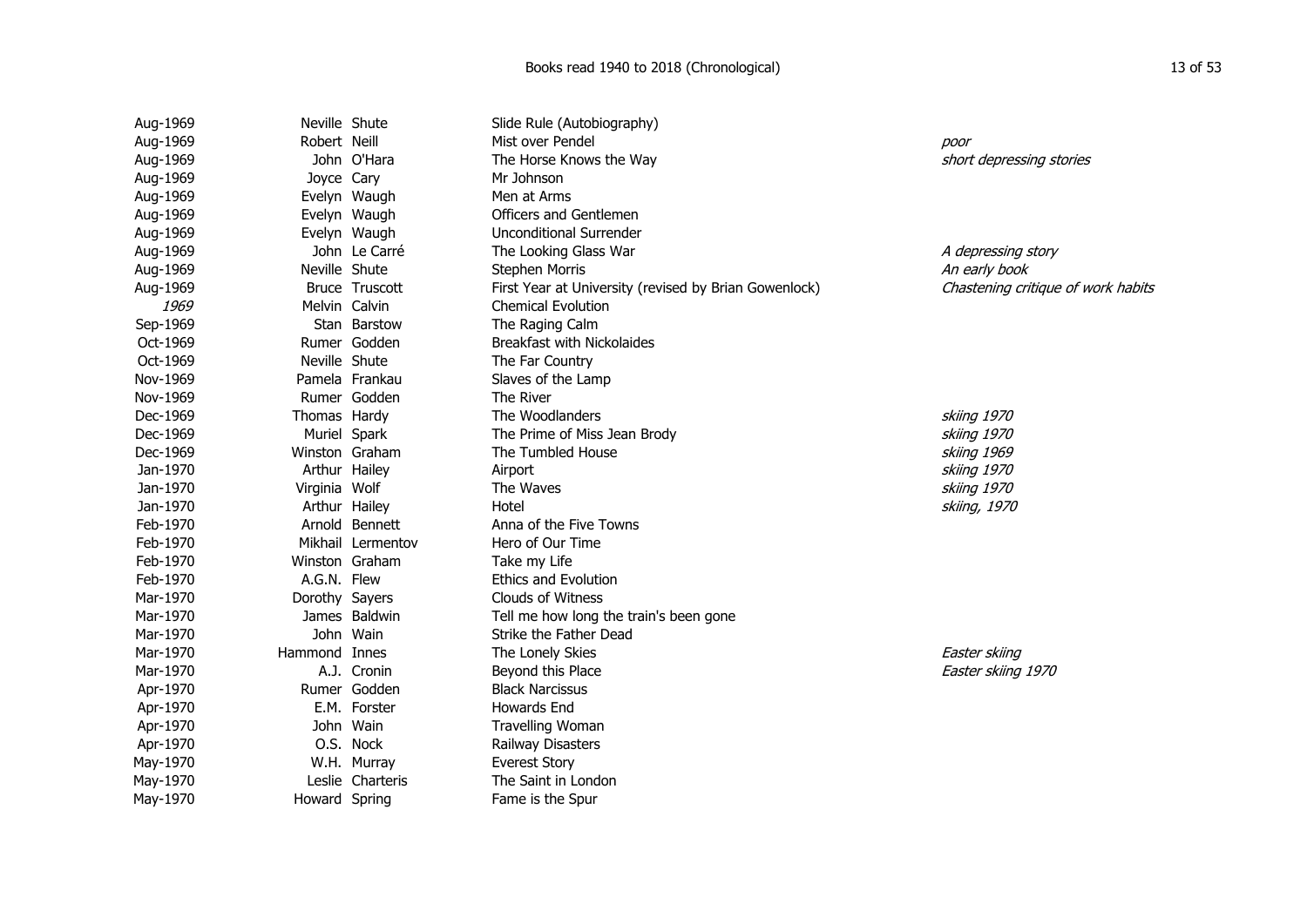| Date | First name | Surname | Title | Notes |
|---|---|---|---|---|
| Aug-1969 | Neville | Shute | Slide Rule (Autobiography) | |
| Aug-1969 | Robert | Neill | Mist over Pendel | *poor* |
| Aug-1969 | John | O'Hara | The Horse Knows the Way | *short depressing stories* |
| Aug-1969 | Joyce | Cary | Mr Johnson | |
| Aug-1969 | Evelyn | Waugh | Men at Arms | |
| Aug-1969 | Evelyn | Waugh | Officers and Gentlemen | |
| Aug-1969 | Evelyn | Waugh | Unconditional Surrender | |
| Aug-1969 | John | Le Carré | The Looking Glass War | *A depressing story* |
| Aug-1969 | Neville | Shute | Stephen Morris | *An early book* |
| Aug-1969 | Bruce | Truscott | First Year at University (revised by Brian Gowenlock) | *Chastening critique of work habits* |
| *1969* | Melvin | Calvin | Chemical Evolution | |
| Sep-1969 | Stan | Barstow | The Raging Calm | |
| Oct-1969 | Rumer | Godden | Breakfast with Nickolaides | |
| Oct-1969 | Neville | Shute | The Far Country | |
| Nov-1969 | Pamela | Frankau | Slaves of the Lamp | |
| Nov-1969 | Rumer | Godden | The River | |
| Dec-1969 | Thomas | Hardy | The Woodlanders | *skiing 1970* |
| Dec-1969 | Muriel | Spark | The Prime of Miss Jean Brody | *skiing 1970* |
| Dec-1969 | Winston | Graham | The Tumbled House | *skiing 1969* |
| Jan-1970 | Arthur | Hailey | Airport | *skiing 1970* |
| Jan-1970 | Virginia | Wolf | The Waves | *skiing 1970* |
| Jan-1970 | Arthur | Hailey | Hotel | *skiing, 1970* |
| Feb-1970 | Arnold | Bennett | Anna of the Five Towns | |
| Feb-1970 | Mikhail | Lermentov | Hero of Our Time | |
| Feb-1970 | Winston | Graham | Take my Life | |
| Feb-1970 | A.G.N. | Flew | Ethics and Evolution | |
| Mar-1970 | Dorothy | Sayers | Clouds of Witness | |
| Mar-1970 | James | Baldwin | Tell me how long the train's been gone | |
| Mar-1970 | John | Wain | Strike the Father Dead | |
| Mar-1970 | Hammond | Innes | The Lonely Skies | *Easter skiing* |
| Mar-1970 | A.J. | Cronin | Beyond this Place | *Easter skiing 1970* |
| Apr-1970 | Rumer | Godden | Black Narcissus | |
| Apr-1970 | E.M. | Forster | Howards End | |
| Apr-1970 | John | Wain | Travelling Woman | |
| Apr-1970 | O.S. | Nock | Railway Disasters | |
| May-1970 | W.H. | Murray | Everest Story | |
| May-1970 | Leslie | Charteris | The Saint in London | |
| May-1970 | Howard | Spring | Fame is the Spur | |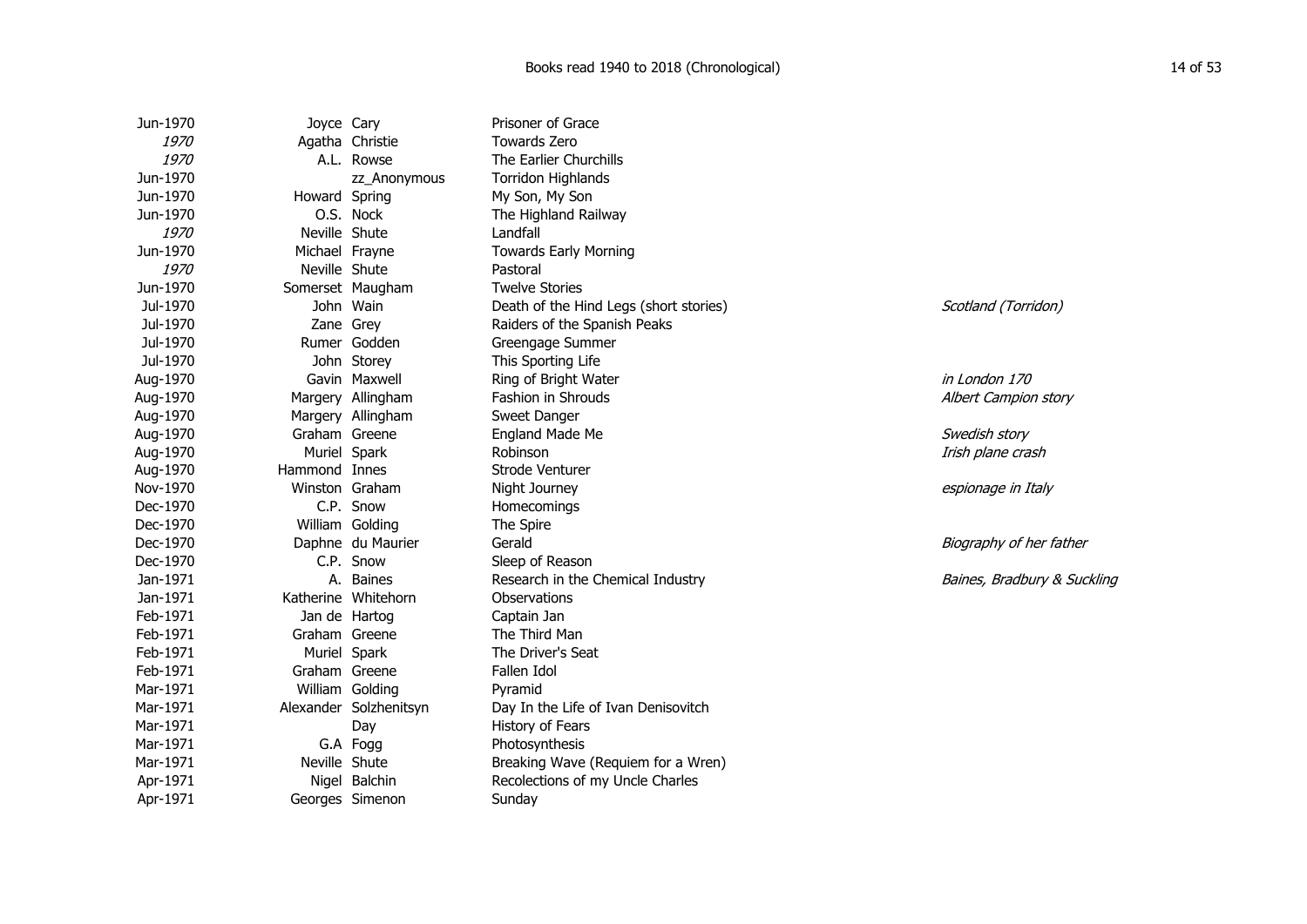| | | | | |
|---|---|---|---|---|
| Jun-1970 | Joyce | Cary | Prisoner of Grace | |
| *1970* | Agatha | Christie | Towards Zero | |
| *1970* | A.L. | Rowse | The Earlier Churchills | |
| Jun-1970 | | zz_Anonymous | Torridon Highlands | |
| Jun-1970 | Howard | Spring | My Son, My Son | |
| Jun-1970 | O.S. | Nock | The Highland Railway | |
| *1970* | Neville | Shute | Landfall | |
| Jun-1970 | Michael | Frayne | Towards Early Morning | |
| *1970* | Neville | Shute | Pastoral | |
| Jun-1970 | Somerset | Maugham | Twelve Stories | |
| Jul-1970 | John | Wain | Death of the Hind Legs (short stories) | *Scotland (Torridon)* |
| Jul-1970 | Zane | Grey | Raiders of the Spanish Peaks | |
| Jul-1970 | Rumer | Godden | Greengage Summer | |
| Jul-1970 | John | Storey | This Sporting Life | |
| Aug-1970 | Gavin | Maxwell | Ring of Bright Water | *in London 170* |
| Aug-1970 | Margery | Allingham | Fashion in Shrouds | *Albert Campion story* |
| Aug-1970 | Margery | Allingham | Sweet Danger | |
| Aug-1970 | Graham | Greene | England Made Me | *Swedish story* |
| Aug-1970 | Muriel | Spark | Robinson | *Irish plane crash* |
| Aug-1970 | Hammond | Innes | Strode Venturer | |
| Nov-1970 | Winston | Graham | Night Journey | *espionage in Italy* |
| Dec-1970 | C.P. | Snow | Homecomings | |
| Dec-1970 | William | Golding | The Spire | |
| Dec-1970 | Daphne | du Maurier | Gerald | *Biography of her father* |
| Dec-1970 | C.P. | Snow | Sleep of Reason | |
| Jan-1971 | A. | Baines | Research in the Chemical Industry | *Baines, Bradbury & Suckling* |
| Jan-1971 | Katherine | Whitehorn | Observations | |
| Feb-1971 | Jan de | Hartog | Captain Jan | |
| Feb-1971 | Graham | Greene | The Third Man | |
| Feb-1971 | Muriel | Spark | The Driver's Seat | |
| Feb-1971 | Graham | Greene | Fallen Idol | |
| Mar-1971 | William | Golding | Pyramid | |
| Mar-1971 | Alexander | Solzhenitsyn | Day In the Life of Ivan Denisovitch | |
| Mar-1971 | | Day | History of Fears | |
| Mar-1971 | G.A | Fogg | Photosynthesis | |
| Mar-1971 | Neville | Shute | Breaking Wave (Requiem for a Wren) | |
| Apr-1971 | Nigel | Balchin | Recolections of my Uncle Charles | |
| Apr-1971 | Georges | Simenon | Sunday | |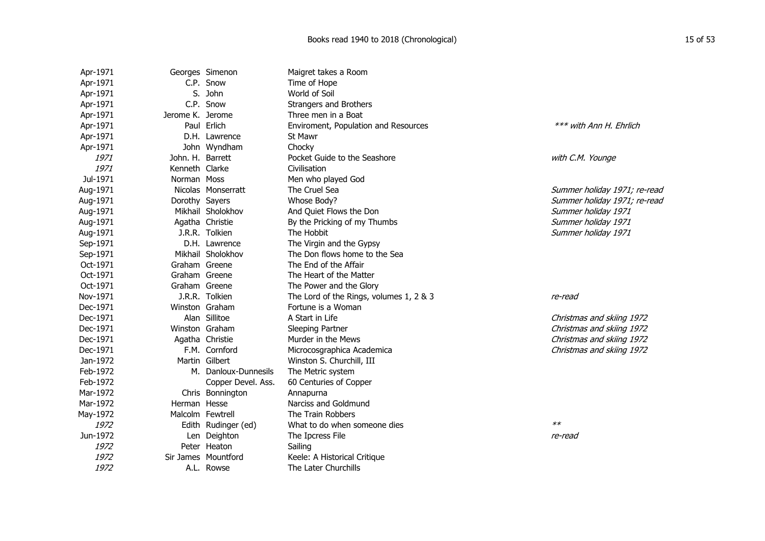| Date | First name | Surname | Title | Notes |
|---|---|---|---|---|
| Apr-1971 | Georges | Simenon | Maigret takes a Room | |
| Apr-1971 | C.P. | Snow | Time of Hope | |
| Apr-1971 | S. | John | World of Soil | |
| Apr-1971 | C.P. | Snow | Strangers and Brothers | |
| Apr-1971 | Jerome K. | Jerome | Three men in a Boat | |
| Apr-1971 | Paul | Erlich | Enviroment, Population and Resources | *** with Ann H. Ehrlich* |
| Apr-1971 | D.H. | Lawrence | St Mawr | |
| Apr-1971 | John | Wyndham | Chocky | |
| *1971* | John. H. | Barrett | Pocket Guide to the Seashore | *with C.M. Younge* |
| *1971* | Kenneth | Clarke | Civilisation | |
| Jul-1971 | Norman | Moss | Men who played God | |
| Aug-1971 | Nicolas | Monserratt | The Cruel Sea | *Summer holiday 1971; re-read* |
| Aug-1971 | Dorothy | Sayers | Whose Body? | *Summer holiday 1971; re-read* |
| Aug-1971 | Mikhail | Sholokhov | And Quiet Flows the Don | *Summer holiday 1971* |
| Aug-1971 | Agatha | Christie | By the Pricking of my Thumbs | *Summer holiday 1971* |
| Aug-1971 | J.R.R. | Tolkien | The Hobbit | *Summer holiday 1971* |
| Sep-1971 | D.H. | Lawrence | The Virgin and the Gypsy | |
| Sep-1971 | Mikhail | Sholokhov | The Don flows home to the Sea | |
| Oct-1971 | Graham | Greene | The End of the Affair | |
| Oct-1971 | Graham | Greene | The Heart of the Matter | |
| Oct-1971 | Graham | Greene | The Power and the Glory | |
| Nov-1971 | J.R.R. | Tolkien | The Lord of the Rings, volumes 1, 2 & 3 | *re-read* |
| Dec-1971 | Winston | Graham | Fortune is a Woman | |
| Dec-1971 | Alan | Sillitoe | A Start in Life | *Christmas and skiing 1972* |
| Dec-1971 | Winston | Graham | Sleeping Partner | *Christmas and skiing 1972* |
| Dec-1971 | Agatha | Christie | Murder in the Mews | *Christmas and skiing 1972* |
| Dec-1971 | F.M. | Cornford | Microcosgraphica Academica | *Christmas and skiing 1972* |
| Jan-1972 | Martin | Gilbert | Winston S. Churchill, III | |
| Feb-1972 | M. | Danloux-Dunnesils | The Metric system | |
| Feb-1972 | | Copper Devel. Ass. | 60 Centuries of Copper | |
| Mar-1972 | Chris | Bonnington | Annapurna | |
| Mar-1972 | Herman | Hesse | Narciss and Goldmund | |
| May-1972 | Malcolm | Fewtrell | The Train Robbers | |
| *1972* | Edith | Rudinger (ed) | What to do when someone dies | *** |
| Jun-1972 | Len | Deighton | The Ipcress File | *re-read* |
| *1972* | Peter | Heaton | Sailing | |
| *1972* | Sir James | Mountford | Keele: A Historical Critique | |
| *1972* | A.L. | Rowse | The Later Churchills | |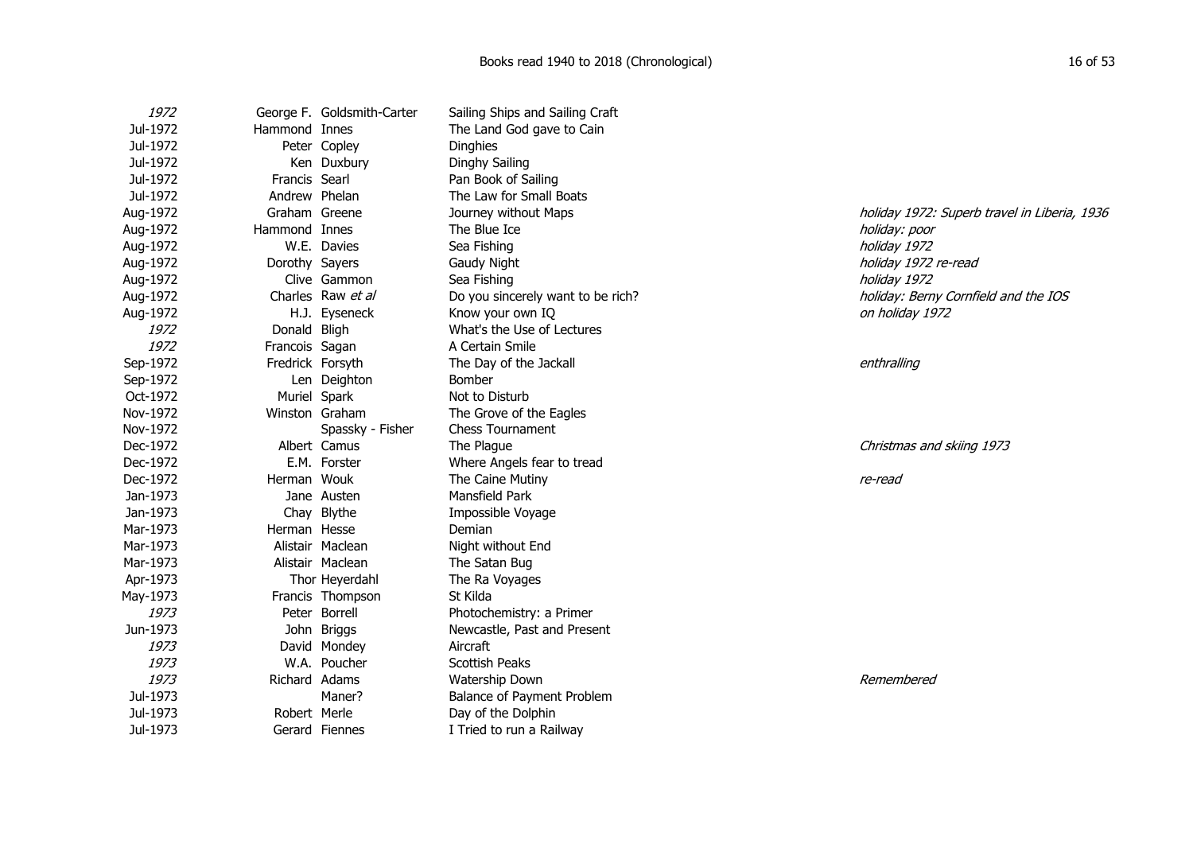| Date | First name | Surname | Title | Notes |
|---|---|---|---|---|
| *1972* | George F. | Goldsmith-Carter | Sailing Ships and Sailing Craft | |
| Jul-1972 | Hammond | Innes | The Land God gave to Cain | |
| Jul-1972 | Peter | Copley | Dinghies | |
| Jul-1972 | Ken | Duxbury | Dinghy Sailing | |
| Jul-1972 | Francis | Searl | Pan Book of Sailing | |
| Jul-1972 | Andrew | Phelan | The Law for Small Boats | |
| Aug-1972 | Graham | Greene | Journey without Maps | *holiday 1972: Superb travel in Liberia, 1936* |
| Aug-1972 | Hammond | Innes | The Blue Ice | *holiday: poor* |
| Aug-1972 | W.E. | Davies | Sea Fishing | *holiday 1972* |
| Aug-1972 | Dorothy | Sayers | Gaudy Night | *holiday 1972 re-read* |
| Aug-1972 | Clive | Gammon | Sea Fishing | *holiday 1972* |
| Aug-1972 | Charles | Raw *et al* | Do you sincerely want to be rich? | *holiday: Berny Cornfield and the IOS* |
| Aug-1972 | H.J. | Eyseneck | Know your own IQ | *on holiday 1972* |
| *1972* | Donald | Bligh | What's the Use of Lectures | |
| *1972* | Francois | Sagan | A Certain Smile | |
| Sep-1972 | Fredrick | Forsyth | The Day of the Jackall | *enthralling* |
| Sep-1972 | Len | Deighton | Bomber | |
| Oct-1972 | Muriel | Spark | Not to Disturb | |
| Nov-1972 | Winston | Graham | The Grove of the Eagles | |
| Nov-1972 | | Spassky - Fisher | Chess Tournament | |
| Dec-1972 | Albert | Camus | The Plague | *Christmas and skiing 1973* |
| Dec-1972 | E.M. | Forster | Where Angels fear to tread | |
| Dec-1972 | Herman | Wouk | The Caine Mutiny | *re-read* |
| Jan-1973 | Jane | Austen | Mansfield Park | |
| Jan-1973 | Chay | Blythe | Impossible Voyage | |
| Mar-1973 | Herman | Hesse | Demian | |
| Mar-1973 | Alistair | Maclean | Night without End | |
| Mar-1973 | Alistair | Maclean | The Satan Bug | |
| Apr-1973 | Thor | Heyerdahl | The Ra Voyages | |
| May-1973 | Francis | Thompson | St Kilda | |
| *1973* | Peter | Borrell | Photochemistry: a Primer | |
| Jun-1973 | John | Briggs | Newcastle, Past and Present | |
| *1973* | David | Mondey | Aircraft | |
| *1973* | W.A. | Poucher | Scottish Peaks | |
| *1973* | Richard | Adams | Watership Down | *Remembered* |
| Jul-1973 | | Maner? | Balance of Payment Problem | |
| Jul-1973 | Robert | Merle | Day of the Dolphin | |
| Jul-1973 | Gerard | Fiennes | I Tried to run a Railway | |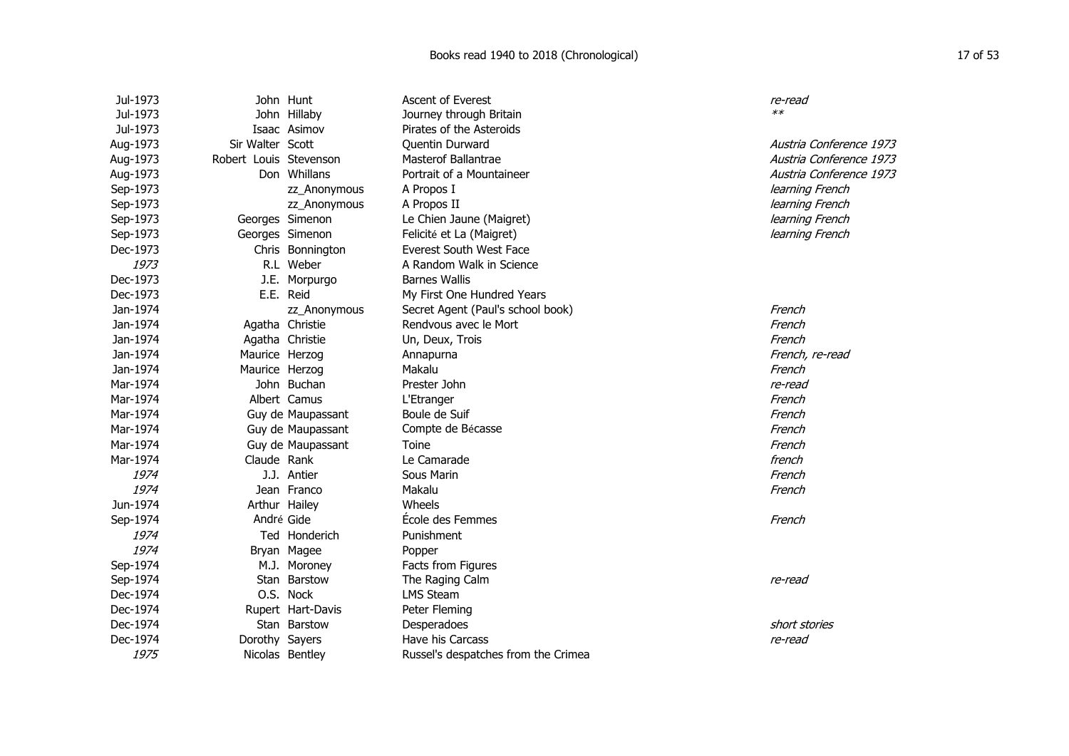| Date | First name | Surname | Title | Notes |
|---|---|---|---|---|
| Jul-1973 | John | Hunt | Ascent of Everest | *re-read* |
| Jul-1973 | John | Hillaby | Journey through Britain | ** |
| Jul-1973 | Isaac | Asimov | Pirates of the Asteroids | |
| Aug-1973 | Sir Walter | Scott | Quentin Durward | *Austria Conference 1973* |
| Aug-1973 | Robert Louis | Stevenson | Masterof Ballantrae | *Austria Conference 1973* |
| Aug-1973 | Don | Whillans | Portrait of a Mountaineer | *Austria Conference 1973* |
| Sep-1973 | | zz_Anonymous | A Propos I | *learning French* |
| Sep-1973 | | zz_Anonymous | A Propos II | *learning French* |
| Sep-1973 | Georges | Simenon | Le Chien Jaune (Maigret) | *learning French* |
| Sep-1973 | Georges | Simenon | Felicité et La (Maigret) | *learning French* |
| Dec-1973 | Chris | Bonnington | Everest South West Face | |
| *1973* | R.L | Weber | A Random Walk in Science | |
| Dec-1973 | J.E. | Morpurgo | Barnes Wallis | |
| Dec-1973 | E.E. | Reid | My First One Hundred Years | |
| Jan-1974 | | zz_Anonymous | Secret Agent (Paul's school book) | *French* |
| Jan-1974 | Agatha | Christie | Rendvous avec le Mort | *French* |
| Jan-1974 | Agatha | Christie | Un, Deux, Trois | *French* |
| Jan-1974 | Maurice | Herzog | Annapurna | *French, re-read* |
| Jan-1974 | Maurice | Herzog | Makalu | *French* |
| Mar-1974 | John | Buchan | Prester John | *re-read* |
| Mar-1974 | Albert | Camus | L'Etranger | *French* |
| Mar-1974 | Guy de | Maupassant | Boule de Suif | *French* |
| Mar-1974 | Guy de | Maupassant | Compte de Bécasse | *French* |
| Mar-1974 | Guy de | Maupassant | Toine | *French* |
| Mar-1974 | Claude | Rank | Le Camarade | *french* |
| *1974* | J.J. | Antier | Sous Marin | *French* |
| *1974* | Jean | Franco | Makalu | *French* |
| Jun-1974 | Arthur | Hailey | Wheels | |
| Sep-1974 | André | Gide | École des Femmes | *French* |
| *1974* | Ted | Honderich | Punishment | |
| *1974* | Bryan | Magee | Popper | |
| Sep-1974 | M.J. | Moroney | Facts from Figures | |
| Sep-1974 | Stan | Barstow | The Raging Calm | *re-read* |
| Dec-1974 | O.S. | Nock | LMS Steam | |
| Dec-1974 | Rupert | Hart-Davis | Peter Fleming | |
| Dec-1974 | Stan | Barstow | Desperadoes | *short stories* |
| Dec-1974 | Dorothy | Sayers | Have his Carcass | *re-read* |
| *1975* | Nicolas | Bentley | Russel's despatches from the Crimea | |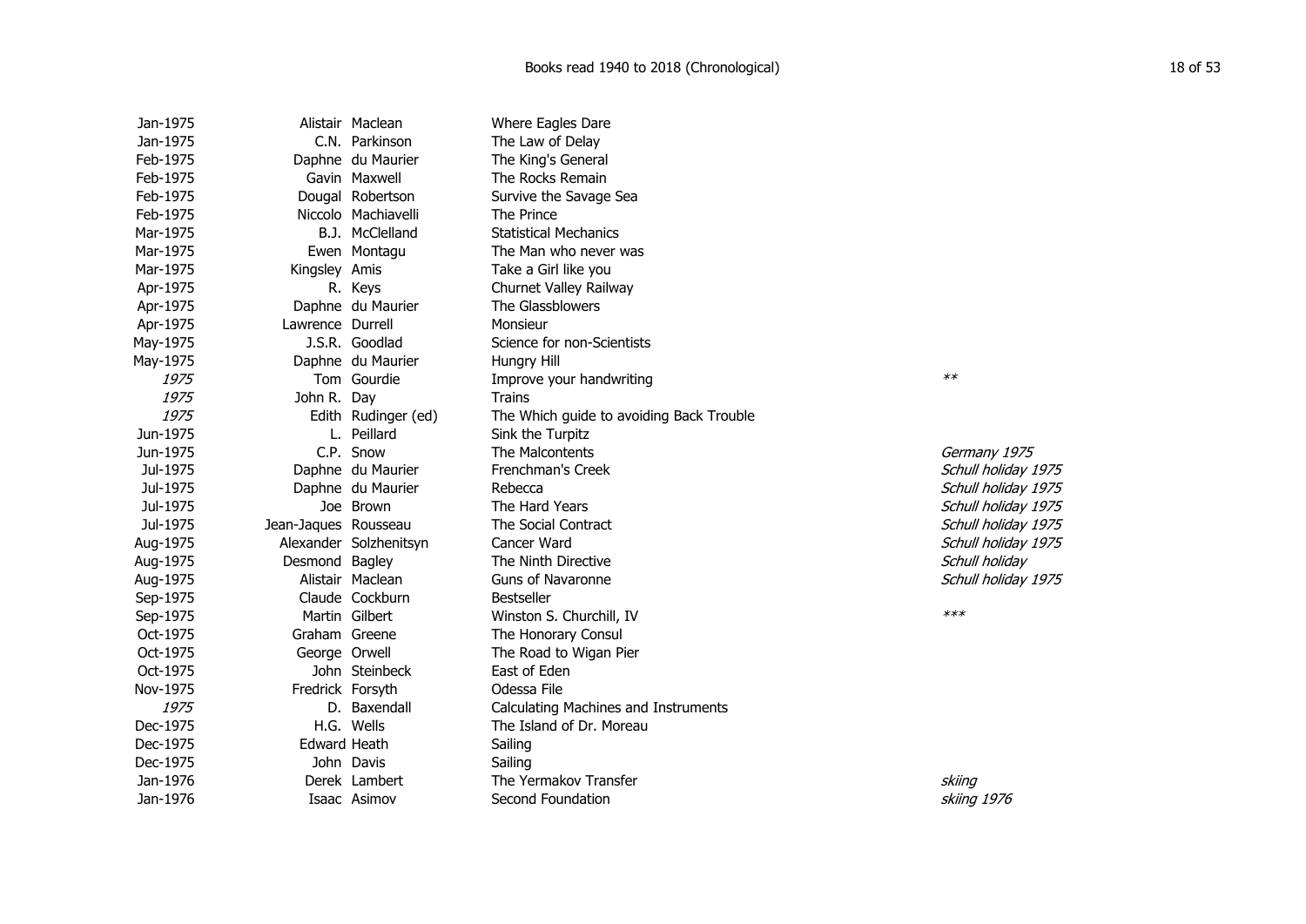| | | | | |
|---|---|---|---|---|
| Jan-1975 | Alistair | Maclean | Where Eagles Dare | |
| Jan-1975 | C.N. | Parkinson | The Law of Delay | |
| Feb-1975 | Daphne | du Maurier | The King's General | |
| Feb-1975 | Gavin | Maxwell | The Rocks Remain | |
| Feb-1975 | Dougal | Robertson | Survive the Savage Sea | |
| Feb-1975 | Niccolo | Machiavelli | The Prince | |
| Mar-1975 | B.J. | McClelland | Statistical Mechanics | |
| Mar-1975 | Ewen | Montagu | The Man who never was | |
| Mar-1975 | Kingsley | Amis | Take a Girl like you | |
| Apr-1975 | R. | Keys | Churnet Valley Railway | |
| Apr-1975 | Daphne | du Maurier | The Glassblowers | |
| Apr-1975 | Lawrence | Durrell | Monsieur | |
| May-1975 | J.S.R. | Goodlad | Science for non-Scientists | |
| May-1975 | Daphne | du Maurier | Hungry Hill | |
| *1975* | Tom | Gourdie | Improve your handwriting | ** |
| *1975* | John R. | Day | Trains | |
| *1975* | Edith | Rudinger (ed) | The Which guide to avoiding Back Trouble | |
| Jun-1975 | L. | Peillard | Sink the Turpitz | |
| Jun-1975 | C.P. | Snow | The Malcontents | *Germany 1975* |
| Jul-1975 | Daphne | du Maurier | Frenchman's Creek | *Schull holiday 1975* |
| Jul-1975 | Daphne | du Maurier | Rebecca | *Schull holiday 1975* |
| Jul-1975 | Joe | Brown | The Hard Years | *Schull holiday 1975* |
| Jul-1975 | Jean-Jaques | Rousseau | The Social Contract | *Schull holiday 1975* |
| Aug-1975 | Alexander | Solzhenitsyn | Cancer Ward | *Schull holiday 1975* |
| Aug-1975 | Desmond | Bagley | The Ninth Directive | *Schull holiday* |
| Aug-1975 | Alistair | Maclean | Guns of Navaronne | *Schull holiday 1975* |
| Sep-1975 | Claude | Cockburn | Bestseller | |
| Sep-1975 | Martin | Gilbert | Winston S. Churchill, IV | *** |
| Oct-1975 | Graham | Greene | The Honorary Consul | |
| Oct-1975 | George | Orwell | The Road to Wigan Pier | |
| Oct-1975 | John | Steinbeck | East of Eden | |
| Nov-1975 | Fredrick | Forsyth | Odessa File | |
| *1975* | D. | Baxendall | Calculating Machines and Instruments | |
| Dec-1975 | H.G. | Wells | The Island of Dr. Moreau | |
| Dec-1975 | Edward | Heath | Sailing | |
| Dec-1975 | John | Davis | Sailing | |
| Jan-1976 | Derek | Lambert | The Yermakov Transfer | *skiing* |
| Jan-1976 | Isaac | Asimov | Second Foundation | *skiing 1976* |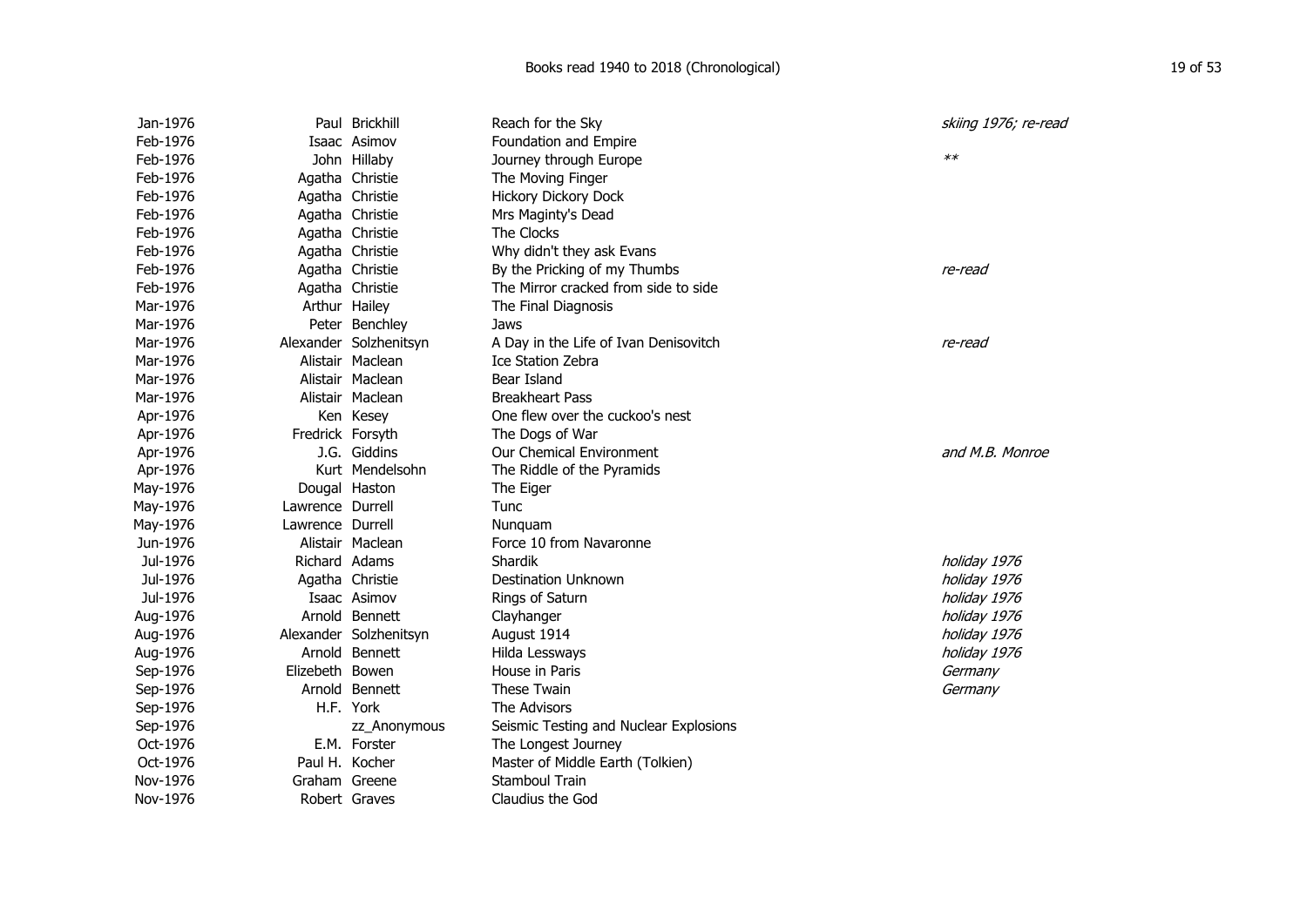| Date | First Name | Last Name | Title | Notes |
|---|---|---|---|---|
| Jan-1976 | Paul | Brickhill | Reach for the Sky | *skiing 1976; re-read* |
| Feb-1976 | Isaac | Asimov | Foundation and Empire | |
| Feb-1976 | John | Hillaby | Journey through Europe | ** |
| Feb-1976 | Agatha | Christie | The Moving Finger | |
| Feb-1976 | Agatha | Christie | Hickory Dickory Dock | |
| Feb-1976 | Agatha | Christie | Mrs Maginty's Dead | |
| Feb-1976 | Agatha | Christie | The Clocks | |
| Feb-1976 | Agatha | Christie | Why didn't they ask Evans | |
| Feb-1976 | Agatha | Christie | By the Pricking of my Thumbs | *re-read* |
| Feb-1976 | Agatha | Christie | The Mirror cracked from side to side | |
| Mar-1976 | Arthur | Hailey | The Final Diagnosis | |
| Mar-1976 | Peter | Benchley | Jaws | |
| Mar-1976 | Alexander | Solzhenitsyn | A Day in the Life of Ivan Denisovitch | *re-read* |
| Mar-1976 | Alistair | Maclean | Ice Station Zebra | |
| Mar-1976 | Alistair | Maclean | Bear Island | |
| Mar-1976 | Alistair | Maclean | Breakheart Pass | |
| Apr-1976 | Ken | Kesey | One flew over the cuckoo's nest | |
| Apr-1976 | Fredrick | Forsyth | The Dogs of War | |
| Apr-1976 | J.G. | Giddins | Our Chemical Environment | *and M.B. Monroe* |
| Apr-1976 | Kurt | Mendelsohn | The Riddle of the Pyramids | |
| May-1976 | Dougal | Haston | The Eiger | |
| May-1976 | Lawrence | Durrell | Tunc | |
| May-1976 | Lawrence | Durrell | Nunquam | |
| Jun-1976 | Alistair | Maclean | Force 10 from Navaronne | |
| Jul-1976 | Richard | Adams | Shardik | *holiday 1976* |
| Jul-1976 | Agatha | Christie | Destination Unknown | *holiday 1976* |
| Jul-1976 | Isaac | Asimov | Rings of Saturn | *holiday 1976* |
| Aug-1976 | Arnold | Bennett | Clayhanger | *holiday 1976* |
| Aug-1976 | Alexander | Solzhenitsyn | August 1914 | *holiday 1976* |
| Aug-1976 | Arnold | Bennett | Hilda Lessways | *holiday 1976* |
| Sep-1976 | Elizebeth | Bowen | House in Paris | *Germany* |
| Sep-1976 | Arnold | Bennett | These Twain | *Germany* |
| Sep-1976 | H.F. | York | The Advisors | |
| Sep-1976 | | zz_Anonymous | Seismic Testing and Nuclear Explosions | |
| Oct-1976 | E.M. | Forster | The Longest Journey | |
| Oct-1976 | Paul H. | Kocher | Master of Middle Earth (Tolkien) | |
| Nov-1976 | Graham | Greene | Stamboul Train | |
| Nov-1976 | Robert | Graves | Claudius the God | |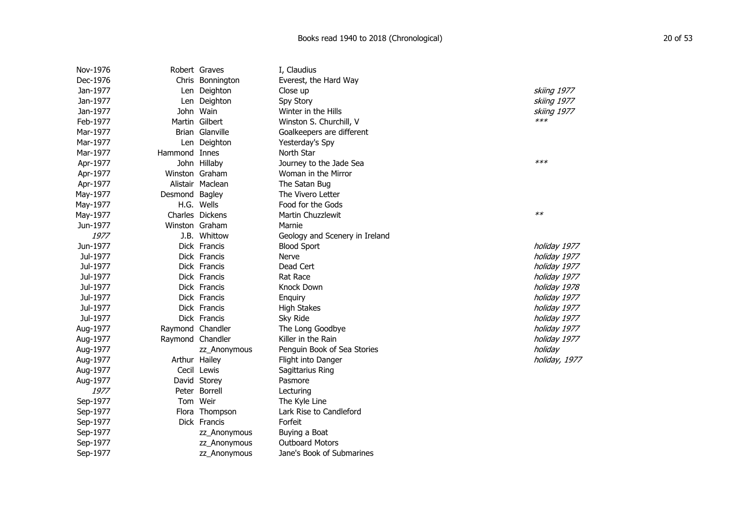| Date | First name | Surname | Title | Notes |
|---|---|---|---|---|
| Nov-1976 | Robert | Graves | I, Claudius | |
| Dec-1976 | Chris | Bonnington | Everest, the Hard Way | |
| Jan-1977 | Len | Deighton | Close up | *skiing 1977* |
| Jan-1977 | Len | Deighton | Spy Story | *skiing 1977* |
| Jan-1977 | John | Wain | Winter in the Hills | *skiing 1977* |
| Feb-1977 | Martin | Gilbert | Winston S. Churchill, V | *\*\*\** |
| Mar-1977 | Brian | Glanville | Goalkeepers are different | |
| Mar-1977 | Len | Deighton | Yesterday's Spy | |
| Mar-1977 | Hammond | Innes | North Star | |
| Apr-1977 | John | Hillaby | Journey to the Jade Sea | *\*\*\** |
| Apr-1977 | Winston | Graham | Woman in the Mirror | |
| Apr-1977 | Alistair | Maclean | The Satan Bug | |
| May-1977 | Desmond | Bagley | The Vivero Letter | |
| May-1977 | H.G. | Wells | Food for the Gods | |
| May-1977 | Charles | Dickens | Martin Chuzzlewit | *\*\** |
| Jun-1977 | Winston | Graham | Marnie | |
| *1977* | J.B. | Whittow | Geology and Scenery in Ireland | |
| Jun-1977 | Dick | Francis | Blood Sport | *holiday 1977* |
| Jul-1977 | Dick | Francis | Nerve | *holiday 1977* |
| Jul-1977 | Dick | Francis | Dead Cert | *holiday 1977* |
| Jul-1977 | Dick | Francis | Rat Race | *holiday 1977* |
| Jul-1977 | Dick | Francis | Knock Down | *holiday 1978* |
| Jul-1977 | Dick | Francis | Enquiry | *holiday 1977* |
| Jul-1977 | Dick | Francis | High Stakes | *holiday 1977* |
| Jul-1977 | Dick | Francis | Sky Ride | *holiday 1977* |
| Aug-1977 | Raymond | Chandler | The Long Goodbye | *holiday 1977* |
| Aug-1977 | Raymond | Chandler | Killer in the Rain | *holiday 1977* |
| Aug-1977 | | zz_Anonymous | Penguin Book of Sea Stories | *holiday* |
| Aug-1977 | Arthur | Hailey | Flight into Danger | *holiday, 1977* |
| Aug-1977 | Cecil | Lewis | Sagittarius Ring | |
| Aug-1977 | David | Storey | Pasmore | |
| *1977* | Peter | Borrell | Lecturing | |
| Sep-1977 | Tom | Weir | The Kyle Line | |
| Sep-1977 | Flora | Thompson | Lark Rise to Candleford | |
| Sep-1977 | Dick | Francis | Forfeit | |
| Sep-1977 | | zz_Anonymous | Buying a Boat | |
| Sep-1977 | | zz_Anonymous | Outboard Motors | |
| Sep-1977 | | zz_Anonymous | Jane's Book of Submarines | |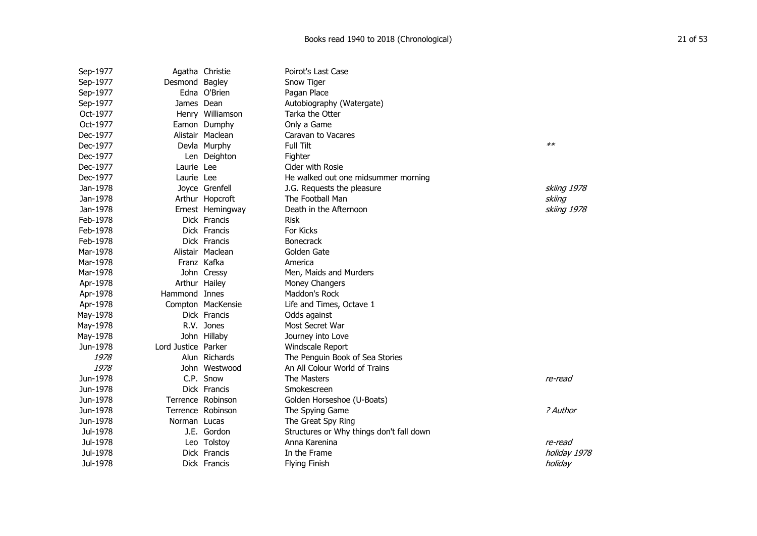# Books read 1940 to 2018 (Chronological)

| Date | First name | Surname | Title | Note |
|---|---|---|---|---|
| Sep-1977 | Agatha | Christie | Poirot's Last Case | |
| Sep-1977 | Desmond | Bagley | Snow Tiger | |
| Sep-1977 | Edna | O'Brien | Pagan Place | |
| Sep-1977 | James | Dean | Autobiography (Watergate) | |
| Oct-1977 | Henry | Williamson | Tarka the Otter | |
| Oct-1977 | Eamon | Dumphy | Only a Game | |
| Dec-1977 | Alistair | Maclean | Caravan to Vacares | |
| Dec-1977 | Devla | Murphy | Full Tilt | ** |
| Dec-1977 | Len | Deighton | Fighter | |
| Dec-1977 | Laurie | Lee | Cider with Rosie | |
| Dec-1977 | Laurie | Lee | He walked out one midsummer morning | |
| Jan-1978 | Joyce | Grenfell | J.G. Requests the pleasure | *skiing 1978* |
| Jan-1978 | Arthur | Hopcroft | The Football Man | *skiing* |
| Jan-1978 | Ernest | Hemingway | Death in the Afternoon | *skiing 1978* |
| Feb-1978 | Dick | Francis | Risk | |
| Feb-1978 | Dick | Francis | For Kicks | |
| Feb-1978 | Dick | Francis | Bonecrack | |
| Mar-1978 | Alistair | Maclean | Golden Gate | |
| Mar-1978 | Franz | Kafka | America | |
| Mar-1978 | John | Cressy | Men, Maids and Murders | |
| Apr-1978 | Arthur | Hailey | Money Changers | |
| Apr-1978 | Hammond | Innes | Maddon's Rock | |
| Apr-1978 | Compton | MacKensie | Life and Times, Octave 1 | |
| May-1978 | Dick | Francis | Odds against | |
| May-1978 | R.V. | Jones | Most Secret War | |
| May-1978 | John | Hillaby | Journey into Love | |
| Jun-1978 | Lord Justice | Parker | Windscale Report | |
| *1978* | Alun | Richards | The Penguin Book of Sea Stories | |
| *1978* | John | Westwood | An All Colour World of Trains | |
| Jun-1978 | C.P. | Snow | The Masters | *re-read* |
| Jun-1978 | Dick | Francis | Smokescreen | |
| Jun-1978 | Terrence | Robinson | Golden Horseshoe (U-Boats) | |
| Jun-1978 | Terrence | Robinson | The Spying Game | *? Author* |
| Jun-1978 | Norman | Lucas | The Great Spy Ring | |
| Jul-1978 | J.E. | Gordon | Structures or Why things don't fall down | |
| Jul-1978 | Leo | Tolstoy | Anna Karenina | *re-read* |
| Jul-1978 | Dick | Francis | In the Frame | *holiday 1978* |
| Jul-1978 | Dick | Francis | Flying Finish | *holiday* |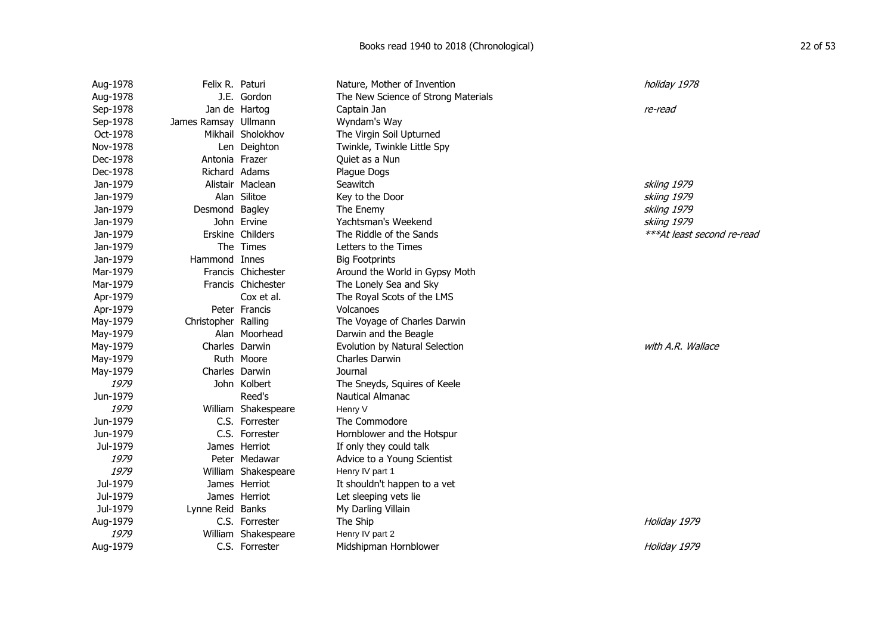| Date | First name | Surname | Title | Notes |
|---|---|---|---|---|
| Aug-1978 | Felix R. | Paturi | Nature, Mother of Invention | *holiday 1978* |
| Aug-1978 | J.E. | Gordon | The New Science of Strong Materials | |
| Sep-1978 | Jan de | Hartog | Captain Jan | *re-read* |
| Sep-1978 | James Ramsay | Ullmann | Wyndam's Way | |
| Oct-1978 | Mikhail | Sholokhov | The Virgin Soil Upturned | |
| Nov-1978 | Len | Deighton | Twinkle, Twinkle Little Spy | |
| Dec-1978 | Antonia | Frazer | Quiet as a Nun | |
| Dec-1978 | Richard | Adams | Plague Dogs | |
| Jan-1979 | Alistair | Maclean | Seawitch | *skiing 1979* |
| Jan-1979 | Alan | Silitoe | Key to the Door | *skiing 1979* |
| Jan-1979 | Desmond | Bagley | The Enemy | *skiing 1979* |
| Jan-1979 | John | Ervine | Yachtsman's Weekend | *skiing 1979* |
| Jan-1979 | Erskine | Childers | The Riddle of the Sands | *\*\*\*At least second re-read* |
| Jan-1979 | The | Times | Letters to the Times | |
| Jan-1979 | Hammond | Innes | Big Footprints | |
| Mar-1979 | Francis | Chichester | Around the World in Gypsy Moth | |
| Mar-1979 | Francis | Chichester | The Lonely Sea and Sky | |
| Apr-1979 | | Cox et al. | The Royal Scots of the LMS | |
| Apr-1979 | Peter | Francis | Volcanoes | |
| May-1979 | Christopher | Ralling | The Voyage of Charles Darwin | |
| May-1979 | Alan | Moorhead | Darwin and the Beagle | |
| May-1979 | Charles | Darwin | Evolution by Natural Selection | *with A.R. Wallace* |
| May-1979 | Ruth | Moore | Charles Darwin | |
| May-1979 | Charles | Darwin | Journal | |
| *1979* | John | Kolbert | The Sneyds, Squires of Keele | |
| Jun-1979 | | Reed's | Nautical Almanac | |
| *1979* | William | Shakespeare | Henry V | |
| Jun-1979 | C.S. | Forrester | The Commodore | |
| Jun-1979 | C.S. | Forrester | Hornblower and the Hotspur | |
| Jul-1979 | James | Herriot | If only they could talk | |
| *1979* | Peter | Medawar | Advice to a Young Scientist | |
| *1979* | William | Shakespeare | Henry IV part 1 | |
| Jul-1979 | James | Herriot | It shouldn't happen to a vet | |
| Jul-1979 | James | Herriot | Let sleeping vets lie | |
| Jul-1979 | Lynne Reid | Banks | My Darling Villain | |
| Aug-1979 | C.S. | Forrester | The Ship | *Holiday 1979* |
| *1979* | William | Shakespeare | Henry IV part 2 | |
| Aug-1979 | C.S. | Forrester | Midshipman Hornblower | *Holiday 1979* |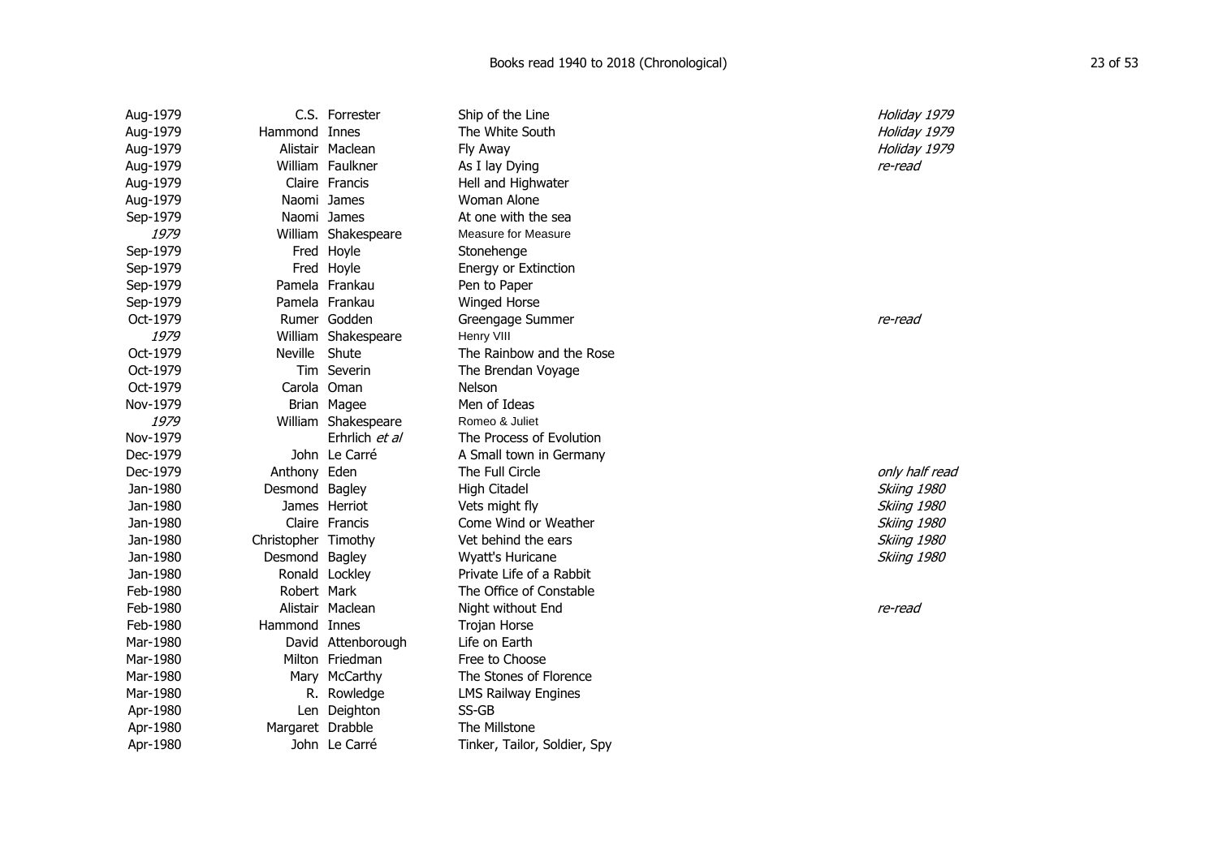| Date | First name | Surname | Title | Notes |
|---|---|---|---|---|
| Aug-1979 | C.S. | Forrester | Ship of the Line | *Holiday 1979* |
| Aug-1979 | Hammond | Innes | The White South | *Holiday 1979* |
| Aug-1979 | Alistair | Maclean | Fly Away | *Holiday 1979* |
| Aug-1979 | William | Faulkner | As I lay Dying | *re-read* |
| Aug-1979 | Claire | Francis | Hell and Highwater | |
| Aug-1979 | Naomi | James | Woman Alone | |
| Sep-1979 | Naomi | James | At one with the sea | |
| *1979* | William | Shakespeare | Measure for Measure | |
| Sep-1979 | Fred | Hoyle | Stonehenge | |
| Sep-1979 | Fred | Hoyle | Energy or Extinction | |
| Sep-1979 | Pamela | Frankau | Pen to Paper | |
| Sep-1979 | Pamela | Frankau | Winged Horse | |
| Oct-1979 | Rumer | Godden | Greengage Summer | *re-read* |
| *1979* | William | Shakespeare | Henry VIII | |
| Oct-1979 | Neville | Shute | The Rainbow and the Rose | |
| Oct-1979 | Tim | Severin | The Brendan Voyage | |
| Oct-1979 | Carola | Oman | Nelson | |
| Nov-1979 | Brian | Magee | Men of Ideas | |
| *1979* | William | Shakespeare | Romeo & Juliet | |
| Nov-1979 | | Erhrlich *et al* | The Process of Evolution | |
| Dec-1979 | John | Le Carré | A Small town in Germany | |
| Dec-1979 | Anthony | Eden | The Full Circle | *only half read* |
| Jan-1980 | Desmond | Bagley | High Citadel | *Skiing 1980* |
| Jan-1980 | James | Herriot | Vets might fly | *Skiing 1980* |
| Jan-1980 | Claire | Francis | Come Wind or Weather | *Skiing 1980* |
| Jan-1980 | Christopher | Timothy | Vet behind the ears | *Skiing 1980* |
| Jan-1980 | Desmond | Bagley | Wyatt's Huricane | *Skiing 1980* |
| Jan-1980 | Ronald | Lockley | Private Life of a Rabbit | |
| Feb-1980 | Robert | Mark | The Office of Constable | |
| Feb-1980 | Alistair | Maclean | Night without End | *re-read* |
| Feb-1980 | Hammond | Innes | Trojan Horse | |
| Mar-1980 | David | Attenborough | Life on Earth | |
| Mar-1980 | Milton | Friedman | Free to Choose | |
| Mar-1980 | Mary | McCarthy | The Stones of Florence | |
| Mar-1980 | R. | Rowledge | LMS Railway Engines | |
| Apr-1980 | Len | Deighton | SS-GB | |
| Apr-1980 | Margaret | Drabble | The Millstone | |
| Apr-1980 | John | Le Carré | Tinker, Tailor, Soldier, Spy | |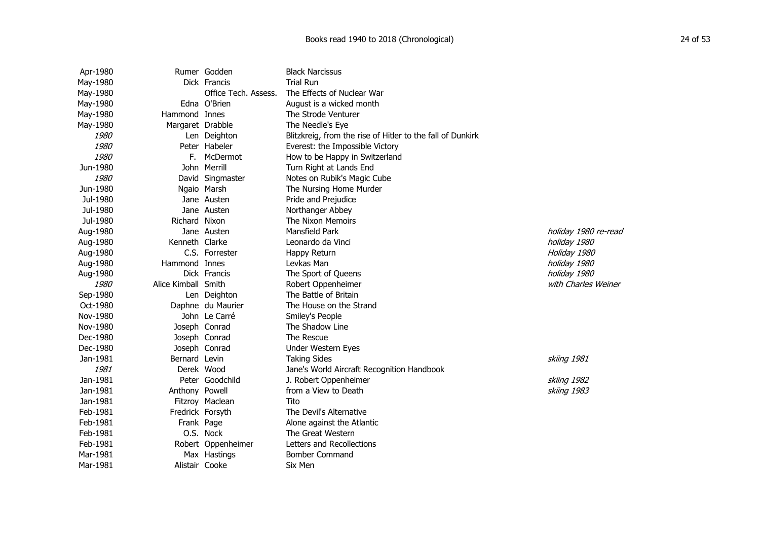| Date | First name | Surname | Title | Notes |
|---|---|---|---|---|
| Apr-1980 | Rumer | Godden | Black Narcissus | |
| May-1980 | Dick | Francis | Trial Run | |
| May-1980 | | Office Tech. Assess. | The Effects of Nuclear War | |
| May-1980 | Edna | O'Brien | August is a wicked month | |
| May-1980 | Hammond | Innes | The Strode Venturer | |
| May-1980 | Margaret | Drabble | The Needle's Eye | |
| *1980* | Len | Deighton | Blitzkreig, from the rise of Hitler to the fall of Dunkirk | |
| *1980* | Peter | Habeler | Everest: the Impossible Victory | |
| *1980* | F. | McDermot | How to be Happy in Switzerland | |
| Jun-1980 | John | Merrill | Turn Right at Lands End | |
| *1980* | David | Singmaster | Notes on Rubik's Magic Cube | |
| Jun-1980 | Ngaio | Marsh | The Nursing Home Murder | |
| Jul-1980 | Jane | Austen | Pride and Prejudice | |
| Jul-1980 | Jane | Austen | Northanger Abbey | |
| Jul-1980 | Richard | Nixon | The Nixon Memoirs | |
| Aug-1980 | Jane | Austen | Mansfield Park | *holiday 1980 re-read* |
| Aug-1980 | Kenneth | Clarke | Leonardo da Vinci | *holiday 1980* |
| Aug-1980 | C.S. | Forrester | Happy Return | *Holiday 1980* |
| Aug-1980 | Hammond | Innes | Levkas Man | *holiday 1980* |
| Aug-1980 | Dick | Francis | The Sport of Queens | *holiday 1980* |
| *1980* | Alice Kimball | Smith | Robert Oppenheimer | *with Charles Weiner* |
| Sep-1980 | Len | Deighton | The Battle of Britain | |
| Oct-1980 | Daphne | du Maurier | The House on the Strand | |
| Nov-1980 | John | Le Carré | Smiley's People | |
| Nov-1980 | Joseph | Conrad | The Shadow Line | |
| Dec-1980 | Joseph | Conrad | The Rescue | |
| Dec-1980 | Joseph | Conrad | Under Western Eyes | |
| Jan-1981 | Bernard | Levin | Taking Sides | *skiing 1981* |
| *1981* | Derek | Wood | Jane's World Aircraft Recognition Handbook | |
| Jan-1981 | Peter | Goodchild | J. Robert Oppenheimer | *skiing 1982* |
| Jan-1981 | Anthony | Powell | from a View to Death | *skiing 1983* |
| Jan-1981 | Fitzroy | Maclean | Tito | |
| Feb-1981 | Fredrick | Forsyth | The Devil's Alternative | |
| Feb-1981 | Frank | Page | Alone against the Atlantic | |
| Feb-1981 | O.S. | Nock | The Great Western | |
| Feb-1981 | Robert | Oppenheimer | Letters and Recollections | |
| Mar-1981 | Max | Hastings | Bomber Command | |
| Mar-1981 | Alistair | Cooke | Six Men | |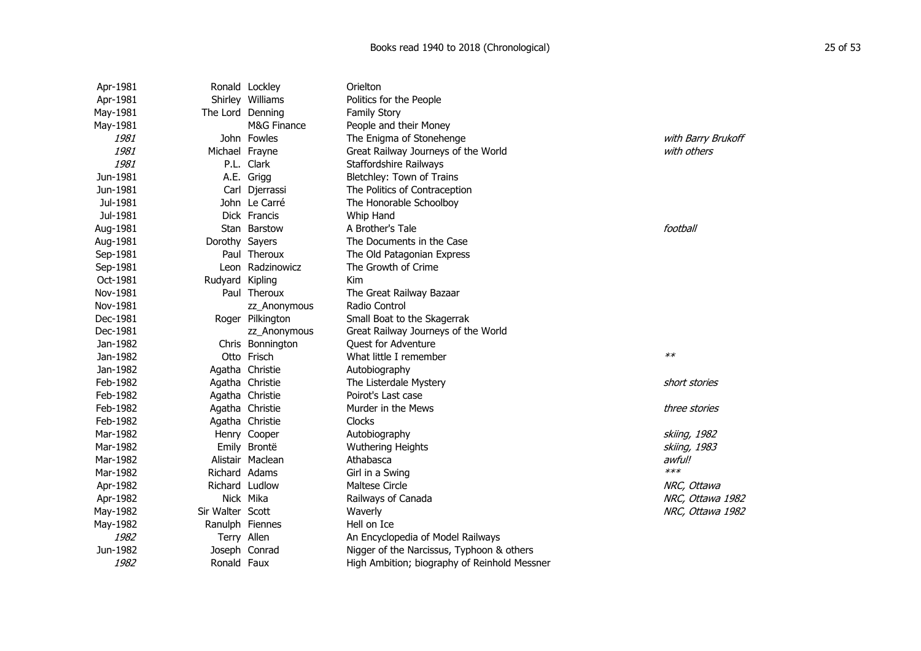| Date | First name | Surname | Title | Notes |
|---|---|---|---|---|
| Apr-1981 | Ronald | Lockley | Orielton | |
| Apr-1981 | Shirley | Williams | Politics for the People | |
| May-1981 | The Lord | Denning | Family Story | |
| May-1981 | | M&G Finance | People and their Money | |
| *1981* | John | Fowles | The Enigma of Stonehenge | *with Barry Brukoff* |
| *1981* | Michael | Frayne | Great Railway Journeys of the World | *with others* |
| *1981* | P.L. | Clark | Staffordshire Railways | |
| Jun-1981 | A.E. | Grigg | Bletchley: Town of Trains | |
| Jun-1981 | Carl | Djerrassi | The Politics of Contraception | |
| Jul-1981 | John | Le Carré | The Honorable Schoolboy | |
| Jul-1981 | Dick | Francis | Whip Hand | |
| Aug-1981 | Stan | Barstow | A Brother's Tale | *football* |
| Aug-1981 | Dorothy | Sayers | The Documents in the Case | |
| Sep-1981 | Paul | Theroux | The Old Patagonian Express | |
| Sep-1981 | Leon | Radzinowicz | The Growth of Crime | |
| Oct-1981 | Rudyard | Kipling | Kim | |
| Nov-1981 | Paul | Theroux | The Great Railway Bazaar | |
| Nov-1981 | | zz_Anonymous | Radio Control | |
| Dec-1981 | Roger | Pilkington | Small Boat to the Skagerrak | |
| Dec-1981 | | zz_Anonymous | Great Railway Journeys of the World | |
| Jan-1982 | Chris | Bonnington | Quest for Adventure | |
| Jan-1982 | Otto | Frisch | What little I remember | ** |
| Jan-1982 | Agatha | Christie | Autobiography | |
| Feb-1982 | Agatha | Christie | The Listerdale Mystery | *short stories* |
| Feb-1982 | Agatha | Christie | Poirot's Last case | |
| Feb-1982 | Agatha | Christie | Murder in the Mews | *three stories* |
| Feb-1982 | Agatha | Christie | Clocks | |
| Mar-1982 | Henry | Cooper | Autobiography | *skiing, 1982* |
| Mar-1982 | Emily | Brontë | Wuthering Heights | *skiing, 1983* |
| Mar-1982 | Alistair | Maclean | Athabasca | *awful!* |
| Mar-1982 | Richard | Adams | Girl in a Swing | *** |
| Apr-1982 | Richard | Ludlow | Maltese Circle | *NRC, Ottawa* |
| Apr-1982 | Nick | Mika | Railways of Canada | *NRC, Ottawa 1982* |
| May-1982 | Sir Walter | Scott | Waverly | *NRC, Ottawa 1982* |
| May-1982 | Ranulph | Fiennes | Hell on Ice | |
| *1982* | Terry | Allen | An Encyclopedia of Model Railways | |
| Jun-1982 | Joseph | Conrad | Nigger of the Narcissus, Typhoon & others | |
| *1982* | Ronald | Faux | High Ambition; biography of Reinhold Messner | |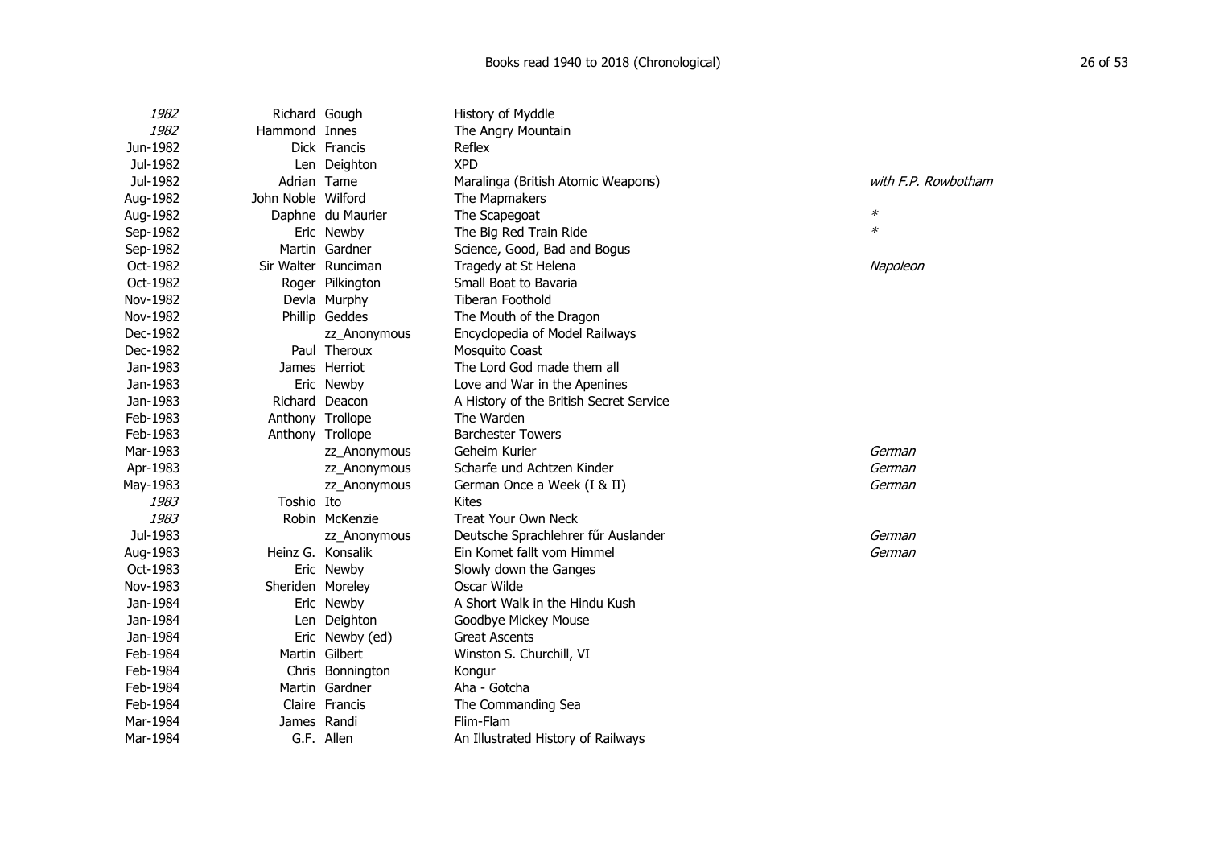| Date | First Name | Surname | Title | Notes |
|---|---|---|---|---|
| *1982* | Richard | Gough | History of Myddle | |
| *1982* | Hammond | Innes | The Angry Mountain | |
| Jun-1982 | Dick | Francis | Reflex | |
| Jul-1982 | Len | Deighton | XPD | |
| Jul-1982 | Adrian | Tame | Maralinga (British Atomic Weapons) | *with F.P. Rowbotham* |
| Aug-1982 | John Noble | Wilford | The Mapmakers | |
| Aug-1982 | Daphne | du Maurier | The Scapegoat | * |
| Sep-1982 | Eric | Newby | The Big Red Train Ride | * |
| Sep-1982 | Martin | Gardner | Science, Good, Bad and Bogus | |
| Oct-1982 | Sir Walter | Runciman | Tragedy at St Helena | *Napoleon* |
| Oct-1982 | Roger | Pilkington | Small Boat to Bavaria | |
| Nov-1982 | Devla | Murphy | Tiberan Foothold | |
| Nov-1982 | Phillip | Geddes | The Mouth of the Dragon | |
| Dec-1982 | | zz_Anonymous | Encyclopedia of Model Railways | |
| Dec-1982 | Paul | Theroux | Mosquito Coast | |
| Jan-1983 | James | Herriot | The Lord God made them all | |
| Jan-1983 | Eric | Newby | Love and War in the Apenines | |
| Jan-1983 | Richard | Deacon | A History of the British Secret Service | |
| Feb-1983 | Anthony | Trollope | The Warden | |
| Feb-1983 | Anthony | Trollope | Barchester Towers | |
| Mar-1983 | | zz_Anonymous | Geheim Kurier | *German* |
| Apr-1983 | | zz_Anonymous | Scharfe und Achtzen Kinder | *German* |
| May-1983 | | zz_Anonymous | German Once a Week (I & II) | *German* |
| *1983* | Toshio | Ito | Kites | |
| *1983* | Robin | McKenzie | Treat Your Own Neck | |
| Jul-1983 | | zz_Anonymous | Deutsche Sprachlehrer fűr Auslander | *German* |
| Aug-1983 | Heinz G. | Konsalik | Ein Komet fallt vom Himmel | *German* |
| Oct-1983 | Eric | Newby | Slowly down the Ganges | |
| Nov-1983 | Sheriden | Moreley | Oscar Wilde | |
| Jan-1984 | Eric | Newby | A Short Walk in the Hindu Kush | |
| Jan-1984 | Len | Deighton | Goodbye Mickey Mouse | |
| Jan-1984 | Eric | Newby (ed) | Great Ascents | |
| Feb-1984 | Martin | Gilbert | Winston S. Churchill, VI | |
| Feb-1984 | Chris | Bonnington | Kongur | |
| Feb-1984 | Martin | Gardner | Aha - Gotcha | |
| Feb-1984 | Claire | Francis | The Commanding Sea | |
| Mar-1984 | James | Randi | Flim-Flam | |
| Mar-1984 | G.F. | Allen | An Illustrated History of Railways | |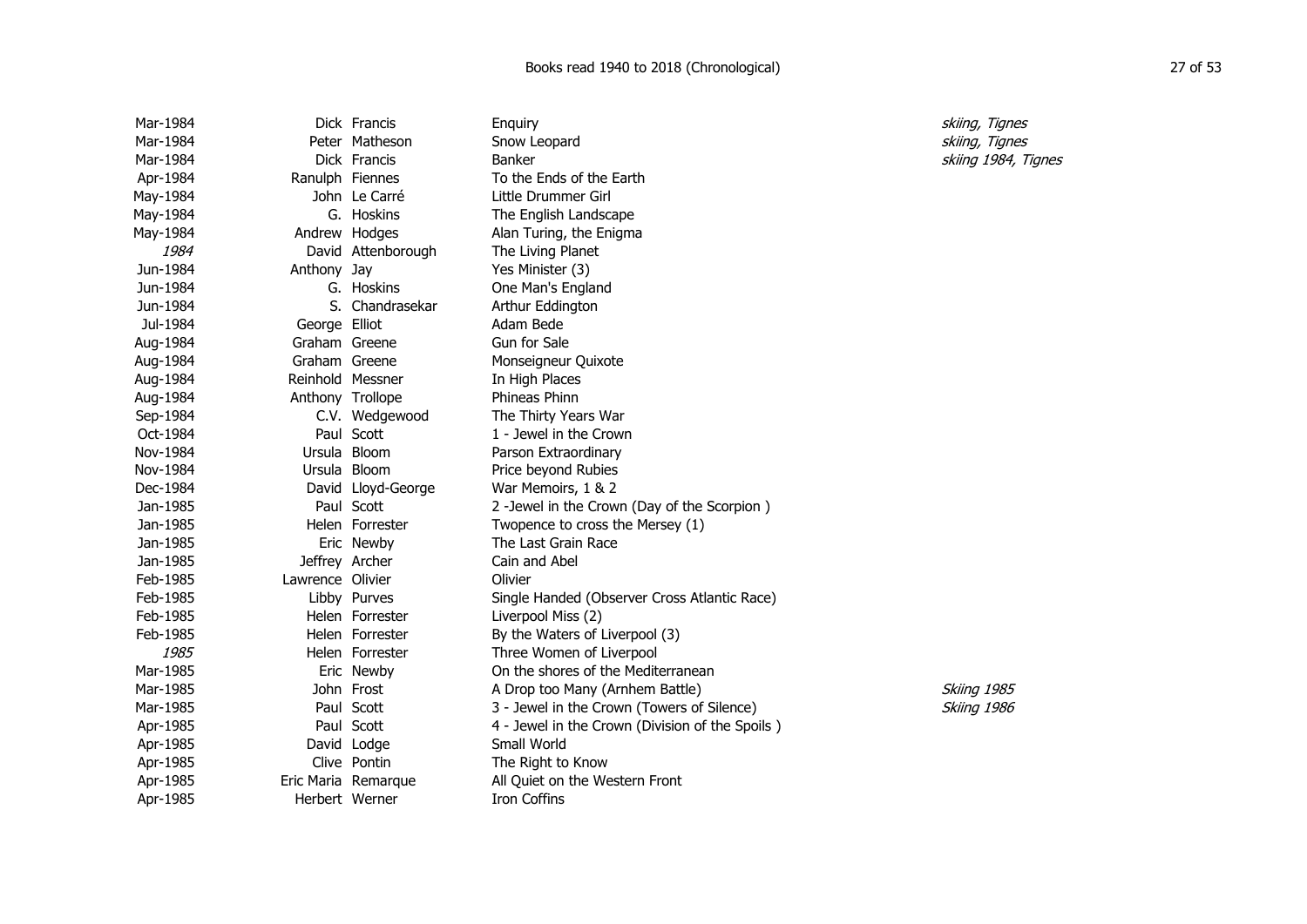| Date | First name | Surname | Title | Notes |
|---|---|---|---|---|
| Mar-1984 | Dick | Francis | Enquiry | *skiing, Tignes* |
| Mar-1984 | Peter | Matheson | Snow Leopard | *skiing, Tignes* |
| Mar-1984 | Dick | Francis | Banker | *skiing 1984, Tignes* |
| Apr-1984 | Ranulph | Fiennes | To the Ends of the Earth | |
| May-1984 | John | Le Carré | Little Drummer Girl | |
| May-1984 | G. | Hoskins | The English Landscape | |
| May-1984 | Andrew | Hodges | Alan Turing, the Enigma | |
| *1984* | David | Attenborough | The Living Planet | |
| Jun-1984 | Anthony | Jay | Yes Minister (3) | |
| Jun-1984 | G. | Hoskins | One Man's England | |
| Jun-1984 | S. | Chandrasekar | Arthur Eddington | |
| Jul-1984 | George | Elliot | Adam Bede | |
| Aug-1984 | Graham | Greene | Gun for Sale | |
| Aug-1984 | Graham | Greene | Monseigneur Quixote | |
| Aug-1984 | Reinhold | Messner | In High Places | |
| Aug-1984 | Anthony | Trollope | Phineas Phinn | |
| Sep-1984 | C.V. | Wedgewood | The Thirty Years War | |
| Oct-1984 | Paul | Scott | 1 - Jewel in the Crown | |
| Nov-1984 | Ursula | Bloom | Parson Extraordinary | |
| Nov-1984 | Ursula | Bloom | Price beyond Rubies | |
| Dec-1984 | David | Lloyd-George | War Memoirs, 1 & 2 | |
| Jan-1985 | Paul | Scott | 2 -Jewel in the Crown (Day of the Scorpion ) | |
| Jan-1985 | Helen | Forrester | Twopence to cross the Mersey (1) | |
| Jan-1985 | Eric | Newby | The Last Grain Race | |
| Jan-1985 | Jeffrey | Archer | Cain and Abel | |
| Feb-1985 | Lawrence | Olivier | Olivier | |
| Feb-1985 | Libby | Purves | Single Handed (Observer Cross Atlantic Race) | |
| Feb-1985 | Helen | Forrester | Liverpool Miss (2) | |
| Feb-1985 | Helen | Forrester | By the Waters of Liverpool (3) | |
| *1985* | Helen | Forrester | Three Women of Liverpool | |
| Mar-1985 | Eric | Newby | On the shores of the Mediterranean | |
| Mar-1985 | John | Frost | A Drop too Many (Arnhem Battle) | *Skiing 1985* |
| Mar-1985 | Paul | Scott | 3 - Jewel in the Crown (Towers of Silence) | *Skiing 1986* |
| Apr-1985 | Paul | Scott | 4 - Jewel in the Crown (Division of the Spoils ) | |
| Apr-1985 | David | Lodge | Small World | |
| Apr-1985 | Clive | Pontin | The Right to Know | |
| Apr-1985 | Eric Maria | Remarque | All Quiet on the Western Front | |
| Apr-1985 | Herbert | Werner | Iron Coffins | |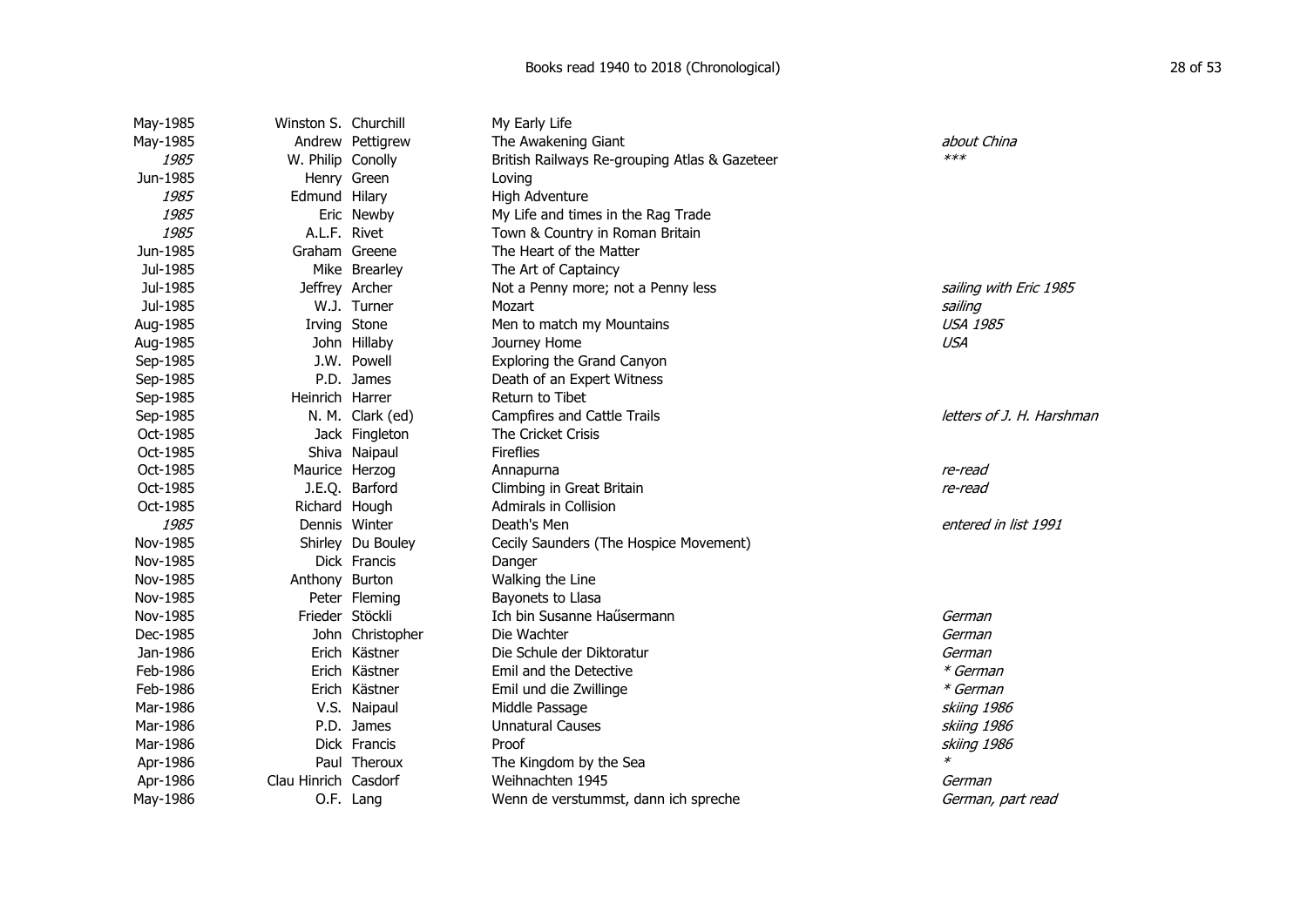| | | | | |
|---|---|---|---|---|
| May-1985 | Winston S. | Churchill | My Early Life | |
| May-1985 | Andrew | Pettigrew | The Awakening Giant | *about China* |
| *1985* | W. Philip | Conolly | British Railways Re-grouping Atlas & Gazeteer | *\*\*\** |
| Jun-1985 | Henry | Green | Loving | |
| *1985* | Edmund | Hilary | High Adventure | |
| *1985* | Eric | Newby | My Life and times in the Rag Trade | |
| *1985* | A.L.F. | Rivet | Town & Country in Roman Britain | |
| Jun-1985 | Graham | Greene | The Heart of the Matter | |
| Jul-1985 | Mike | Brearley | The Art of Captaincy | |
| Jul-1985 | Jeffrey | Archer | Not a Penny more; not a Penny less | *sailing with Eric 1985* |
| Jul-1985 | W.J. | Turner | Mozart | *sailing* |
| Aug-1985 | Irving | Stone | Men to match my Mountains | *USA 1985* |
| Aug-1985 | John | Hillaby | Journey Home | *USA* |
| Sep-1985 | J.W. | Powell | Exploring the Grand Canyon | |
| Sep-1985 | P.D. | James | Death of an Expert Witness | |
| Sep-1985 | Heinrich | Harrer | Return to Tibet | |
| Sep-1985 | N. M. | Clark (ed) | Campfires and Cattle Trails | *letters of J. H. Harshman* |
| Oct-1985 | Jack | Fingleton | The Cricket Crisis | |
| Oct-1985 | Shiva | Naipaul | Fireflies | |
| Oct-1985 | Maurice | Herzog | Annapurna | *re-read* |
| Oct-1985 | J.E.Q. | Barford | Climbing in Great Britain | *re-read* |
| Oct-1985 | Richard | Hough | Admirals in Collision | |
| *1985* | Dennis | Winter | Death's Men | *entered in list 1991* |
| Nov-1985 | Shirley | Du Bouley | Cecily Saunders (The Hospice Movement) | |
| Nov-1985 | Dick | Francis | Danger | |
| Nov-1985 | Anthony | Burton | Walking the Line | |
| Nov-1985 | Peter | Fleming | Bayonets to Llasa | |
| Nov-1985 | Frieder | Stöckli | Ich bin Susanne Haűsermann | *German* |
| Dec-1985 | John | Christopher | Die Wachter | *German* |
| Jan-1986 | Erich | Kästner | Die Schule der Diktoratur | *German* |
| Feb-1986 | Erich | Kästner | Emil and the Detective | *\* German* |
| Feb-1986 | Erich | Kästner | Emil und die Zwillinge | *\* German* |
| Mar-1986 | V.S. | Naipaul | Middle Passage | *skiing 1986* |
| Mar-1986 | P.D. | James | Unnatural Causes | *skiing 1986* |
| Mar-1986 | Dick | Francis | Proof | *skiing 1986* |
| Apr-1986 | Paul | Theroux | The Kingdom by the Sea | *\** |
| Apr-1986 | Clau Hinrich | Casdorf | Weihnachten 1945 | *German* |
| May-1986 | O.F. | Lang | Wenn de verstummst, dann ich spreche | *German, part read* |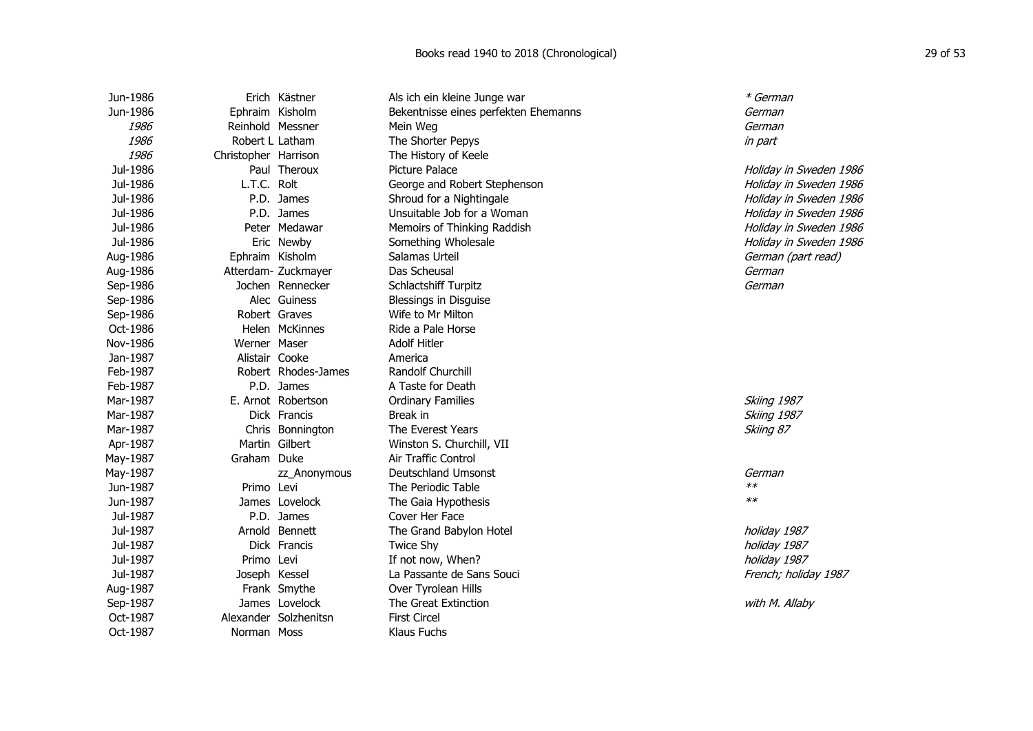| Date | First name | Surname | Title | Notes |
|---|---|---|---|---|
| Jun-1986 | Erich | Kästner | Als ich ein kleine Junge war | *\* German* |
| Jun-1986 | Ephraim | Kisholm | Bekentnisse eines perfekten Ehemanns | *German* |
| *1986* | Reinhold | Messner | Mein Weg | *German* |
| *1986* | Robert L | Latham | The Shorter Pepys | *in part* |
| *1986* | Christopher | Harrison | The History of Keele | |
| Jul-1986 | Paul | Theroux | Picture Palace | *Holiday in Sweden 1986* |
| Jul-1986 | L.T.C. | Rolt | George and Robert Stephenson | *Holiday in Sweden 1986* |
| Jul-1986 | P.D. | James | Shroud for a Nightingale | *Holiday in Sweden 1986* |
| Jul-1986 | P.D. | James | Unsuitable Job for a Woman | *Holiday in Sweden 1986* |
| Jul-1986 | Peter | Medawar | Memoirs of Thinking Raddish | *Holiday in Sweden 1986* |
| Jul-1986 | Eric | Newby | Something Wholesale | *Holiday in Sweden 1986* |
| Aug-1986 | Ephraim | Kisholm | Salamas Urteil | *German (part read)* |
| Aug-1986 | Atterdam- | Zuckmayer | Das Scheusal | *German* |
| Sep-1986 | Jochen | Rennecker | Schlactshiff Turpitz | *German* |
| Sep-1986 | Alec | Guiness | Blessings in Disguise | |
| Sep-1986 | Robert | Graves | Wife to Mr Milton | |
| Oct-1986 | Helen | McKinnes | Ride a Pale Horse | |
| Nov-1986 | Werner | Maser | Adolf Hitler | |
| Jan-1987 | Alistair | Cooke | America | |
| Feb-1987 | Robert | Rhodes-James | Randolf Churchill | |
| Feb-1987 | P.D. | James | A Taste for Death | |
| Mar-1987 | E. Arnot | Robertson | Ordinary Families | *Skiing 1987* |
| Mar-1987 | Dick | Francis | Break in | *Skiing 1987* |
| Mar-1987 | Chris | Bonnington | The Everest Years | *Skiing 87* |
| Apr-1987 | Martin | Gilbert | Winston S. Churchill, VII | |
| May-1987 | Graham | Duke | Air Traffic Control | |
| May-1987 | | zz_Anonymous | Deutschland Umsonst | *German* |
| Jun-1987 | Primo | Levi | The Periodic Table | *\*\** |
| Jun-1987 | James | Lovelock | The Gaia Hypothesis | *\*\** |
| Jul-1987 | P.D. | James | Cover Her Face | |
| Jul-1987 | Arnold | Bennett | The Grand Babylon Hotel | *holiday 1987* |
| Jul-1987 | Dick | Francis | Twice Shy | *holiday 1987* |
| Jul-1987 | Primo | Levi | If not now, When? | *holiday 1987* |
| Jul-1987 | Joseph | Kessel | La Passante de Sans Souci | *French; holiday 1987* |
| Aug-1987 | Frank | Smythe | Over Tyrolean Hills | |
| Sep-1987 | James | Lovelock | The Great Extinction | *with M. Allaby* |
| Oct-1987 | Alexander | Solzhenitsn | First Circel | |
| Oct-1987 | Norman | Moss | Klaus Fuchs | |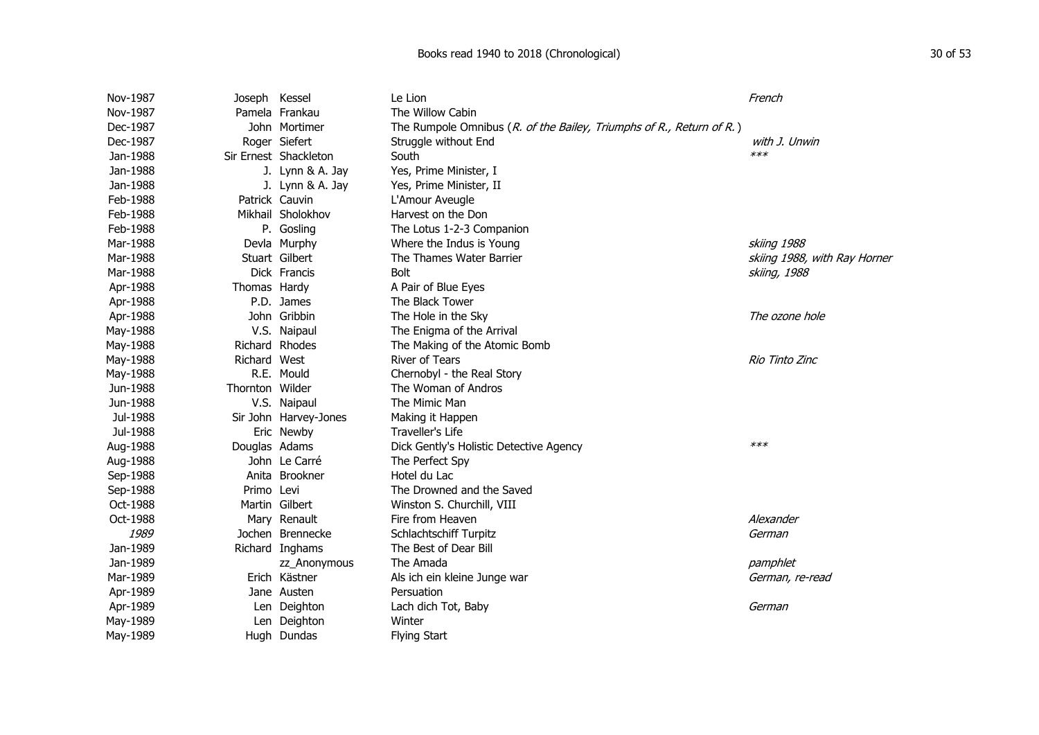| Date | First Name | Surname | Title | Notes |
|---|---|---|---|---|
| Nov-1987 | Joseph | Kessel | Le Lion | *French* |
| Nov-1987 | Pamela | Frankau | The Willow Cabin | |
| Dec-1987 | John | Mortimer | The Rumpole Omnibus (*R. of the Bailey, Triumphs of R., Return of R.*) | |
| Dec-1987 | Roger | Siefert | Struggle without End | *with J. Unwin* |
| Jan-1988 | Sir Ernest | Shackleton | South | *\*\*\** |
| Jan-1988 | J. | Lynn & A. Jay | Yes, Prime Minister, I | |
| Jan-1988 | J. | Lynn & A. Jay | Yes, Prime Minister, II | |
| Feb-1988 | Patrick | Cauvin | L'Amour Aveugle | |
| Feb-1988 | Mikhail | Sholokhov | Harvest on the Don | |
| Feb-1988 | P. | Gosling | The Lotus 1-2-3 Companion | |
| Mar-1988 | Devla | Murphy | Where the Indus is Young | *skiing 1988* |
| Mar-1988 | Stuart | Gilbert | The Thames Water Barrier | *skiing 1988, with Ray Horner* |
| Mar-1988 | Dick | Francis | Bolt | *skiing, 1988* |
| Apr-1988 | Thomas | Hardy | A Pair of Blue Eyes | |
| Apr-1988 | P.D. | James | The Black Tower | |
| Apr-1988 | John | Gribbin | The Hole in the Sky | *The ozone hole* |
| May-1988 | V.S. | Naipaul | The Enigma of the Arrival | |
| May-1988 | Richard | Rhodes | The Making of the Atomic Bomb | |
| May-1988 | Richard | West | River of Tears | *Rio Tinto Zinc* |
| May-1988 | R.E. | Mould | Chernobyl - the Real Story | |
| Jun-1988 | Thornton | Wilder | The Woman of Andros | |
| Jun-1988 | V.S. | Naipaul | The Mimic Man | |
| Jul-1988 | Sir John | Harvey-Jones | Making it Happen | |
| Jul-1988 | Eric | Newby | Traveller's Life | |
| Aug-1988 | Douglas | Adams | Dick Gently's Holistic Detective Agency | *\*\*\** |
| Aug-1988 | John | Le Carré | The Perfect Spy | |
| Sep-1988 | Anita | Brookner | Hotel du Lac | |
| Sep-1988 | Primo | Levi | The Drowned and the Saved | |
| Oct-1988 | Martin | Gilbert | Winston S. Churchill, VIII | |
| Oct-1988 | Mary | Renault | Fire from Heaven | *Alexander* |
| *1989* | Jochen | Brennecke | Schlachtschiff Turpitz | *German* |
| Jan-1989 | Richard | Inghams | The Best of Dear Bill | |
| Jan-1989 | | zz_Anonymous | The Amada | *pamphlet* |
| Mar-1989 | Erich | Kästner | Als ich ein kleine Junge war | *German, re-read* |
| Apr-1989 | Jane | Austen | Persuation | |
| Apr-1989 | Len | Deighton | Lach dich Tot, Baby | *German* |
| May-1989 | Len | Deighton | Winter | |
| May-1989 | Hugh | Dundas | Flying Start | |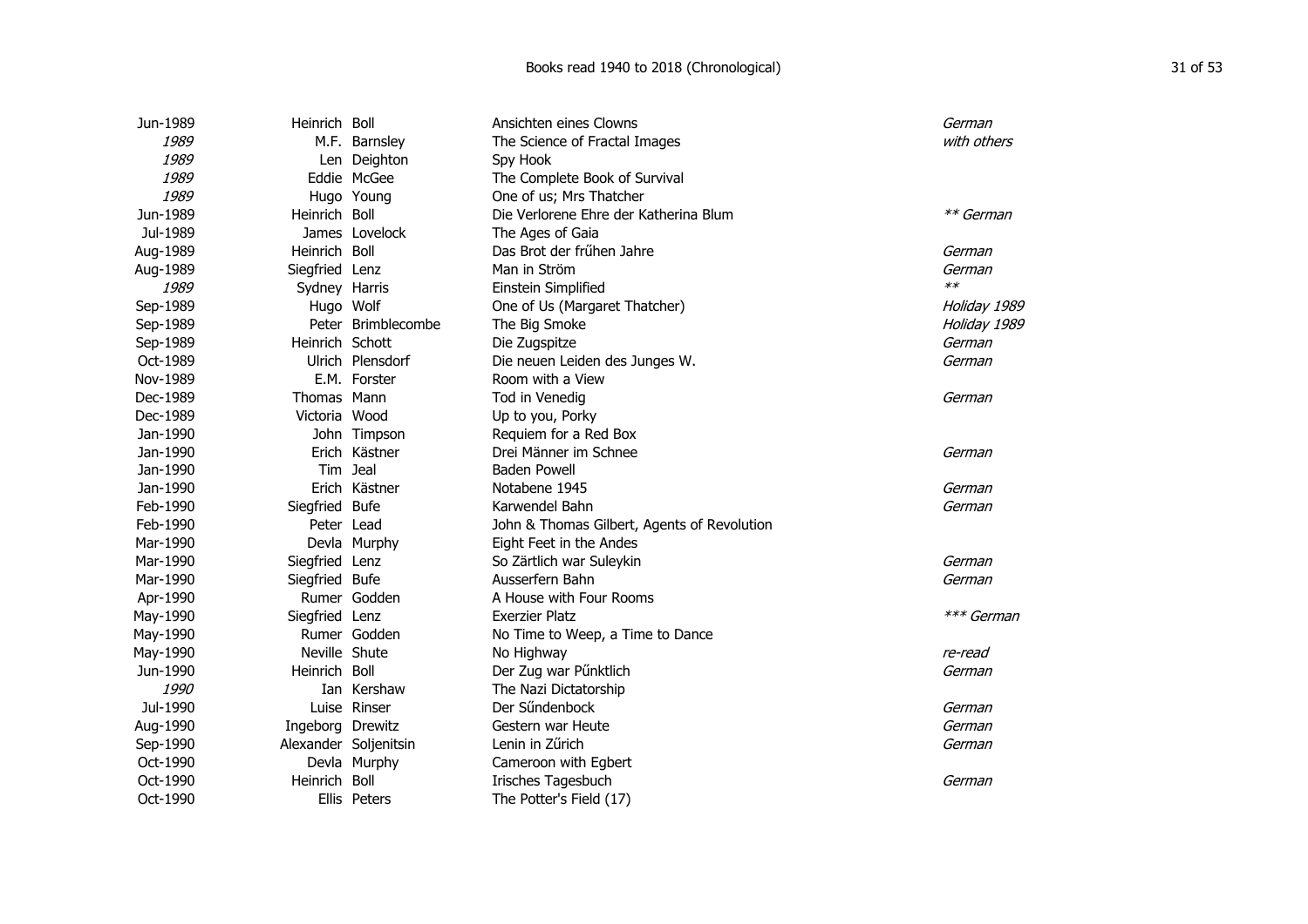| Date | First name | Surname | Title | Notes |
|---|---|---|---|---|
| Jun-1989 | Heinrich | Boll | Ansichten eines Clowns | *German* |
| *1989* | M.F. | Barnsley | The Science of Fractal Images | *with others* |
| *1989* | Len | Deighton | Spy Hook | |
| *1989* | Eddie | McGee | The Complete Book of Survival | |
| *1989* | Hugo | Young | One of us; Mrs Thatcher | |
| Jun-1989 | Heinrich | Boll | Die Verlorene Ehre der Katherina Blum | *** German* |
| Jul-1989 | James | Lovelock | The Ages of Gaia | |
| Aug-1989 | Heinrich | Boll | Das Brot der frűhen Jahre | *German* |
| Aug-1989 | Siegfried | Lenz | Man in Ström | *German* |
| *1989* | Sydney | Harris | Einstein Simplified | ** |
| Sep-1989 | Hugo | Wolf | One of Us (Margaret Thatcher) | *Holiday 1989* |
| Sep-1989 | Peter | Brimblecombe | The Big Smoke | *Holiday 1989* |
| Sep-1989 | Heinrich | Schott | Die Zugspitze | *German* |
| Oct-1989 | Ulrich | Plensdorf | Die neuen Leiden des Junges W. | *German* |
| Nov-1989 | E.M. | Forster | Room with a View | |
| Dec-1989 | Thomas | Mann | Tod in Venedig | *German* |
| Dec-1989 | Victoria | Wood | Up to you, Porky | |
| Jan-1990 | John | Timpson | Requiem for a Red Box | |
| Jan-1990 | Erich | Kästner | Drei Männer im Schnee | *German* |
| Jan-1990 | Tim | Jeal | Baden Powell | |
| Jan-1990 | Erich | Kästner | Notabene 1945 | *German* |
| Feb-1990 | Siegfried | Bufe | Karwendel Bahn | *German* |
| Feb-1990 | Peter | Lead | John & Thomas Gilbert, Agents of Revolution | |
| Mar-1990 | Devla | Murphy | Eight Feet in the Andes | |
| Mar-1990 | Siegfried | Lenz | So Zärtlich war Suleykin | *German* |
| Mar-1990 | Siegfried | Bufe | Ausserfern Bahn | *German* |
| Apr-1990 | Rumer | Godden | A House with Four Rooms | |
| May-1990 | Siegfried | Lenz | Exerzier Platz | **** German* |
| May-1990 | Rumer | Godden | No Time to Weep, a Time to Dance | |
| May-1990 | Neville | Shute | No Highway | *re-read* |
| Jun-1990 | Heinrich | Boll | Der Zug war Pűnktlich | *German* |
| *1990* | Ian | Kershaw | The Nazi Dictatorship | |
| Jul-1990 | Luise | Rinser | Der Sűndenbock | *German* |
| Aug-1990 | Ingeborg | Drewitz | Gestern war Heute | *German* |
| Sep-1990 | Alexander | Soljenitsin | Lenin in Zűrich | *German* |
| Oct-1990 | Devla | Murphy | Cameroon with Egbert | |
| Oct-1990 | Heinrich | Boll | Irisches Tagesbuch | *German* |
| Oct-1990 | Ellis | Peters | The Potter's Field (17) | |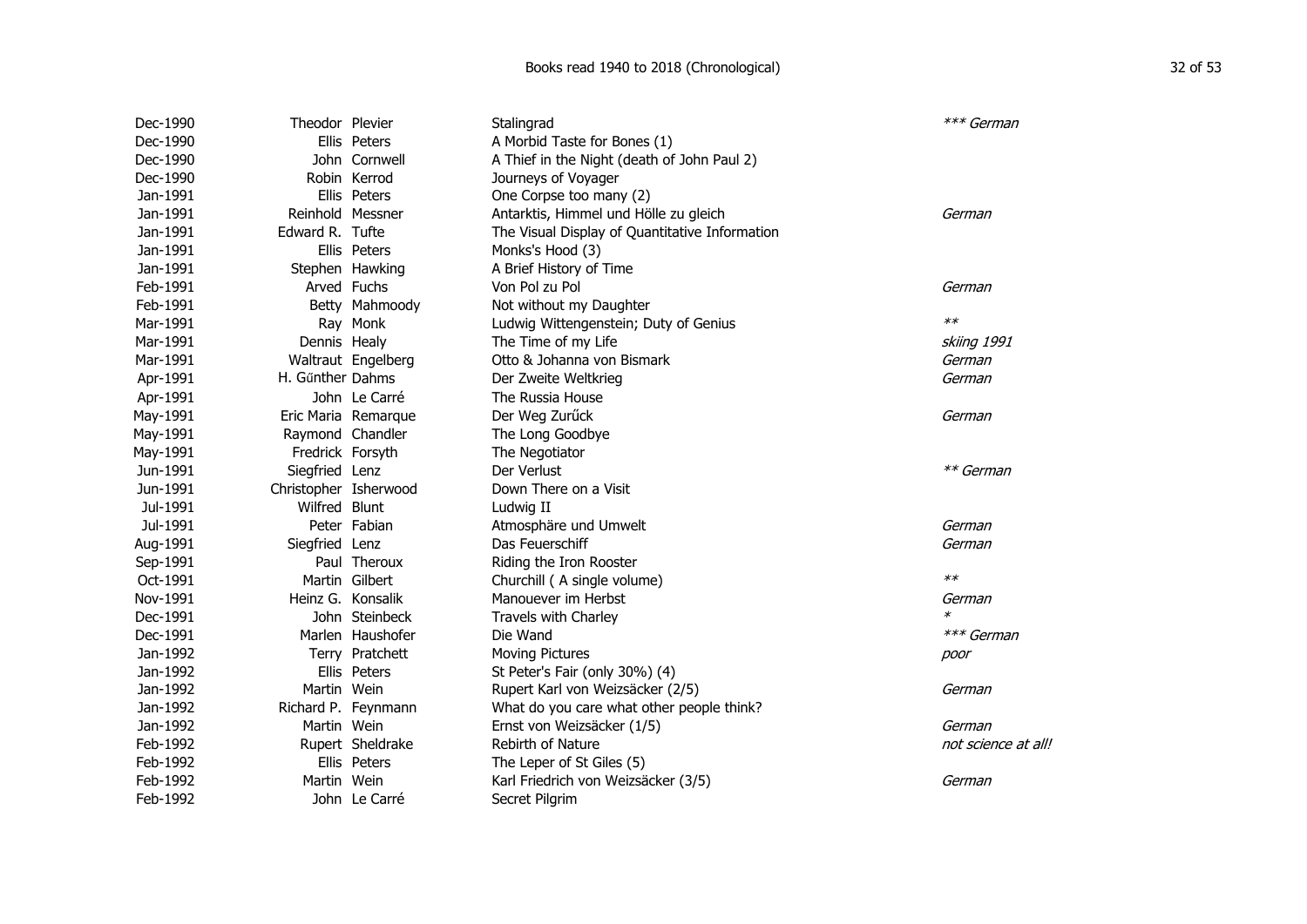| Date | First Name | Surname | Title | Notes |
|---|---|---|---|---|
| Dec-1990 | Theodor | Plevier | Stalingrad | *\*\*\* German* |
| Dec-1990 | Ellis | Peters | A Morbid Taste for Bones (1) | |
| Dec-1990 | John | Cornwell | A Thief in the Night (death of John Paul 2) | |
| Dec-1990 | Robin | Kerrod | Journeys of Voyager | |
| Jan-1991 | Ellis | Peters | One Corpse too many (2) | |
| Jan-1991 | Reinhold | Messner | Antarktis, Himmel und Hölle zu gleich | *German* |
| Jan-1991 | Edward R. | Tufte | The Visual Display of Quantitative Information | |
| Jan-1991 | Ellis | Peters | Monks's Hood (3) | |
| Jan-1991 | Stephen | Hawking | A Brief History of Time | |
| Feb-1991 | Arved | Fuchs | Von Pol zu Pol | *German* |
| Feb-1991 | Betty | Mahmoody | Not without my Daughter | |
| Mar-1991 | Ray | Monk | Ludwig Wittengenstein; Duty of Genius | *\*\** |
| Mar-1991 | Dennis | Healy | The Time of my Life | *skiing 1991* |
| Mar-1991 | Waltraut | Engelberg | Otto & Johanna von Bismark | *German* |
| Apr-1991 | H. Gűnther | Dahms | Der Zweite Weltkrieg | *German* |
| Apr-1991 | John | Le Carré | The Russia House | |
| May-1991 | Eric Maria | Remarque | Der Weg Zurűck | *German* |
| May-1991 | Raymond | Chandler | The Long Goodbye | |
| May-1991 | Fredrick | Forsyth | The Negotiator | |
| Jun-1991 | Siegfried | Lenz | Der Verlust | *\*\* German* |
| Jun-1991 | Christopher | Isherwood | Down There on a Visit | |
| Jul-1991 | Wilfred | Blunt | Ludwig II | |
| Jul-1991 | Peter | Fabian | Atmosphäre und Umwelt | *German* |
| Aug-1991 | Siegfried | Lenz | Das Feuerschiff | *German* |
| Sep-1991 | Paul | Theroux | Riding the Iron Rooster | |
| Oct-1991 | Martin | Gilbert | Churchill ( A single volume) | *\*\** |
| Nov-1991 | Heinz G. | Konsalik | Manouever im Herbst | *German* |
| Dec-1991 | John | Steinbeck | Travels with Charley | *\** |
| Dec-1991 | Marlen | Haushofer | Die Wand | *\*\*\* German* |
| Jan-1992 | Terry | Pratchett | Moving Pictures | *poor* |
| Jan-1992 | Ellis | Peters | St Peter's Fair (only 30%) (4) | |
| Jan-1992 | Martin | Wein | Rupert Karl von Weizsäcker (2/5) | *German* |
| Jan-1992 | Richard P. | Feynmann | What do you care what other people think? | |
| Jan-1992 | Martin | Wein | Ernst von Weizsäcker (1/5) | *German* |
| Feb-1992 | Rupert | Sheldrake | Rebirth of Nature | *not science at all!* |
| Feb-1992 | Ellis | Peters | The Leper of St Giles (5) | |
| Feb-1992 | Martin | Wein | Karl Friedrich von Weizsäcker (3/5) | *German* |
| Feb-1992 | John | Le Carré | Secret Pilgrim | |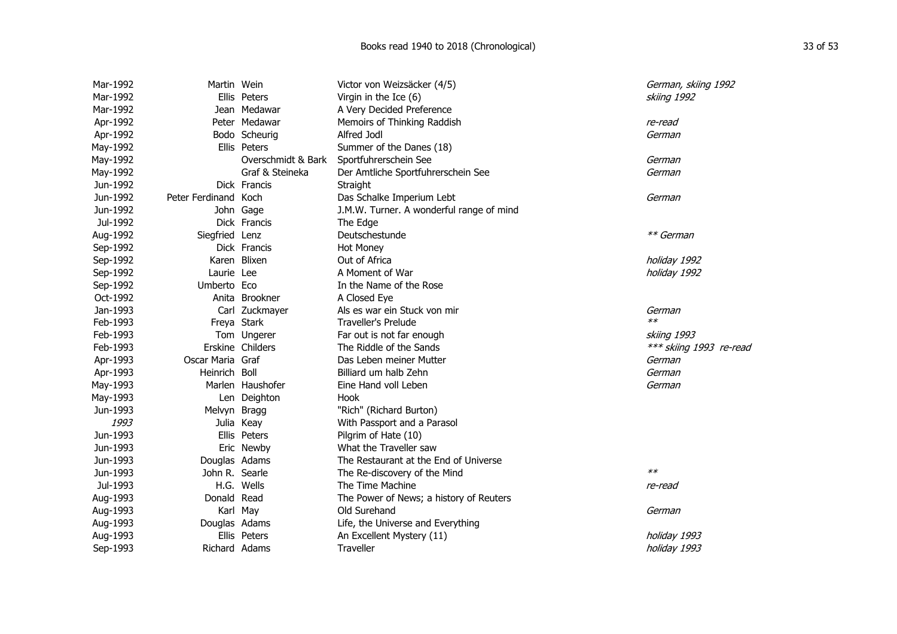| Date | First name | Surname | Title | Notes |
|---|---|---|---|---|
| Mar-1992 | Martin | Wein | Victor von Weizsäcker (4/5) | *German, skiing 1992* |
| Mar-1992 | Ellis | Peters | Virgin in the Ice (6) | *skiing 1992* |
| Mar-1992 | Jean | Medawar | A Very Decided Preference | |
| Apr-1992 | Peter | Medawar | Memoirs of Thinking Raddish | *re-read* |
| Apr-1992 | Bodo | Scheurig | Alfred Jodl | *German* |
| May-1992 | Ellis | Peters | Summer of the Danes (18) | |
| May-1992 | | Overschmidt & Bark | Sportfuhrerschein See | *German* |
| May-1992 | | Graf & Steineka | Der Amtliche Sportfuhrerschein See | *German* |
| Jun-1992 | Dick | Francis | Straight | |
| Jun-1992 | Peter Ferdinand | Koch | Das Schalke Imperium Lebt | *German* |
| Jun-1992 | John | Gage | J.M.W. Turner. A wonderful range of mind | |
| Jul-1992 | Dick | Francis | The Edge | |
| Aug-1992 | Siegfried | Lenz | Deutschestunde | *\*\* German* |
| Sep-1992 | Dick | Francis | Hot Money | |
| Sep-1992 | Karen | Blixen | Out of Africa | *holiday 1992* |
| Sep-1992 | Laurie | Lee | A Moment of War | *holiday 1992* |
| Sep-1992 | Umberto | Eco | In the Name of the Rose | |
| Oct-1992 | Anita | Brookner | A Closed Eye | |
| Jan-1993 | Carl | Zuckmayer | Als es war ein Stuck von mir | *German* |
| Feb-1993 | Freya | Stark | Traveller's Prelude | *\*\** |
| Feb-1993 | Tom | Ungerer | Far out is not far enough | *skiing 1993* |
| Feb-1993 | Erskine | Childers | The Riddle of the Sands | *\*\*\* skiing 1993 re-read* |
| Apr-1993 | Oscar Maria | Graf | Das Leben meiner Mutter | *German* |
| Apr-1993 | Heinrich | Boll | Billiard um halb Zehn | *German* |
| May-1993 | Marlen | Haushofer | Eine Hand voll Leben | *German* |
| May-1993 | Len | Deighton | Hook | |
| Jun-1993 | Melvyn | Bragg | "Rich" (Richard Burton) | |
| *1993* | Julia | Keay | With Passport and a Parasol | |
| Jun-1993 | Ellis | Peters | Pilgrim of Hate (10) | |
| Jun-1993 | Eric | Newby | What the Traveller saw | |
| Jun-1993 | Douglas | Adams | The Restaurant at the End of Universe | |
| Jun-1993 | John R. | Searle | The Re-discovery of the Mind | *\*\** |
| Jul-1993 | H.G. | Wells | The Time Machine | *re-read* |
| Aug-1993 | Donald | Read | The Power of News; a history of Reuters | |
| Aug-1993 | Karl | May | Old Surehand | *German* |
| Aug-1993 | Douglas | Adams | Life, the Universe and Everything | |
| Aug-1993 | Ellis | Peters | An Excellent Mystery (11) | *holiday 1993* |
| Sep-1993 | Richard | Adams | Traveller | *holiday 1993* |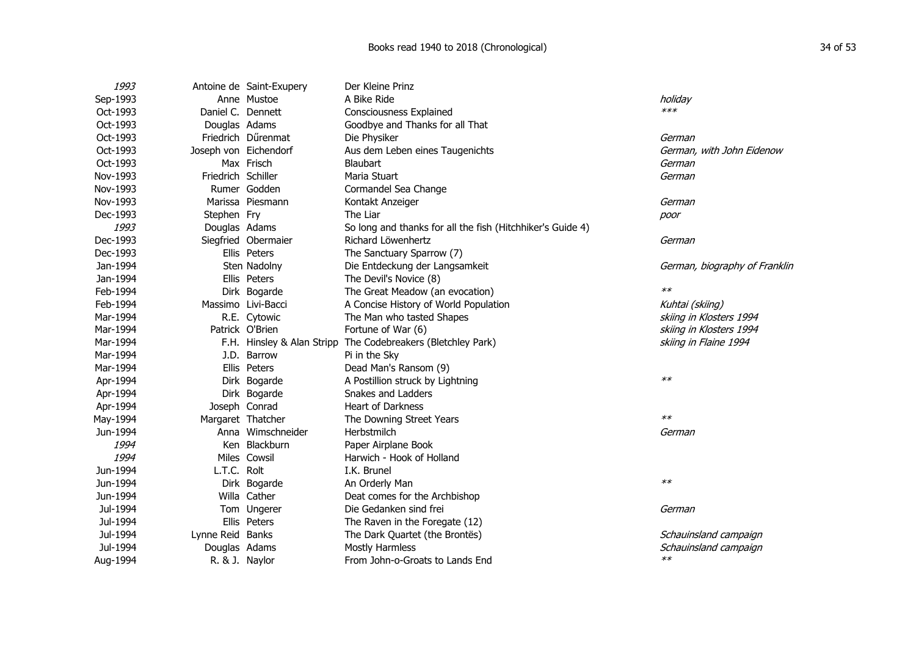| Date | First name | Surname | Title | Notes |
|---|---|---|---|---|
| *1993* | Antoine de | Saint-Exupery | Der Kleine Prinz | |
| Sep-1993 | Anne | Mustoe | A Bike Ride | *holiday* |
| Oct-1993 | Daniel C. | Dennett | Consciousness Explained | *\*\*\** |
| Oct-1993 | Douglas | Adams | Goodbye and Thanks for all That | |
| Oct-1993 | Friedrich | Dűrenmat | Die Physiker | *German* |
| Oct-1993 | Joseph von | Eichendorf | Aus dem Leben eines Taugenichts | *German, with John Eidenow* |
| Oct-1993 | Max | Frisch | Blaubart | *German* |
| Nov-1993 | Friedrich | Schiller | Maria Stuart | *German* |
| Nov-1993 | Rumer | Godden | Cormandel Sea Change | |
| Nov-1993 | Marissa | Piesmann | Kontakt Anzeiger | *German* |
| Dec-1993 | Stephen | Fry | The Liar | *poor* |
| *1993* | Douglas | Adams | So long and thanks for all the fish (Hitchhiker's Guide 4) | |
| Dec-1993 | Siegfried | Obermaier | Richard Löwenhertz | *German* |
| Dec-1993 | Ellis | Peters | The Sanctuary Sparrow (7) | |
| Jan-1994 | Sten | Nadolny | Die Entdeckung der Langsamkeit | *German, biography of Franklin* |
| Jan-1994 | Ellis | Peters | The Devil's Novice (8) | |
| Feb-1994 | Dirk | Bogarde | The Great Meadow (an evocation) | *\*\** |
| Feb-1994 | Massimo | Livi-Bacci | A Concise History of World Population | *Kuhtai (skiing)* |
| Mar-1994 | R.E. | Cytowic | The Man who tasted Shapes | *skiing in Klosters 1994* |
| Mar-1994 | Patrick | O'Brien | Fortune of War (6) | *skiing in Klosters 1994* |
| Mar-1994 | F.H. | Hinsley & Alan Stripp | The Codebreakers (Bletchley Park) | *skiing in Flaine 1994* |
| Mar-1994 | J.D. | Barrow | Pi in the Sky | |
| Mar-1994 | Ellis | Peters | Dead Man's Ransom (9) | |
| Apr-1994 | Dirk | Bogarde | A Postillion struck by Lightning | *\*\** |
| Apr-1994 | Dirk | Bogarde | Snakes and Ladders | |
| Apr-1994 | Joseph | Conrad | Heart of Darkness | |
| May-1994 | Margaret | Thatcher | The Downing Street Years | *\*\** |
| Jun-1994 | Anna | Wimschneider | Herbstmilch | *German* |
| *1994* | Ken | Blackburn | Paper Airplane Book | |
| *1994* | Miles | Cowsil | Harwich - Hook of Holland | |
| Jun-1994 | L.T.C. | Rolt | I.K. Brunel | |
| Jun-1994 | Dirk | Bogarde | An Orderly Man | *\*\** |
| Jun-1994 | Willa | Cather | Deat comes for the Archbishop | |
| Jul-1994 | Tom | Ungerer | Die Gedanken sind frei | *German* |
| Jul-1994 | Ellis | Peters | The Raven in the Foregate (12) | |
| Jul-1994 | Lynne Reid | Banks | The Dark Quartet (the Brontës) | *Schauinsland campaign* |
| Jul-1994 | Douglas | Adams | Mostly Harmless | *Schauinsland campaign* |
| Aug-1994 | R. & J. | Naylor | From John-o-Groats to Lands End | *\*\** |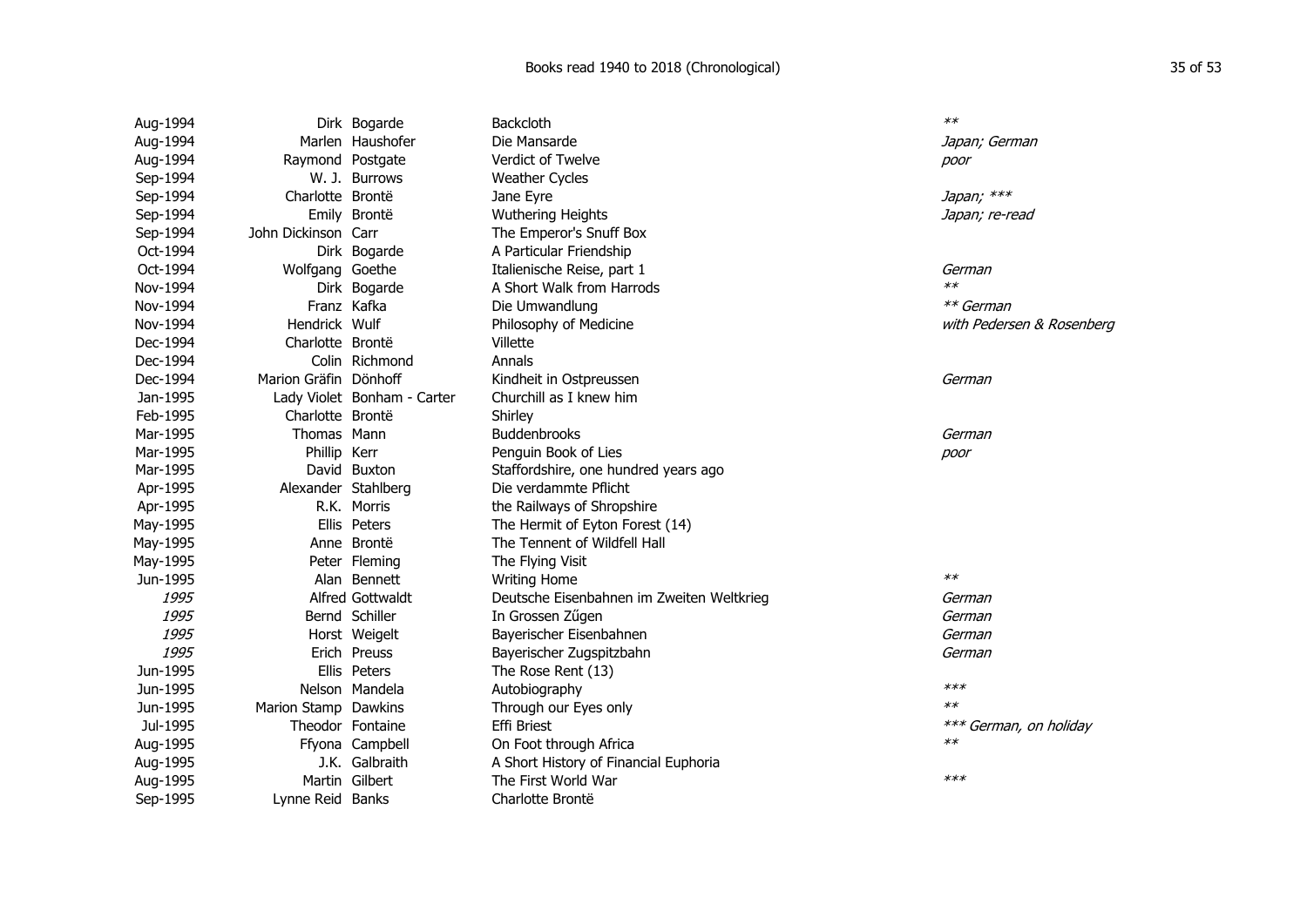| Date | First name | Surname | Title | Notes |
|---|---|---|---|---|
| Aug-1994 | Dirk | Bogarde | Backcloth | ** |
| Aug-1994 | Marlen | Haushofer | Die Mansarde | *Japan; German* |
| Aug-1994 | Raymond | Postgate | Verdict of Twelve | *poor* |
| Sep-1994 | W. J. | Burrows | Weather Cycles | |
| Sep-1994 | Charlotte | Brontë | Jane Eyre | *Japan; **** |
| Sep-1994 | Emily | Brontë | Wuthering Heights | *Japan; re-read* |
| Sep-1994 | John Dickinson | Carr | The Emperor's Snuff Box | |
| Oct-1994 | Dirk | Bogarde | A Particular Friendship | |
| Oct-1994 | Wolfgang | Goethe | Italienische Reise, part 1 | *German* |
| Nov-1994 | Dirk | Bogarde | A Short Walk from Harrods | ** |
| Nov-1994 | Franz | Kafka | Die Umwandlung | *** German* |
| Nov-1994 | Hendrick | Wulf | Philosophy of Medicine | *with Pedersen & Rosenberg* |
| Dec-1994 | Charlotte | Brontë | Villette | |
| Dec-1994 | Colin | Richmond | Annals | |
| Dec-1994 | Marion Gräfin | Dönhoff | Kindheit in Ostpreussen | *German* |
| Jan-1995 | Lady Violet | Bonham - Carter | Churchill as I knew him | |
| Feb-1995 | Charlotte | Brontë | Shirley | |
| Mar-1995 | Thomas | Mann | Buddenbrooks | *German* |
| Mar-1995 | Phillip | Kerr | Penguin Book of Lies | *poor* |
| Mar-1995 | David | Buxton | Staffordshire, one hundred years ago | |
| Apr-1995 | Alexander | Stahlberg | Die verdammte Pflicht | |
| Apr-1995 | R.K. | Morris | the Railways of Shropshire | |
| May-1995 | Ellis | Peters | The Hermit of Eyton Forest (14) | |
| May-1995 | Anne | Brontë | The Tennent of Wildfell Hall | |
| May-1995 | Peter | Fleming | The Flying Visit | |
| Jun-1995 | Alan | Bennett | Writing Home | ** |
| *1995* | Alfred | Gottwaldt | Deutsche Eisenbahnen im Zweiten Weltkrieg | *German* |
| *1995* | Bernd | Schiller | In Grossen Zűgen | *German* |
| *1995* | Horst | Weigelt | Bayerischer Eisenbahnen | *German* |
| *1995* | Erich | Preuss | Bayerischer Zugspitzbahn | *German* |
| Jun-1995 | Ellis | Peters | The Rose Rent (13) | |
| Jun-1995 | Nelson | Mandela | Autobiography | *** |
| Jun-1995 | Marion Stamp | Dawkins | Through our Eyes only | ** |
| Jul-1995 | Theodor | Fontaine | Effi Briest | **** German, on holiday* |
| Aug-1995 | Ffyona | Campbell | On Foot through Africa | ** |
| Aug-1995 | J.K. | Galbraith | A Short History of Financial Euphoria | |
| Aug-1995 | Martin | Gilbert | The First World War | *** |
| Sep-1995 | Lynne Reid | Banks | Charlotte Brontë | |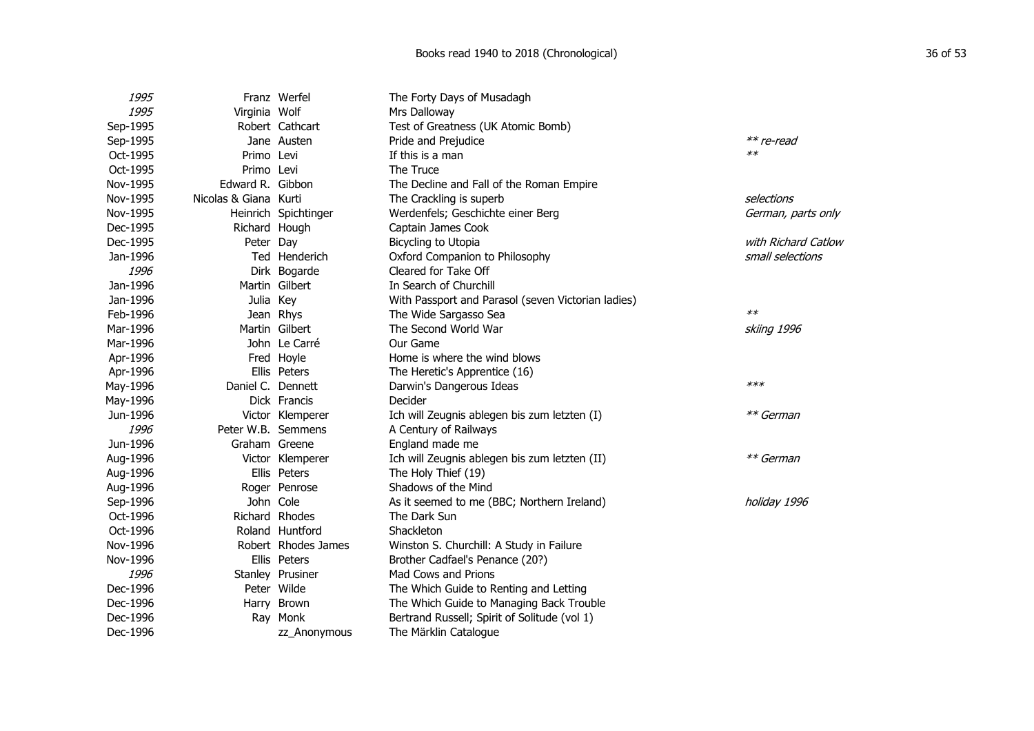| Date | First name | Surname | Title | Notes |
|---|---|---|---|---|
| *1995* | Franz | Werfel | The Forty Days of Musadagh | |
| *1995* | Virginia | Wolf | Mrs Dalloway | |
| Sep-1995 | Robert | Cathcart | Test of Greatness (UK Atomic Bomb) | |
| Sep-1995 | Jane | Austen | Pride and Prejudice | *** re-read* |
| Oct-1995 | Primo | Levi | If this is a man | *** |
| Oct-1995 | Primo | Levi | The Truce | |
| Nov-1995 | Edward R. | Gibbon | The Decline and Fall of the Roman Empire | |
| Nov-1995 | Nicolas & Giana | Kurti | The Crackling is superb | *selections* |
| Nov-1995 | Heinrich | Spichtinger | Werdenfels; Geschichte einer Berg | *German, parts only* |
| Dec-1995 | Richard | Hough | Captain James Cook | |
| Dec-1995 | Peter | Day | Bicycling to Utopia | *with Richard Catlow* |
| Jan-1996 | Ted | Henderich | Oxford Companion to Philosophy | *small selections* |
| *1996* | Dirk | Bogarde | Cleared for Take Off | |
| Jan-1996 | Martin | Gilbert | In Search of Churchill | |
| Jan-1996 | Julia | Key | With Passport and Parasol (seven Victorian ladies) | |
| Feb-1996 | Jean | Rhys | The Wide Sargasso Sea | *** |
| Mar-1996 | Martin | Gilbert | The Second World War | *skiing 1996* |
| Mar-1996 | John | Le Carré | Our Game | |
| Apr-1996 | Fred | Hoyle | Home is where the wind blows | |
| Apr-1996 | Ellis | Peters | The Heretic's Apprentice (16) | |
| May-1996 | Daniel C. | Dennett | Darwin's Dangerous Ideas | **** |
| May-1996 | Dick | Francis | Decider | |
| Jun-1996 | Victor | Klemperer | Ich will Zeugnis ablegen bis zum letzten (I) | *** German* |
| *1996* | Peter W.B. | Semmens | A Century of Railways | |
| Jun-1996 | Graham | Greene | England made me | |
| Aug-1996 | Victor | Klemperer | Ich will Zeugnis ablegen bis zum letzten (II) | *** German* |
| Aug-1996 | Ellis | Peters | The Holy Thief (19) | |
| Aug-1996 | Roger | Penrose | Shadows of the Mind | |
| Sep-1996 | John | Cole | As it seemed to me (BBC; Northern Ireland) | *holiday 1996* |
| Oct-1996 | Richard | Rhodes | The Dark Sun | |
| Oct-1996 | Roland | Huntford | Shackleton | |
| Nov-1996 | Robert | Rhodes James | Winston S. Churchill: A Study in Failure | |
| Nov-1996 | Ellis | Peters | Brother Cadfael's Penance (20?) | |
| *1996* | Stanley | Prusiner | Mad Cows and Prions | |
| Dec-1996 | Peter | Wilde | The Which Guide to Renting and Letting | |
| Dec-1996 | Harry | Brown | The Which Guide to Managing Back Trouble | |
| Dec-1996 | Ray | Monk | Bertrand Russell; Spirit of Solitude (vol 1) | |
| Dec-1996 | | zz_Anonymous | The Märklin Catalogue | |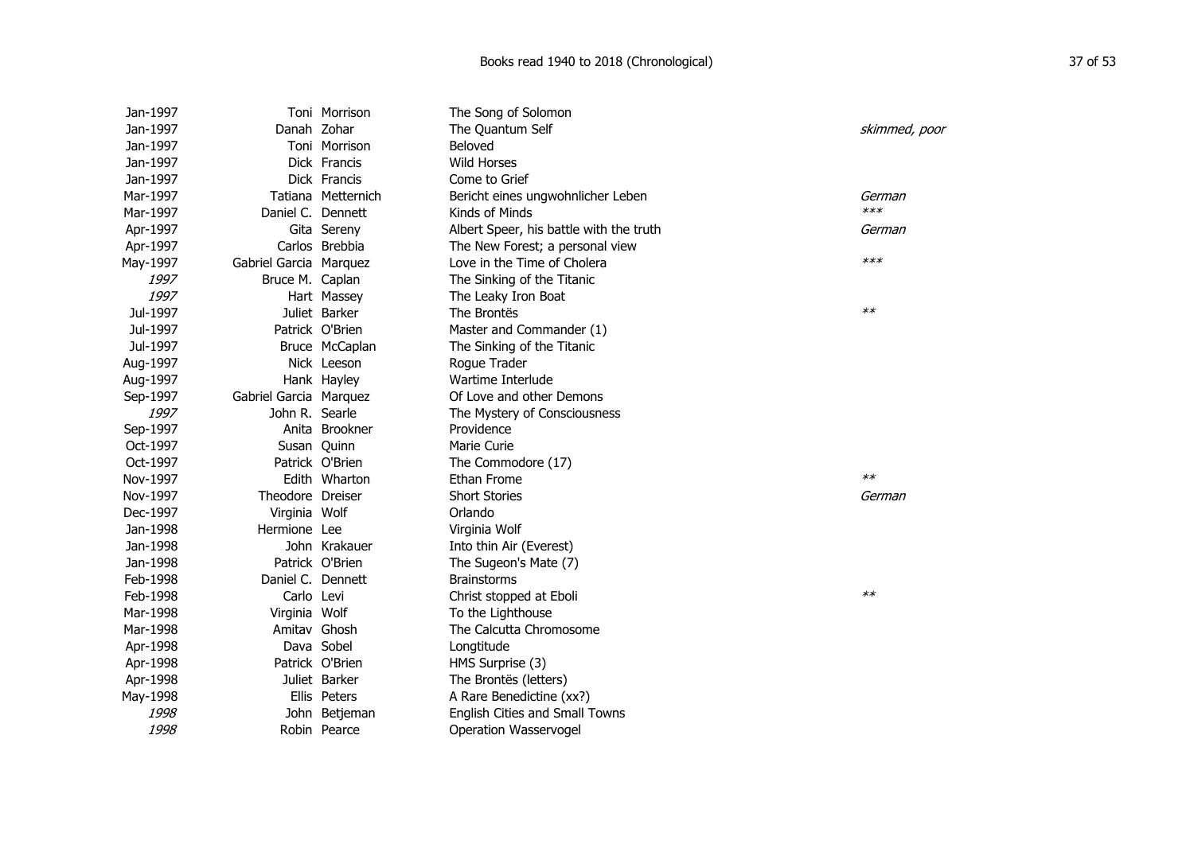| Date | First name | Surname | Title | Notes |
|---|---|---|---|---|
| Jan-1997 | Toni | Morrison | The Song of Solomon | |
| Jan-1997 | Danah | Zohar | The Quantum Self | *skimmed, poor* |
| Jan-1997 | Toni | Morrison | Beloved | |
| Jan-1997 | Dick | Francis | Wild Horses | |
| Jan-1997 | Dick | Francis | Come to Grief | |
| Mar-1997 | Tatiana | Metternich | Bericht eines ungwohnlicher Leben | *German* |
| Mar-1997 | Daniel C. | Dennett | Kinds of Minds | *\*\*\** |
| Apr-1997 | Gita | Sereny | Albert Speer, his battle with the truth | *German* |
| Apr-1997 | Carlos | Brebbia | The New Forest; a personal view | |
| May-1997 | Gabriel Garcia | Marquez | Love in the Time of Cholera | *\*\*\** |
| *1997* | Bruce M. | Caplan | The Sinking of the Titanic | |
| *1997* | Hart | Massey | The Leaky Iron Boat | |
| Jul-1997 | Juliet | Barker | The Brontës | *\*\** |
| Jul-1997 | Patrick | O'Brien | Master and Commander (1) | |
| Jul-1997 | Bruce | McCaplan | The Sinking of the Titanic | |
| Aug-1997 | Nick | Leeson | Rogue Trader | |
| Aug-1997 | Hank | Hayley | Wartime Interlude | |
| Sep-1997 | Gabriel Garcia | Marquez | Of Love and other Demons | |
| *1997* | John R. | Searle | The Mystery of Consciousness | |
| Sep-1997 | Anita | Brookner | Providence | |
| Oct-1997 | Susan | Quinn | Marie Curie | |
| Oct-1997 | Patrick | O'Brien | The Commodore (17) | |
| Nov-1997 | Edith | Wharton | Ethan Frome | *\*\** |
| Nov-1997 | Theodore | Dreiser | Short Stories | *German* |
| Dec-1997 | Virginia | Wolf | Orlando | |
| Jan-1998 | Hermione | Lee | Virginia Wolf | |
| Jan-1998 | John | Krakauer | Into thin Air (Everest) | |
| Jan-1998 | Patrick | O'Brien | The Sugeon's Mate (7) | |
| Feb-1998 | Daniel C. | Dennett | Brainstorms | |
| Feb-1998 | Carlo | Levi | Christ stopped at Eboli | *\*\** |
| Mar-1998 | Virginia | Wolf | To the Lighthouse | |
| Mar-1998 | Amitav | Ghosh | The Calcutta Chromosome | |
| Apr-1998 | Dava | Sobel | Longtitude | |
| Apr-1998 | Patrick | O'Brien | HMS Surprise (3) | |
| Apr-1998 | Juliet | Barker | The Brontës (letters) | |
| May-1998 | Ellis | Peters | A Rare Benedictine (xx?) | |
| *1998* | John | Betjeman | English Cities and Small Towns | |
| *1998* | Robin | Pearce | Operation Wasservogel | |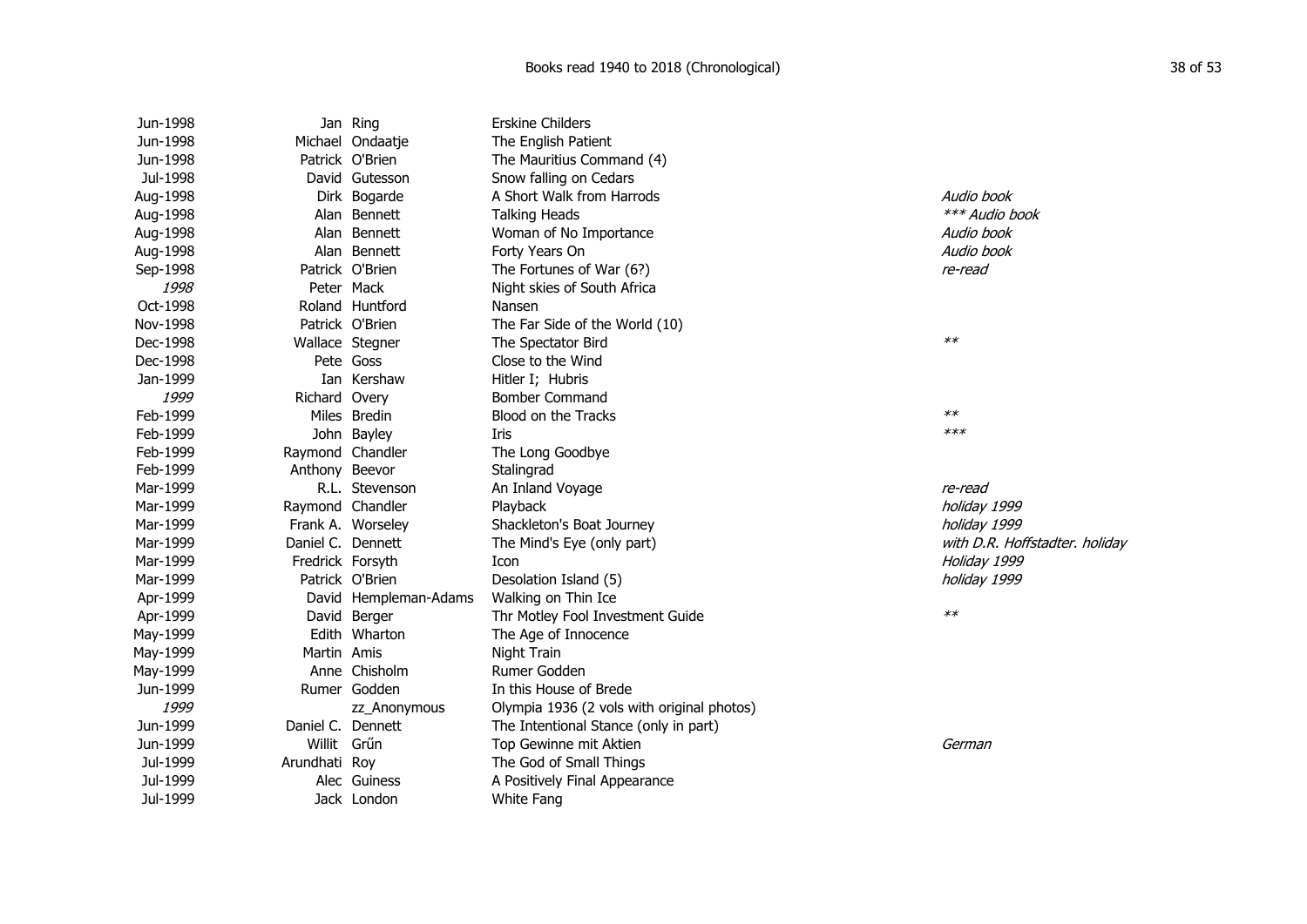| Date | First name | Surname | Title | Notes |
|---|---|---|---|---|
| Jun-1998 | Jan | Ring | Erskine Childers | |
| Jun-1998 | Michael | Ondaatje | The English Patient | |
| Jun-1998 | Patrick | O'Brien | The Mauritius Command (4) | |
| Jul-1998 | David | Gutesson | Snow falling on Cedars | |
| Aug-1998 | Dirk | Bogarde | A Short Walk from Harrods | *Audio book* |
| Aug-1998 | Alan | Bennett | Talking Heads | *\*\*\* Audio book* |
| Aug-1998 | Alan | Bennett | Woman of No Importance | *Audio book* |
| Aug-1998 | Alan | Bennett | Forty Years On | *Audio book* |
| Sep-1998 | Patrick | O'Brien | The Fortunes of War (6?) | *re-read* |
| *1998* | Peter | Mack | Night skies of South Africa | |
| Oct-1998 | Roland | Huntford | Nansen | |
| Nov-1998 | Patrick | O'Brien | The Far Side of the World (10) | |
| Dec-1998 | Wallace | Stegner | The Spectator Bird | *\*\** |
| Dec-1998 | Pete | Goss | Close to the Wind | |
| Jan-1999 | Ian | Kershaw | Hitler I; Hubris | |
| *1999* | Richard | Overy | Bomber Command | |
| Feb-1999 | Miles | Bredin | Blood on the Tracks | *\*\** |
| Feb-1999 | John | Bayley | Iris | *\*\*\** |
| Feb-1999 | Raymond | Chandler | The Long Goodbye | |
| Feb-1999 | Anthony | Beevor | Stalingrad | |
| Mar-1999 | R.L. | Stevenson | An Inland Voyage | *re-read* |
| Mar-1999 | Raymond | Chandler | Playback | *holiday 1999* |
| Mar-1999 | Frank A. | Worseley | Shackleton's Boat Journey | *holiday 1999* |
| Mar-1999 | Daniel C. | Dennett | The Mind's Eye (only part) | *with D.R. Hoffstadter. holiday* |
| Mar-1999 | Fredrick | Forsyth | Icon | *Holiday 1999* |
| Mar-1999 | Patrick | O'Brien | Desolation Island (5) | *holiday 1999* |
| Apr-1999 | David | Hempleman-Adams | Walking on Thin Ice | |
| Apr-1999 | David | Berger | Thr Motley Fool Investment Guide | *\*\** |
| May-1999 | Edith | Wharton | The Age of Innocence | |
| May-1999 | Martin | Amis | Night Train | |
| May-1999 | Anne | Chisholm | Rumer Godden | |
| Jun-1999 | Rumer | Godden | In this House of Brede | |
| *1999* | | zz_Anonymous | Olympia 1936 (2 vols with original photos) | |
| Jun-1999 | Daniel C. | Dennett | The Intentional Stance (only in part) | |
| Jun-1999 | Willit | Grűn | Top Gewinne mit Aktien | *German* |
| Jul-1999 | Arundhati | Roy | The God of Small Things | |
| Jul-1999 | Alec | Guiness | A Positively Final Appearance | |
| Jul-1999 | Jack | London | White Fang | |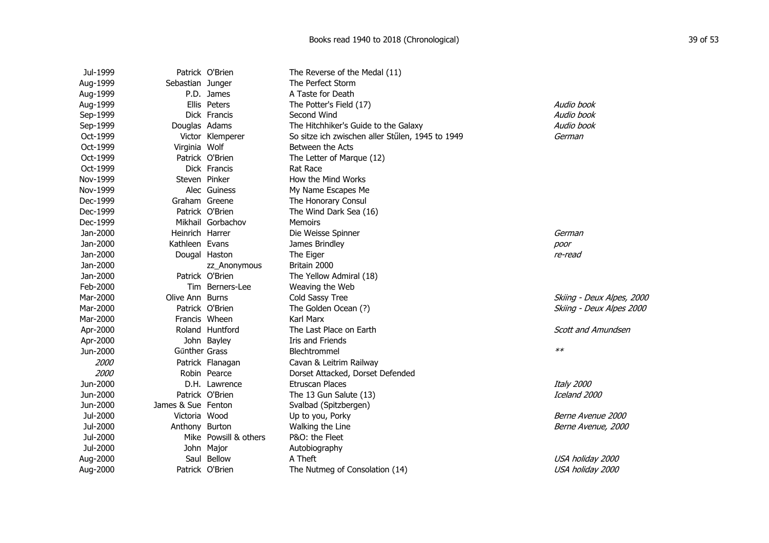| Date | First name | Surname | Title | Notes |
|---|---|---|---|---|
| Jul-1999 | Patrick | O'Brien | The Reverse of the Medal (11) | |
| Aug-1999 | Sebastian | Junger | The Perfect Storm | |
| Aug-1999 | P.D. | James | A Taste for Death | |
| Aug-1999 | Ellis | Peters | The Potter's Field (17) | *Audio book* |
| Sep-1999 | Dick | Francis | Second Wind | *Audio book* |
| Sep-1999 | Douglas | Adams | The Hitchhiker's Guide to the Galaxy | *Audio book* |
| Oct-1999 | Victor | Klemperer | So sitze ich zwischen aller Stűlen, 1945 to 1949 | *German* |
| Oct-1999 | Virginia | Wolf | Between the Acts | |
| Oct-1999 | Patrick | O'Brien | The Letter of Marque (12) | |
| Oct-1999 | Dick | Francis | Rat Race | |
| Nov-1999 | Steven | Pinker | How the Mind Works | |
| Nov-1999 | Alec | Guiness | My Name Escapes Me | |
| Dec-1999 | Graham | Greene | The Honorary Consul | |
| Dec-1999 | Patrick | O'Brien | The Wind Dark Sea (16) | |
| Dec-1999 | Mikhail | Gorbachov | Memoirs | |
| Jan-2000 | Heinrich | Harrer | Die Weisse Spinner | *German* |
| Jan-2000 | Kathleen | Evans | James Brindley | *poor* |
| Jan-2000 | Dougal | Haston | The Eiger | *re-read* |
| Jan-2000 | | zz_Anonymous | Britain 2000 | |
| Jan-2000 | Patrick | O'Brien | The Yellow Admiral (18) | |
| Feb-2000 | Tim | Berners-Lee | Weaving the Web | |
| Mar-2000 | Olive Ann | Burns | Cold Sassy Tree | *Skiing - Deux Alpes, 2000* |
| Mar-2000 | Patrick | O'Brien | The Golden Ocean (?) | *Skiing - Deux Alpes 2000* |
| Mar-2000 | Francis | Wheen | Karl Marx | |
| Apr-2000 | Roland | Huntford | The Last Place on Earth | *Scott and Amundsen* |
| Apr-2000 | John | Bayley | Iris and Friends | |
| Jun-2000 | Gűnther | Grass | Blechtrommel | *\*\** |
| *2000* | Patrick | Flanagan | Cavan & Leitrim Railway | |
| *2000* | Robin | Pearce | Dorset Attacked, Dorset Defended | |
| Jun-2000 | D.H. | Lawrence | Etruscan Places | *Italy 2000* |
| Jun-2000 | Patrick | O'Brien | The 13 Gun Salute (13) | *Iceland 2000* |
| Jun-2000 | James & Sue | Fenton | Svalbad (Spitzbergen) | |
| Jul-2000 | Victoria | Wood | Up to you, Porky | *Berne Avenue 2000* |
| Jul-2000 | Anthony | Burton | Walking the Line | *Berne Avenue, 2000* |
| Jul-2000 | Mike | Powsill & others | P&O: the Fleet | |
| Jul-2000 | John | Major | Autobiography | |
| Aug-2000 | Saul | Bellow | A Theft | *USA holiday 2000* |
| Aug-2000 | Patrick | O'Brien | The Nutmeg of Consolation (14) | *USA holiday 2000* |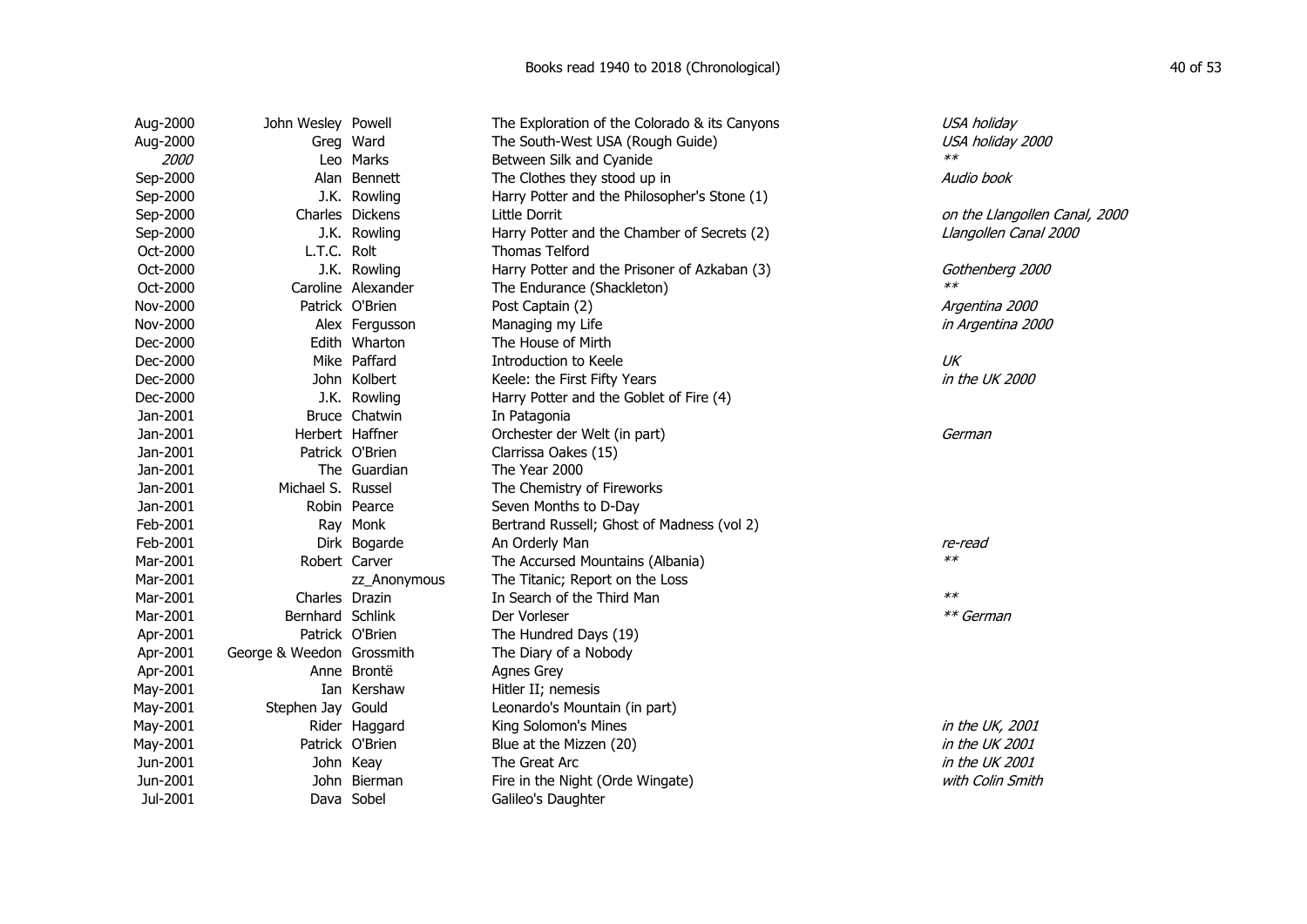| Date | First name | Surname | Title | Notes |
|---|---|---|---|---|
| Aug-2000 | John Wesley | Powell | The Exploration of the Colorado & its Canyons | *USA holiday* |
| Aug-2000 | Greg | Ward | The South-West USA (Rough Guide) | *USA holiday 2000* |
| *2000* | Leo | Marks | Between Silk and Cyanide | ** |
| Sep-2000 | Alan | Bennett | The Clothes they stood up in | *Audio book* |
| Sep-2000 | J.K. | Rowling | Harry Potter and the Philosopher's Stone (1) | |
| Sep-2000 | Charles | Dickens | Little Dorrit | *on the Llangollen Canal, 2000* |
| Sep-2000 | J.K. | Rowling | Harry Potter and the Chamber of Secrets (2) | *Llangollen Canal 2000* |
| Oct-2000 | L.T.C. | Rolt | Thomas Telford | |
| Oct-2000 | J.K. | Rowling | Harry Potter and the Prisoner of Azkaban (3) | *Gothenberg 2000* |
| Oct-2000 | Caroline | Alexander | The Endurance (Shackleton) | ** |
| Nov-2000 | Patrick | O'Brien | Post Captain (2) | *Argentina 2000* |
| Nov-2000 | Alex | Fergusson | Managing my Life | *in Argentina 2000* |
| Dec-2000 | Edith | Wharton | The House of Mirth | |
| Dec-2000 | Mike | Paffard | Introduction to Keele | *UK* |
| Dec-2000 | John | Kolbert | Keele: the First Fifty Years | *in the UK 2000* |
| Dec-2000 | J.K. | Rowling | Harry Potter and the Goblet of Fire (4) | |
| Jan-2001 | Bruce | Chatwin | In Patagonia | |
| Jan-2001 | Herbert | Haffner | Orchester der Welt (in part) | *German* |
| Jan-2001 | Patrick | O'Brien | Clarrissa Oakes (15) | |
| Jan-2001 | The | Guardian | The Year 2000 | |
| Jan-2001 | Michael S. | Russel | The Chemistry of Fireworks | |
| Jan-2001 | Robin | Pearce | Seven Months to D-Day | |
| Feb-2001 | Ray | Monk | Bertrand Russell; Ghost of Madness (vol 2) | |
| Feb-2001 | Dirk | Bogarde | An Orderly Man | *re-read* |
| Mar-2001 | Robert | Carver | The Accursed Mountains (Albania) | ** |
| Mar-2001 | | zz_Anonymous | The Titanic; Report on the Loss | |
| Mar-2001 | Charles | Drazin | In Search of the Third Man | ** |
| Mar-2001 | Bernhard | Schlink | Der Vorleser | *** German* |
| Apr-2001 | Patrick | O'Brien | The Hundred Days (19) | |
| Apr-2001 | George & Weedon | Grossmith | The Diary of a Nobody | |
| Apr-2001 | Anne | Brontë | Agnes Grey | |
| May-2001 | Ian | Kershaw | Hitler II; nemesis | |
| May-2001 | Stephen Jay | Gould | Leonardo's Mountain (in part) | |
| May-2001 | Rider | Haggard | King Solomon's Mines | *in the UK, 2001* |
| May-2001 | Patrick | O'Brien | Blue at the Mizzen (20) | *in the UK 2001* |
| Jun-2001 | John | Keay | The Great Arc | *in the UK 2001* |
| Jun-2001 | John | Bierman | Fire in the Night (Orde Wingate) | *with Colin Smith* |
| Jul-2001 | Dava | Sobel | Galileo's Daughter | |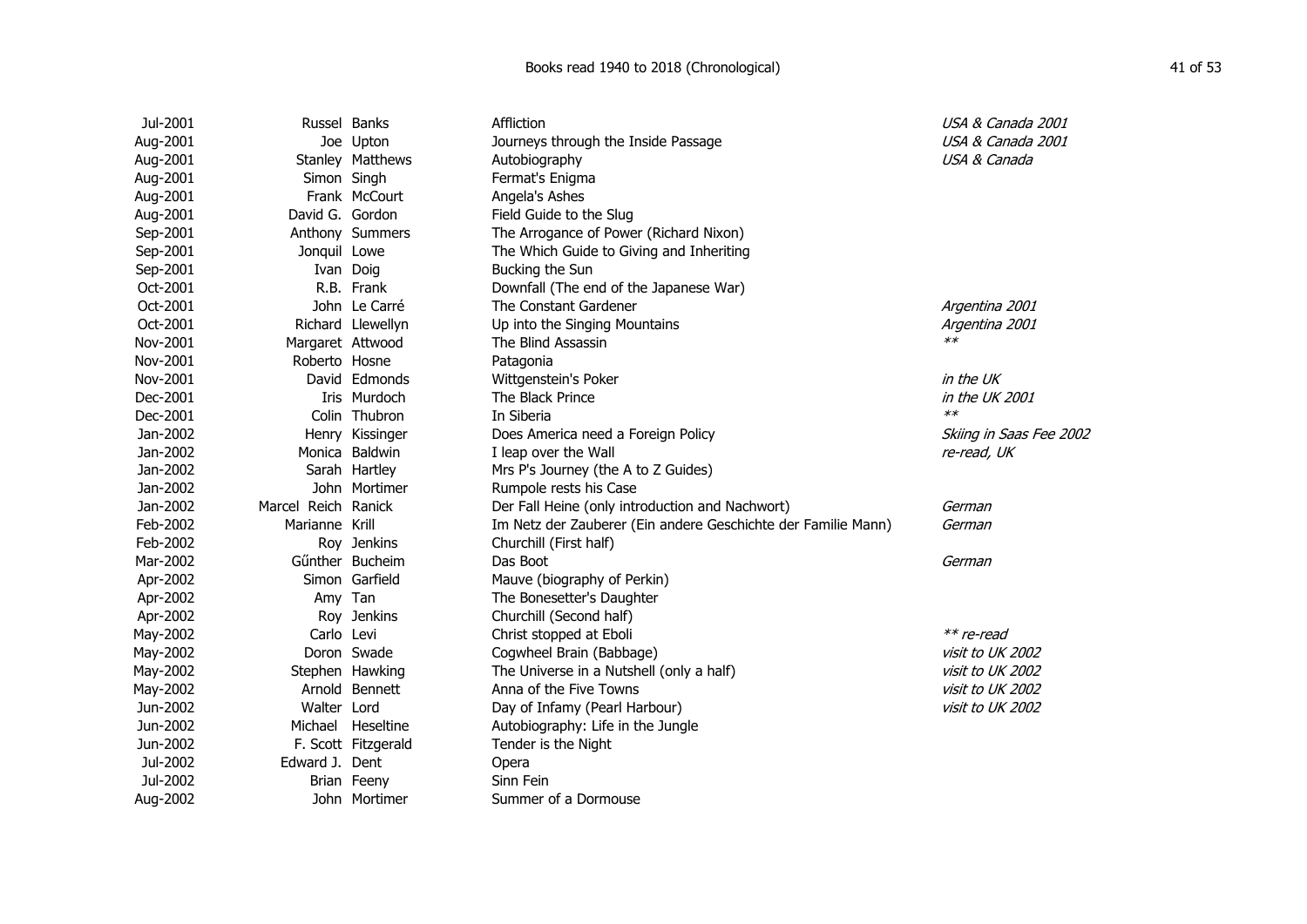| Date | First name | Surname | Title | Notes |
|---|---|---|---|---|
| Jul-2001 | Russel | Banks | Affliction | *USA & Canada 2001* |
| Aug-2001 | Joe | Upton | Journeys through the Inside Passage | *USA & Canada 2001* |
| Aug-2001 | Stanley | Matthews | Autobiography | *USA & Canada* |
| Aug-2001 | Simon | Singh | Fermat's Enigma | |
| Aug-2001 | Frank | McCourt | Angela's Ashes | |
| Aug-2001 | David G. | Gordon | Field Guide to the Slug | |
| Sep-2001 | Anthony | Summers | The Arrogance of Power (Richard Nixon) | |
| Sep-2001 | Jonquil | Lowe | The Which Guide to Giving and Inheriting | |
| Sep-2001 | Ivan | Doig | Bucking the Sun | |
| Oct-2001 | R.B. | Frank | Downfall (The end of the Japanese War) | |
| Oct-2001 | John | Le Carré | The Constant Gardener | *Argentina 2001* |
| Oct-2001 | Richard | Llewellyn | Up into the Singing Mountains | *Argentina 2001* |
| Nov-2001 | Margaret | Attwood | The Blind Assassin | *\*\** |
| Nov-2001 | Roberto | Hosne | Patagonia | |
| Nov-2001 | David | Edmonds | Wittgenstein's Poker | *in the UK* |
| Dec-2001 | Iris | Murdoch | The Black Prince | *in the UK 2001* |
| Dec-2001 | Colin | Thubron | In Siberia | *\*\** |
| Jan-2002 | Henry | Kissinger | Does America need a Foreign Policy | *Skiing in Saas Fee 2002* |
| Jan-2002 | Monica | Baldwin | I leap over the Wall | *re-read, UK* |
| Jan-2002 | Sarah | Hartley | Mrs P's Journey (the A to Z Guides) | |
| Jan-2002 | John | Mortimer | Rumpole rests his Case | |
| Jan-2002 | Marcel | Reich Ranick | Der Fall Heine (only introduction and Nachwort) | *German* |
| Feb-2002 | Marianne | Krill | Im Netz der Zauberer (Ein andere Geschichte der Familie Mann) | *German* |
| Feb-2002 | Roy | Jenkins | Churchill (First half) | |
| Mar-2002 | Gűnther | Bucheim | Das Boot | *German* |
| Apr-2002 | Simon | Garfield | Mauve (biography of Perkin) | |
| Apr-2002 | Amy | Tan | The Bonesetter's Daughter | |
| Apr-2002 | Roy | Jenkins | Churchill (Second half) | |
| May-2002 | Carlo | Levi | Christ stopped at Eboli | *\*\* re-read* |
| May-2002 | Doron | Swade | Cogwheel Brain (Babbage) | *visit to UK 2002* |
| May-2002 | Stephen | Hawking | The Universe in a Nutshell (only a half) | *visit to UK 2002* |
| May-2002 | Arnold | Bennett | Anna of the Five Towns | *visit to UK 2002* |
| Jun-2002 | Walter | Lord | Day of Infamy (Pearl Harbour) | *visit to UK 2002* |
| Jun-2002 | Michael | Heseltine | Autobiography: Life in the Jungle | |
| Jun-2002 | F. Scott | Fitzgerald | Tender is the Night | |
| Jul-2002 | Edward J. | Dent | Opera | |
| Jul-2002 | Brian | Feeny | Sinn Fein | |
| Aug-2002 | John | Mortimer | Summer of a Dormouse | |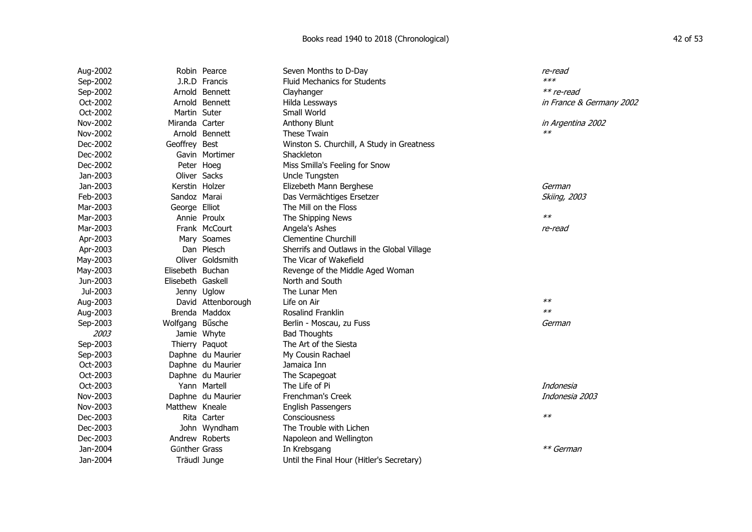| | | | | |
|---|---|---|---|---|
| Aug-2002 | Robin | Pearce | Seven Months to D-Day | *re-read* |
| Sep-2002 | J.R.D | Francis | Fluid Mechanics for Students | *\*\*\** |
| Sep-2002 | Arnold | Bennett | Clayhanger | *\*\* re-read* |
| Oct-2002 | Arnold | Bennett | Hilda Lessways | *in France & Germany 2002* |
| Oct-2002 | Martin | Suter | Small World | |
| Nov-2002 | Miranda | Carter | Anthony Blunt | *in Argentina 2002* |
| Nov-2002 | Arnold | Bennett | These Twain | *\*\** |
| Dec-2002 | Geoffrey | Best | Winston S. Churchill, A Study in Greatness | |
| Dec-2002 | Gavin | Mortimer | Shackleton | |
| Dec-2002 | Peter | Hoeg | Miss Smilla's Feeling for Snow | |
| Jan-2003 | Oliver | Sacks | Uncle Tungsten | |
| Jan-2003 | Kerstin | Holzer | Elizebeth Mann Berghese | *German* |
| Feb-2003 | Sandoz | Marai | Das Vermächtiges Ersetzer | *Skiing, 2003* |
| Mar-2003 | George | Elliot | The Mill on the Floss | |
| Mar-2003 | Annie | Proulx | The Shipping News | *\*\** |
| Mar-2003 | Frank | McCourt | Angela's Ashes | *re-read* |
| Apr-2003 | Mary | Soames | Clementine Churchill | |
| Apr-2003 | Dan | Plesch | Sherrifs and Outlaws in the Global Village | |
| May-2003 | Oliver | Goldsmith | The Vicar of Wakefield | |
| May-2003 | Elisebeth | Buchan | Revenge of the Middle Aged Woman | |
| Jun-2003 | Elisebeth | Gaskell | North and South | |
| Jul-2003 | Jenny | Uglow | The Lunar Men | |
| Aug-2003 | David | Attenborough | Life on Air | *\*\** |
| Aug-2003 | Brenda | Maddox | Rosalind Franklin | *\*\** |
| Sep-2003 | Wolfgang | Bűsche | Berlin - Moscau, zu Fuss | *German* |
| *2003* | Jamie | Whyte | Bad Thoughts | |
| Sep-2003 | Thierry | Paquot | The Art of the Siesta | |
| Sep-2003 | Daphne | du Maurier | My Cousin Rachael | |
| Oct-2003 | Daphne | du Maurier | Jamaica Inn | |
| Oct-2003 | Daphne | du Maurier | The Scapegoat | |
| Oct-2003 | Yann | Martell | The Life of Pi | *Indonesia* |
| Nov-2003 | Daphne | du Maurier | Frenchman's Creek | *Indonesia 2003* |
| Nov-2003 | Matthew | Kneale | English Passengers | |
| Dec-2003 | Rita | Carter | Consciousness | *\*\** |
| Dec-2003 | John | Wyndham | The Trouble with Lichen | |
| Dec-2003 | Andrew | Roberts | Napoleon and Wellington | |
| Jan-2004 | Gűnther | Grass | In Krebsgang | *\*\* German* |
| Jan-2004 | Träudl | Junge | Until the Final Hour (Hitler's Secretary) | |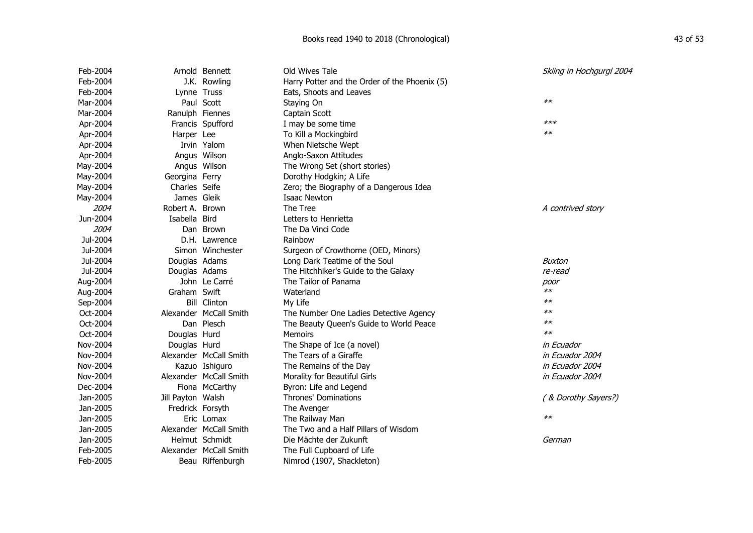| Date | First name | Surname | Title | Notes |
|---|---|---|---|---|
| Feb-2004 | Arnold | Bennett | Old Wives Tale | *Skiing in Hochgurgl 2004* |
| Feb-2004 | J.K. | Rowling | Harry Potter and the Order of the Phoenix (5) | |
| Feb-2004 | Lynne | Truss | Eats, Shoots and Leaves | |
| Mar-2004 | Paul | Scott | Staying On | ** |
| Mar-2004 | Ranulph | Fiennes | Captain Scott | |
| Apr-2004 | Francis | Spufford | I may be some time | *** |
| Apr-2004 | Harper | Lee | To Kill a Mockingbird | ** |
| Apr-2004 | Irvin | Yalom | When Nietsche Wept | |
| Apr-2004 | Angus | Wilson | Anglo-Saxon Attitudes | |
| May-2004 | Angus | Wilson | The Wrong Set (short stories) | |
| May-2004 | Georgina | Ferry | Dorothy Hodgkin; A Life | |
| May-2004 | Charles | Seife | Zero; the Biography of a Dangerous Idea | |
| May-2004 | James | Gleik | Isaac Newton | |
| *2004* | Robert A. | Brown | The Tree | *A contrived story* |
| Jun-2004 | Isabella | Bird | Letters to Henrietta | |
| *2004* | Dan | Brown | The Da Vinci Code | |
| Jul-2004 | D.H. | Lawrence | Rainbow | |
| Jul-2004 | Simon | Winchester | Surgeon of Crowthorne (OED, Minors) | |
| Jul-2004 | Douglas | Adams | Long Dark Teatime of the Soul | *Buxton* |
| Jul-2004 | Douglas | Adams | The Hitchhiker's Guide to the Galaxy | *re-read* |
| Aug-2004 | John | Le Carré | The Tailor of Panama | *poor* |
| Aug-2004 | Graham | Swift | Waterland | ** |
| Sep-2004 | Bill | Clinton | My Life | ** |
| Oct-2004 | Alexander | McCall Smith | The Number One Ladies Detective Agency | ** |
| Oct-2004 | Dan | Plesch | The Beauty Queen's Guide to World Peace | ** |
| Oct-2004 | Douglas | Hurd | Memoirs | ** |
| Nov-2004 | Douglas | Hurd | The Shape of Ice (a novel) | *in Ecuador* |
| Nov-2004 | Alexander | McCall Smith | The Tears of a Giraffe | *in Ecuador 2004* |
| Nov-2004 | Kazuo | Ishiguro | The Remains of the Day | *in Ecuador 2004* |
| Nov-2004 | Alexander | McCall Smith | Morality for Beautiful Girls | *in Ecuador 2004* |
| Dec-2004 | Fiona | McCarthy | Byron: Life and Legend | |
| Jan-2005 | Jill Payton | Walsh | Thrones' Dominations | *( & Dorothy Sayers?)* |
| Jan-2005 | Fredrick | Forsyth | The Avenger | |
| Jan-2005 | Eric | Lomax | The Railway Man | ** |
| Jan-2005 | Alexander | McCall Smith | The Two and a Half Pillars of Wisdom | |
| Jan-2005 | Helmut | Schmidt | Die Mächte der Zukunft | *German* |
| Feb-2005 | Alexander | McCall Smith | The Full Cupboard of Life | |
| Feb-2005 | Beau | Riffenburgh | Nimrod (1907, Shackleton) | |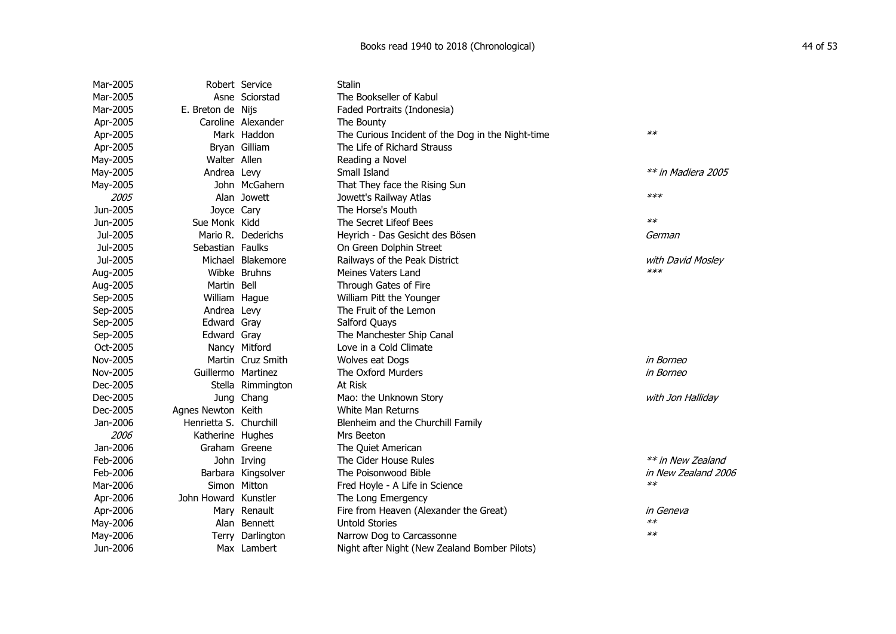| Date | First name | Surname | Title | Notes |
|---|---|---|---|---|
| Mar-2005 | Robert | Service | Stalin | |
| Mar-2005 | Asne | Sciorstad | The Bookseller of Kabul | |
| Mar-2005 | E. Breton de | Nijs | Faded Portraits (Indonesia) | |
| Apr-2005 | Caroline | Alexander | The Bounty | |
| Apr-2005 | Mark | Haddon | The Curious Incident of the Dog in the Night-time | ** |
| Apr-2005 | Bryan | Gilliam | The Life of Richard Strauss | |
| May-2005 | Walter | Allen | Reading a Novel | |
| May-2005 | Andrea | Levy | Small Island | *** in Madiera 2005* |
| May-2005 | John | McGahern | That They face the Rising Sun | |
| *2005* | Alan | Jowett | Jowett's Railway Atlas | *** |
| Jun-2005 | Joyce | Cary | The Horse's Mouth | |
| Jun-2005 | Sue Monk | Kidd | The Secret Lifeof Bees | ** |
| Jul-2005 | Mario R. | Dederichs | Heyrich - Das Gesicht des Bösen | *German* |
| Jul-2005 | Sebastian | Faulks | On Green Dolphin Street | |
| Jul-2005 | Michael | Blakemore | Railways of the Peak District | *with David Mosley* |
| Aug-2005 | Wibke | Bruhns | Meines Vaters Land | *** |
| Aug-2005 | Martin | Bell | Through Gates of Fire | |
| Sep-2005 | William | Hague | William Pitt the Younger | |
| Sep-2005 | Andrea | Levy | The Fruit of the Lemon | |
| Sep-2005 | Edward | Gray | Salford Quays | |
| Sep-2005 | Edward | Gray | The Manchester Ship Canal | |
| Oct-2005 | Nancy | Mitford | Love in a Cold Climate | |
| Nov-2005 | Martin | Cruz Smith | Wolves eat Dogs | *in Borneo* |
| Nov-2005 | Guillermo | Martinez | The Oxford Murders | *in Borneo* |
| Dec-2005 | Stella | Rimmington | At Risk | |
| Dec-2005 | Jung | Chang | Mao: the Unknown Story | *with Jon Halliday* |
| Dec-2005 | Agnes Newton | Keith | White Man Returns | |
| Jan-2006 | Henrietta S. | Churchill | Blenheim and the Churchill Family | |
| *2006* | Katherine | Hughes | Mrs Beeton | |
| Jan-2006 | Graham | Greene | The Quiet American | |
| Feb-2006 | John | Irving | The Cider House Rules | *** in New Zealand* |
| Feb-2006 | Barbara | Kingsolver | The Poisonwood Bible | *in New Zealand 2006* |
| Mar-2006 | Simon | Mitton | Fred Hoyle - A Life in Science | ** |
| Apr-2006 | John Howard | Kunstler | The Long Emergency | |
| Apr-2006 | Mary | Renault | Fire from Heaven (Alexander the Great) | *in Geneva* |
| May-2006 | Alan | Bennett | Untold Stories | ** |
| May-2006 | Terry | Darlington | Narrow Dog to Carcassonne | ** |
| Jun-2006 | Max | Lambert | Night after Night (New Zealand Bomber Pilots) | |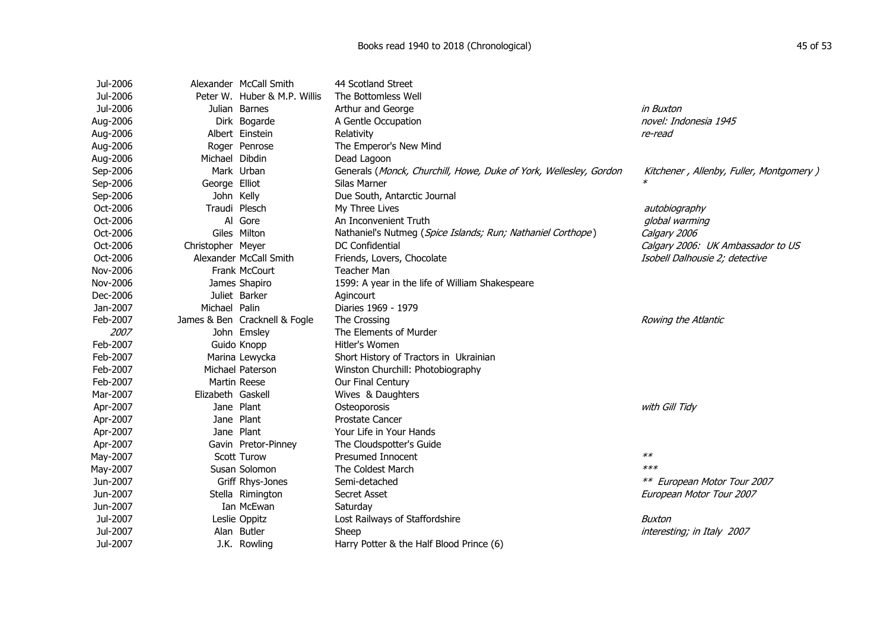| Date | First name | Surname | Title | Notes |
|---|---|---|---|---|
| Jul-2006 | Alexander | McCall Smith | 44 Scotland Street | |
| Jul-2006 | Peter W. | Huber & M.P. Willis | The Bottomless Well | |
| Jul-2006 | Julian | Barnes | Arthur and George | *in Buxton* |
| Aug-2006 | Dirk | Bogarde | A Gentle Occupation | *novel: Indonesia 1945* |
| Aug-2006 | Albert | Einstein | Relativity | *re-read* |
| Aug-2006 | Roger | Penrose | The Emperor's New Mind | |
| Aug-2006 | Michael | Dibdin | Dead Lagoon | |
| Sep-2006 | Mark | Urban | Generals (*Monck, Churchill, Howe, Duke of York, Wellesley, Gordon* | *Kitchener , Allenby, Fuller, Montgomery )* |
| Sep-2006 | George | Elliot | Silas Marner | * |
| Sep-2006 | John | Kelly | Due South, Antarctic Journal | |
| Oct-2006 | Traudi | Plesch | My Three Lives | *autobiography* |
| Oct-2006 | Al | Gore | An Inconvenient Truth | *global warming* |
| Oct-2006 | Giles | Milton | Nathaniel's Nutmeg (*Spice Islands; Run; Nathaniel Corthope*) | *Calgary 2006* |
| Oct-2006 | Christopher | Meyer | DC Confidential | *Calgary 2006: UK Ambassador to US* |
| Oct-2006 | Alexander | McCall Smith | Friends, Lovers, Chocolate | *Isobell Dalhousie 2; detective* |
| Nov-2006 | Frank | McCourt | Teacher Man | |
| Nov-2006 | James | Shapiro | 1599: A year in the life of William Shakespeare | |
| Dec-2006 | Juliet | Barker | Agincourt | |
| Jan-2007 | Michael | Palin | Diaries 1969 - 1979 | |
| Feb-2007 | James & Ben | Cracknell & Fogle | The Crossing | *Rowing the Atlantic* |
| *2007* | John | Emsley | The Elements of Murder | |
| Feb-2007 | Guido | Knopp | Hitler's Women | |
| Feb-2007 | Marina | Lewycka | Short History of Tractors in Ukrainian | |
| Feb-2007 | Michael | Paterson | Winston Churchill: Photobiography | |
| Feb-2007 | Martin | Reese | Our Final Century | |
| Mar-2007 | Elizabeth | Gaskell | Wives & Daughters | |
| Apr-2007 | Jane | Plant | Osteoporosis | *with Gill Tidy* |
| Apr-2007 | Jane | Plant | Prostate Cancer | |
| Apr-2007 | Jane | Plant | Your Life in Your Hands | |
| Apr-2007 | Gavin | Pretor-Pinney | The Cloudspotter's Guide | |
| May-2007 | Scott | Turow | Presumed Innocent | ** |
| May-2007 | Susan | Solomon | The Coldest March | *** |
| Jun-2007 | Griff | Rhys-Jones | Semi-detached | ** *European Motor Tour 2007* |
| Jun-2007 | Stella | Rimington | Secret Asset | *European Motor Tour 2007* |
| Jun-2007 | Ian | McEwan | Saturday | |
| Jul-2007 | Leslie | Oppitz | Lost Railways of Staffordshire | *Buxton* |
| Jul-2007 | Alan | Butler | Sheep | *interesting; in Italy 2007* |
| Jul-2007 | J.K. | Rowling | Harry Potter & the Half Blood Prince (6) | |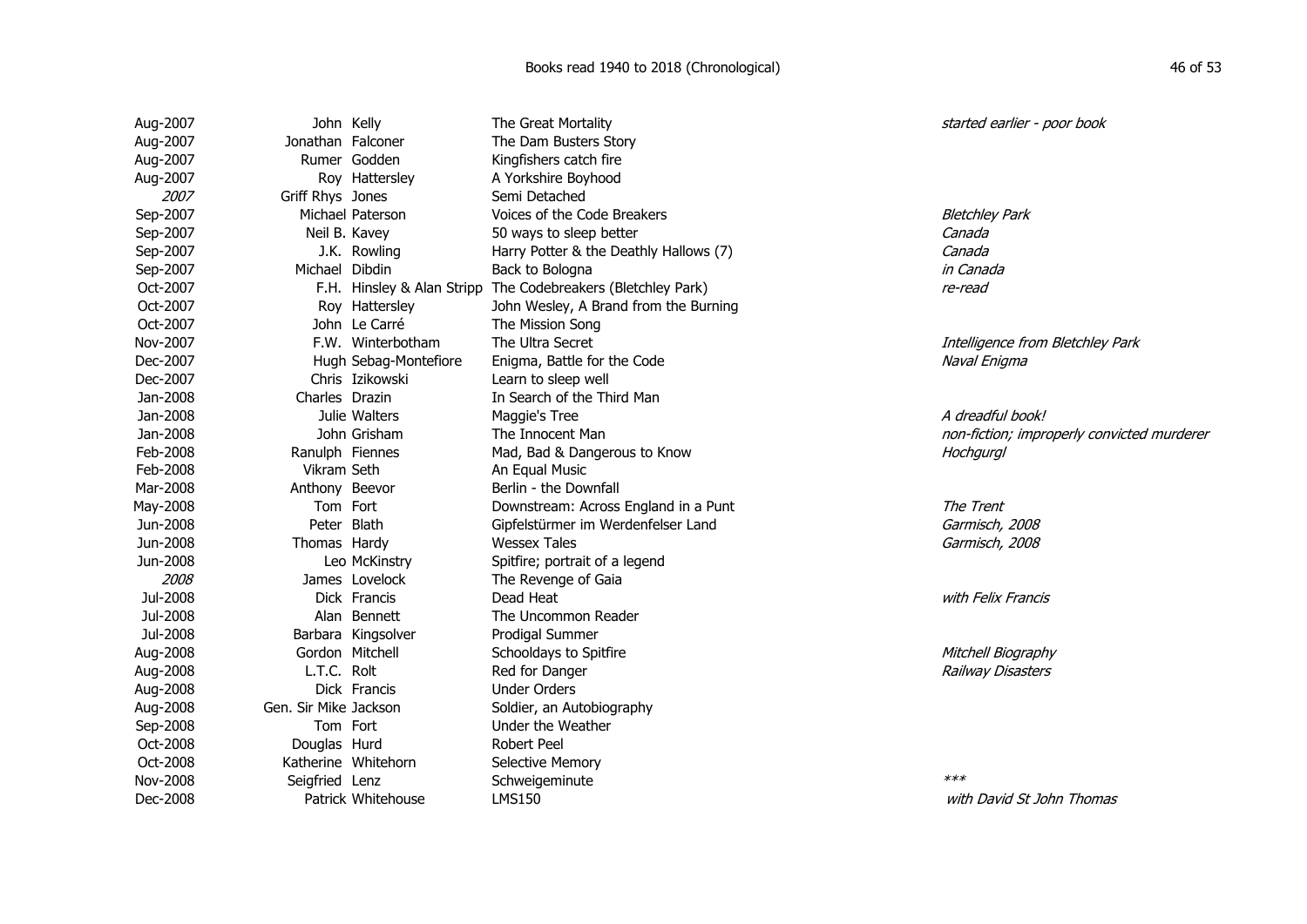| | | | | |
|---|---|---|---|---|
| Aug-2007 | John | Kelly | The Great Mortality | *started earlier - poor book* |
| Aug-2007 | Jonathan | Falconer | The Dam Busters Story | |
| Aug-2007 | Rumer | Godden | Kingfishers catch fire | |
| Aug-2007 | Roy | Hattersley | A Yorkshire Boyhood | |
| *2007* | Griff Rhys | Jones | Semi Detached | |
| Sep-2007 | Michael | Paterson | Voices of the Code Breakers | *Bletchley Park* |
| Sep-2007 | Neil B. | Kavey | 50 ways to sleep better | *Canada* |
| Sep-2007 | J.K. | Rowling | Harry Potter & the Deathly Hallows (7) | *Canada* |
| Sep-2007 | Michael | Dibdin | Back to Bologna | *in Canada* |
| Oct-2007 | F.H. | Hinsley & Alan Stripp | The Codebreakers (Bletchley Park) | *re-read* |
| Oct-2007 | Roy | Hattersley | John Wesley, A Brand from the Burning | |
| Oct-2007 | John | Le Carré | The Mission Song | |
| Nov-2007 | F.W. | Winterbotham | The Ultra Secret | *Intelligence from Bletchley Park* |
| Dec-2007 | Hugh | Sebag-Montefiore | Enigma, Battle for the Code | *Naval Enigma* |
| Dec-2007 | Chris | Izikowski | Learn to sleep well | |
| Jan-2008 | Charles | Drazin | In Search of the Third Man | |
| Jan-2008 | Julie | Walters | Maggie's Tree | *A dreadful book!* |
| Jan-2008 | John | Grisham | The Innocent Man | *non-fiction; improperly convicted murderer* |
| Feb-2008 | Ranulph | Fiennes | Mad, Bad & Dangerous to Know | *Hochgurgl* |
| Feb-2008 | Vikram | Seth | An Equal Music | |
| Mar-2008 | Anthony | Beevor | Berlin - the Downfall | |
| May-2008 | Tom | Fort | Downstream: Across England in a Punt | *The Trent* |
| Jun-2008 | Peter | Blath | Gipfelstürmer im Werdenfelser Land | *Garmisch, 2008* |
| Jun-2008 | Thomas | Hardy | Wessex Tales | *Garmisch, 2008* |
| Jun-2008 | Leo | McKinstry | Spitfire; portrait of a legend | |
| *2008* | James | Lovelock | The Revenge of Gaia | |
| Jul-2008 | Dick | Francis | Dead Heat | *with Felix Francis* |
| Jul-2008 | Alan | Bennett | The Uncommon Reader | |
| Jul-2008 | Barbara | Kingsolver | Prodigal Summer | |
| Aug-2008 | Gordon | Mitchell | Schooldays to Spitfire | *Mitchell Biography* |
| Aug-2008 | L.T.C. | Rolt | Red for Danger | *Railway Disasters* |
| Aug-2008 | Dick | Francis | Under Orders | |
| Aug-2008 | Gen. Sir Mike | Jackson | Soldier, an Autobiography | |
| Sep-2008 | Tom | Fort | Under the Weather | |
| Oct-2008 | Douglas | Hurd | Robert Peel | |
| Oct-2008 | Katherine | Whitehorn | Selective Memory | |
| Nov-2008 | Seigfried | Lenz | Schweigeminute | *** |
| Dec-2008 | Patrick | Whitehouse | LMS150 | *with David St John Thomas* |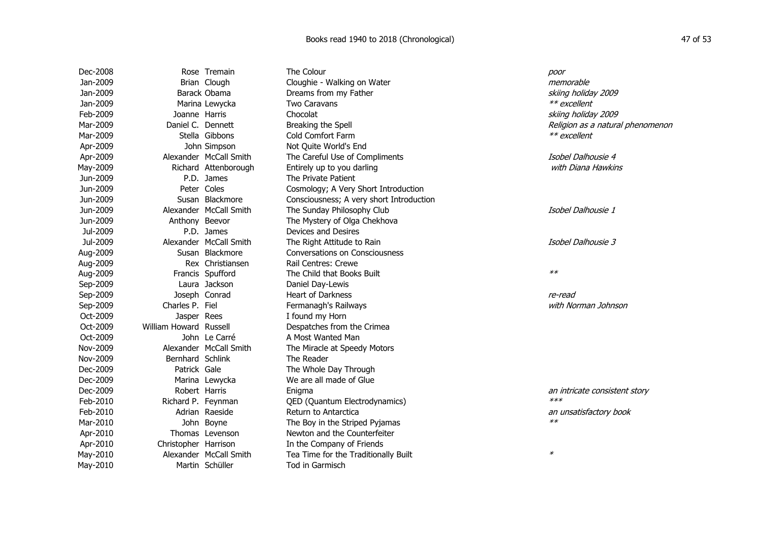| Date | First name | Surname | Title | Notes |
|---|---|---|---|---|
| Dec-2008 | Rose | Tremain | The Colour | *poor* |
| Jan-2009 | Brian | Clough | Cloughie - Walking on Water | *memorable* |
| Jan-2009 | Barack | Obama | Dreams from my Father | *skiing holiday 2009* |
| Jan-2009 | Marina | Lewycka | Two Caravans | *** excellent* |
| Feb-2009 | Joanne | Harris | Chocolat | *skiing holiday 2009* |
| Mar-2009 | Daniel C. | Dennett | Breaking the Spell | *Religion as a natural phenomenon* |
| Mar-2009 | Stella | Gibbons | Cold Comfort Farm | *** excellent* |
| Apr-2009 | John | Simpson | Not Quite World's End | |
| Apr-2009 | Alexander | McCall Smith | The Careful Use of Compliments | *Isobel Dalhousie 4* |
| May-2009 | Richard | Attenborough | Entirely up to you darling | *with Diana Hawkins* |
| Jun-2009 | P.D. | James | The Private Patient | |
| Jun-2009 | Peter | Coles | Cosmology; A Very Short Introduction | |
| Jun-2009 | Susan | Blackmore | Consciousness; A very short Introduction | |
| Jun-2009 | Alexander | McCall Smith | The Sunday Philosophy Club | *Isobel Dalhousie 1* |
| Jun-2009 | Anthony | Beevor | The Mystery of Olga Chekhova | |
| Jul-2009 | P.D. | James | Devices and Desires | |
| Jul-2009 | Alexander | McCall Smith | The Right Attitude to Rain | *Isobel Dalhousie 3* |
| Aug-2009 | Susan | Blackmore | Conversations on Consciousness | |
| Aug-2009 | Rex | Christiansen | Rail Centres: Crewe | |
| Aug-2009 | Francis | Spufford | The Child that Books Built | *** |
| Sep-2009 | Laura | Jackson | Daniel Day-Lewis | |
| Sep-2009 | Joseph | Conrad | Heart of Darkness | *re-read* |
| Sep-2009 | Charles P. | Fiel | Fermanagh's Railways | *with Norman Johnson* |
| Oct-2009 | Jasper | Rees | I found my Horn | |
| Oct-2009 | William Howard | Russell | Despatches from the Crimea | |
| Oct-2009 | John | Le Carré | A Most Wanted Man | |
| Nov-2009 | Alexander | McCall Smith | The Miracle at Speedy Motors | |
| Nov-2009 | Bernhard | Schlink | The Reader | |
| Dec-2009 | Patrick | Gale | The Whole Day Through | |
| Dec-2009 | Marina | Lewycka | We are all made of Glue | |
| Dec-2009 | Robert | Harris | Enigma | *an intricate consistent story* |
| Feb-2010 | Richard P. | Feynman | QED (Quantum Electrodynamics) | **** |
| Feb-2010 | Adrian | Raeside | Return to Antarctica | *an unsatisfactory book* |
| Mar-2010 | John | Boyne | The Boy in the Striped Pyjamas | *** |
| Apr-2010 | Thomas | Levenson | Newton and the Counterfeiter | |
| Apr-2010 | Christopher | Harrison | In the Company of Friends | |
| May-2010 | Alexander | McCall Smith | Tea Time for the Traditionally Built | ** |
| May-2010 | Martin | Schüller | Tod in Garmisch | |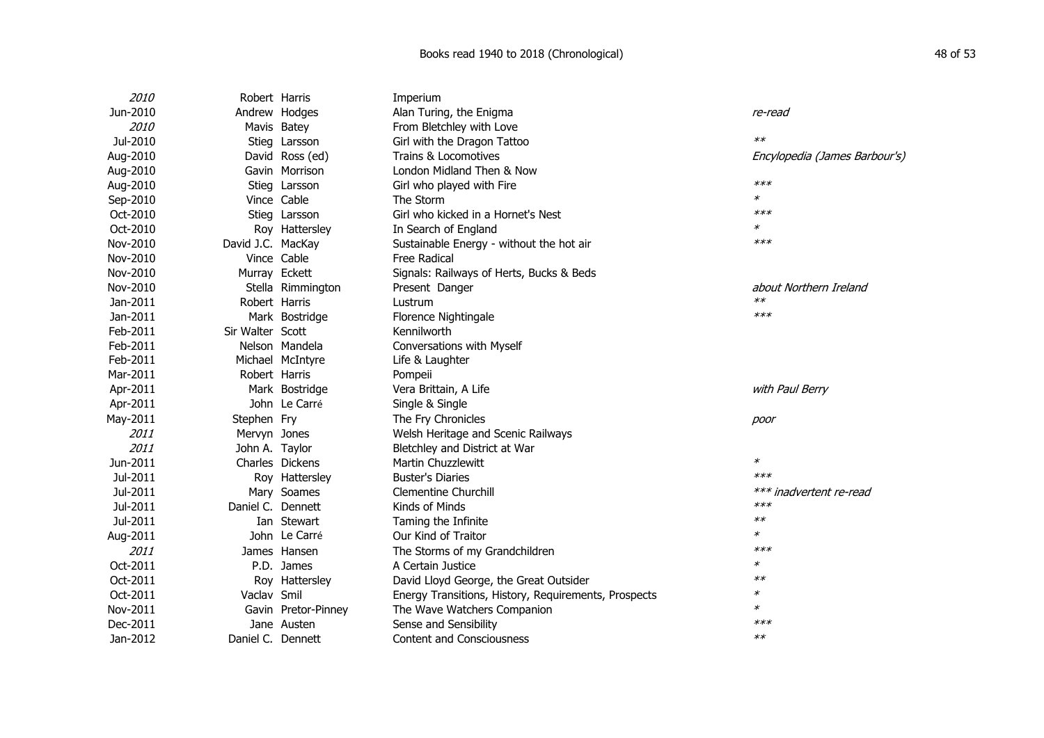| Date | First name | Surname | Title | Notes |
|---|---|---|---|---|
| *2010* | Robert | Harris | Imperium | |
| Jun-2010 | Andrew | Hodges | Alan Turing, the Enigma | *re-read* |
| *2010* | Mavis | Batey | From Bletchley with Love | |
| Jul-2010 | Stieg | Larsson | Girl with the Dragon Tattoo | ** |
| Aug-2010 | David | Ross (ed) | Trains & Locomotives | *Enclyopedia (James Barbour's)* |
| Aug-2010 | Gavin | Morrison | London Midland Then & Now | |
| Aug-2010 | Stieg | Larsson | Girl who played with Fire | *** |
| Sep-2010 | Vince | Cable | The Storm | * |
| Oct-2010 | Stieg | Larsson | Girl who kicked in a Hornet's Nest | *** |
| Oct-2010 | Roy | Hattersley | In Search of England | * |
| Nov-2010 | David J.C. | MacKay | Sustainable Energy - without the hot air | *** |
| Nov-2010 | Vince | Cable | Free Radical | |
| Nov-2010 | Murray | Eckett | Signals: Railways of Herts, Bucks & Beds | |
| Nov-2010 | Stella | Rimmington | Present Danger | *about Northern Ireland* |
| Jan-2011 | Robert | Harris | Lustrum | ** |
| Jan-2011 | Mark | Bostridge | Florence Nightingale | *** |
| Feb-2011 | Sir Walter | Scott | Kennilworth | |
| Feb-2011 | Nelson | Mandela | Conversations with Myself | |
| Feb-2011 | Michael | McIntyre | Life & Laughter | |
| Mar-2011 | Robert | Harris | Pompeii | |
| Apr-2011 | Mark | Bostridge | Vera Brittain, A Life | *with Paul Berry* |
| Apr-2011 | John | Le Carré | Single & Single | |
| May-2011 | Stephen | Fry | The Fry Chronicles | *poor* |
| *2011* | Mervyn | Jones | Welsh Heritage and Scenic Railways | |
| *2011* | John A. | Taylor | Bletchley and District at War | |
| Jun-2011 | Charles | Dickens | Martin Chuzzlewitt | * |
| Jul-2011 | Roy | Hattersley | Buster's Diaries | *** |
| Jul-2011 | Mary | Soames | Clementine Churchill | *** *inadvertent re-read* |
| Jul-2011 | Daniel C. | Dennett | Kinds of Minds | *** |
| Jul-2011 | Ian | Stewart | Taming the Infinite | ** |
| Aug-2011 | John | Le Carré | Our Kind of Traitor | * |
| *2011* | James | Hansen | The Storms of my Grandchildren | *** |
| Oct-2011 | P.D. | James | A Certain Justice | * |
| Oct-2011 | Roy | Hattersley | David Lloyd George, the Great Outsider | ** |
| Oct-2011 | Vaclav | Smil | Energy Transitions, History, Requirements, Prospects | * |
| Nov-2011 | Gavin | Pretor-Pinney | The Wave Watchers Companion | * |
| Dec-2011 | Jane | Austen | Sense and Sensibility | *** |
| Jan-2012 | Daniel C. | Dennett | Content and Consciousness | ** |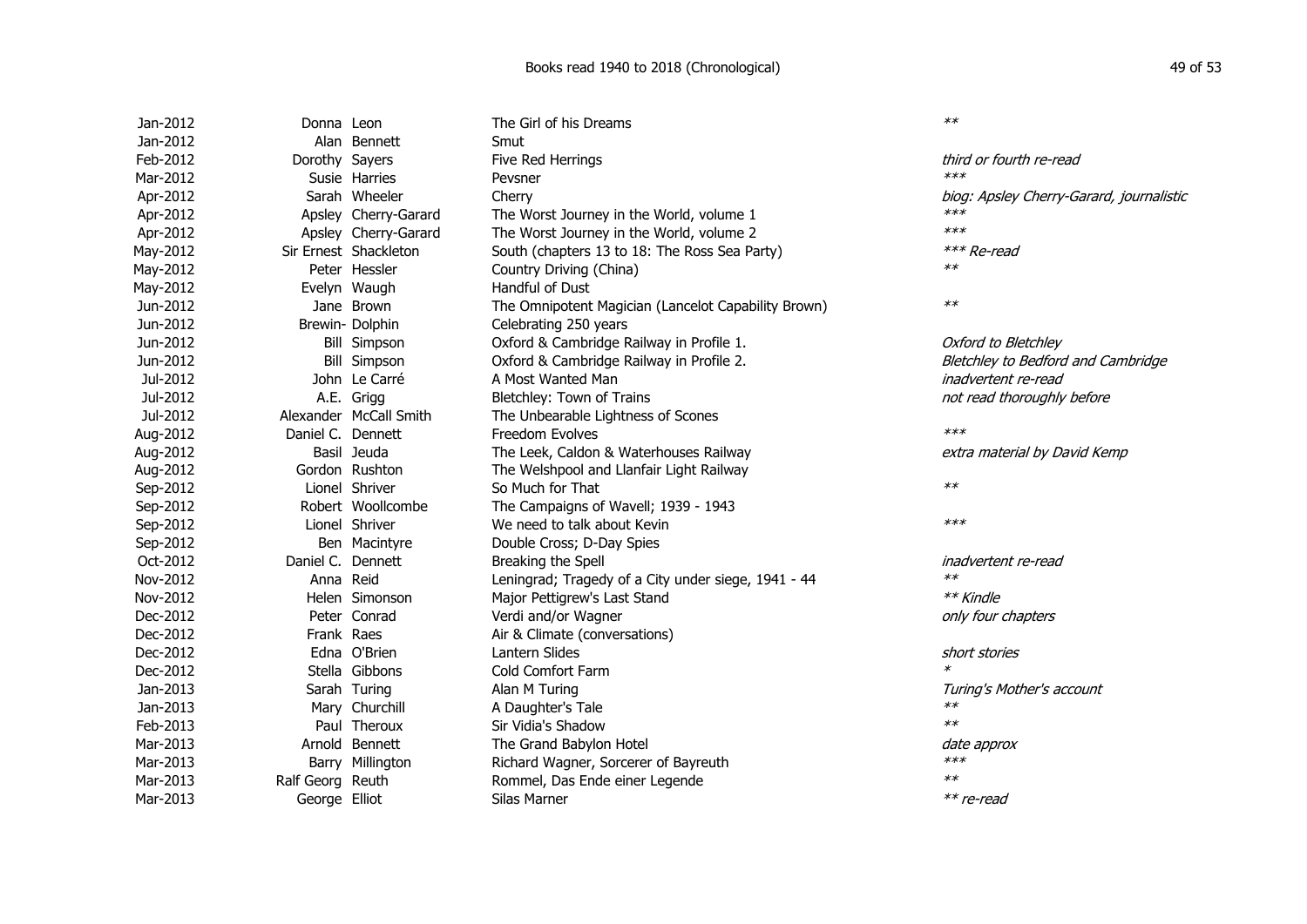| Date | First name | Surname | Title | Notes |
|---|---|---|---|---|
| Jan-2012 | Donna | Leon | The Girl of his Dreams | ** |
| Jan-2012 | Alan | Bennett | Smut | |
| Feb-2012 | Dorothy | Sayers | Five Red Herrings | *third or fourth re-read* |
| Mar-2012 | Susie | Harries | Pevsner | *** |
| Apr-2012 | Sarah | Wheeler | Cherry | *biog: Apsley Cherry-Garard, journalistic* |
| Apr-2012 | Apsley | Cherry-Garard | The Worst Journey in the World, volume 1 | *** |
| Apr-2012 | Apsley | Cherry-Garard | The Worst Journey in the World, volume 2 | *** |
| May-2012 | Sir Ernest | Shackleton | South (chapters 13 to 18: The Ross Sea Party) | *** *Re-read* |
| May-2012 | Peter | Hessler | Country Driving (China) | ** |
| May-2012 | Evelyn | Waugh | Handful of Dust | |
| Jun-2012 | Jane | Brown | The Omnipotent Magician (Lancelot Capability Brown) | ** |
| Jun-2012 | Brewin- | Dolphin | Celebrating 250 years | |
| Jun-2012 | Bill | Simpson | Oxford & Cambridge Railway in Profile 1. | *Oxford to Bletchley* |
| Jun-2012 | Bill | Simpson | Oxford & Cambridge Railway in Profile 2. | *Bletchley to Bedford and Cambridge* |
| Jul-2012 | John | Le Carré | A Most Wanted Man | *inadvertent re-read* |
| Jul-2012 | A.E. | Grigg | Bletchley: Town of Trains | *not read thoroughly before* |
| Jul-2012 | Alexander | McCall Smith | The Unbearable Lightness of Scones | |
| Aug-2012 | Daniel C. | Dennett | Freedom Evolves | *** |
| Aug-2012 | Basil | Jeuda | The Leek, Caldon & Waterhouses Railway | *extra material by David Kemp* |
| Aug-2012 | Gordon | Rushton | The Welshpool and Llanfair Light Railway | |
| Sep-2012 | Lionel | Shriver | So Much for That | ** |
| Sep-2012 | Robert | Woollcombe | The Campaigns of Wavell; 1939 - 1943 | |
| Sep-2012 | Lionel | Shriver | We need to talk about Kevin | *** |
| Sep-2012 | Ben | Macintyre | Double Cross; D-Day Spies | |
| Oct-2012 | Daniel C. | Dennett | Breaking the Spell | *inadvertent re-read* |
| Nov-2012 | Anna | Reid | Leningrad; Tragedy of a City under siege, 1941 - 44 | ** |
| Nov-2012 | Helen | Simonson | Major Pettigrew's Last Stand | ** *Kindle* |
| Dec-2012 | Peter | Conrad | Verdi and/or Wagner | *only four chapters* |
| Dec-2012 | Frank | Raes | Air & Climate (conversations) | |
| Dec-2012 | Edna | O'Brien | Lantern Slides | *short stories* |
| Dec-2012 | Stella | Gibbons | Cold Comfort Farm | * |
| Jan-2013 | Sarah | Turing | Alan M Turing | *Turing's Mother's account* |
| Jan-2013 | Mary | Churchill | A Daughter's Tale | ** |
| Feb-2013 | Paul | Theroux | Sir Vidia's Shadow | ** |
| Mar-2013 | Arnold | Bennett | The Grand Babylon Hotel | *date approx* |
| Mar-2013 | Barry | Millington | Richard Wagner, Sorcerer of Bayreuth | *** |
| Mar-2013 | Ralf Georg | Reuth | Rommel, Das Ende einer Legende | ** |
| Mar-2013 | George | Elliot | Silas Marner | ** *re-read* |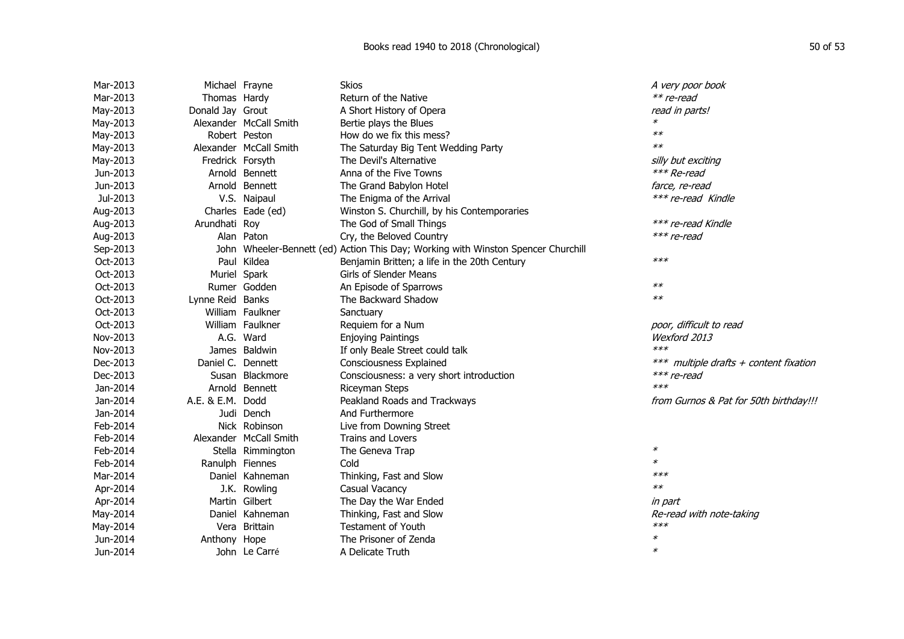| Date | First name | Surname | Title | Comments |
|---|---|---|---|---|
| Mar-2013 | Michael | Frayne | Skios | *A very poor book* |
| Mar-2013 | Thomas | Hardy | Return of the Native | *** re-read* |
| May-2013 | Donald Jay | Grout | A Short History of Opera | *read in parts!* |
| May-2013 | Alexander | McCall Smith | Bertie plays the Blues | * |
| May-2013 | Robert | Peston | How do we fix this mess? | ** |
| May-2013 | Alexander | McCall Smith | The Saturday Big Tent Wedding Party | ** |
| May-2013 | Fredrick | Forsyth | The Devil's Alternative | *silly but exciting* |
| Jun-2013 | Arnold | Bennett | Anna of the Five Towns | **** Re-read* |
| Jun-2013 | Arnold | Bennett | The Grand Babylon Hotel | *farce, re-read* |
| Jul-2013 | V.S. | Naipaul | The Enigma of the Arrival | **** re-read Kindle* |
| Aug-2013 | Charles | Eade (ed) | Winston S. Churchill, by his Contemporaries | |
| Aug-2013 | Arundhati | Roy | The God of Small Things | **** re-read Kindle* |
| Aug-2013 | Alan | Paton | Cry, the Beloved Country | **** re-read* |
| Sep-2013 | John | Wheeler-Bennett (ed) | Action This Day; Working with Winston Spencer Churchill | |
| Oct-2013 | Paul | Kildea | Benjamin Britten; a life in the 20th Century | *** |
| Oct-2013 | Muriel | Spark | Girls of Slender Means | |
| Oct-2013 | Rumer | Godden | An Episode of Sparrows | ** |
| Oct-2013 | Lynne Reid | Banks | The Backward Shadow | ** |
| Oct-2013 | William | Faulkner | Sanctuary | |
| Oct-2013 | William | Faulkner | Requiem for a Num | *poor, difficult to read* |
| Nov-2013 | A.G. | Ward | Enjoying Paintings | *Wexford 2013* |
| Nov-2013 | James | Baldwin | If only Beale Street could talk | *** |
| Dec-2013 | Daniel C. | Dennett | Consciousness Explained | **** multiple drafts + content fixation* |
| Dec-2013 | Susan | Blackmore | Consciousness: a very short introduction | **** re-read* |
| Jan-2014 | Arnold | Bennett | Riceyman Steps | *** |
| Jan-2014 | A.E. & E.M. | Dodd | Peakland Roads and Trackways | *from Gurnos & Pat for 50th birthday!!!* |
| Jan-2014 | Judi | Dench | And Furthermore | |
| Feb-2014 | Nick | Robinson | Live from Downing Street | |
| Feb-2014 | Alexander | McCall Smith | Trains and Lovers | |
| Feb-2014 | Stella | Rimmington | The Geneva Trap | * |
| Feb-2014 | Ranulph | Fiennes | Cold | * |
| Mar-2014 | Daniel | Kahneman | Thinking, Fast and Slow | *** |
| Apr-2014 | J.K. | Rowling | Casual Vacancy | ** |
| Apr-2014 | Martin | Gilbert | The Day the War Ended | *in part* |
| May-2014 | Daniel | Kahneman | Thinking, Fast and Slow | *Re-read with note-taking* |
| May-2014 | Vera | Brittain | Testament of Youth | *** |
| Jun-2014 | Anthony | Hope | The Prisoner of Zenda | * |
| Jun-2014 | John | Le Carré | A Delicate Truth | * |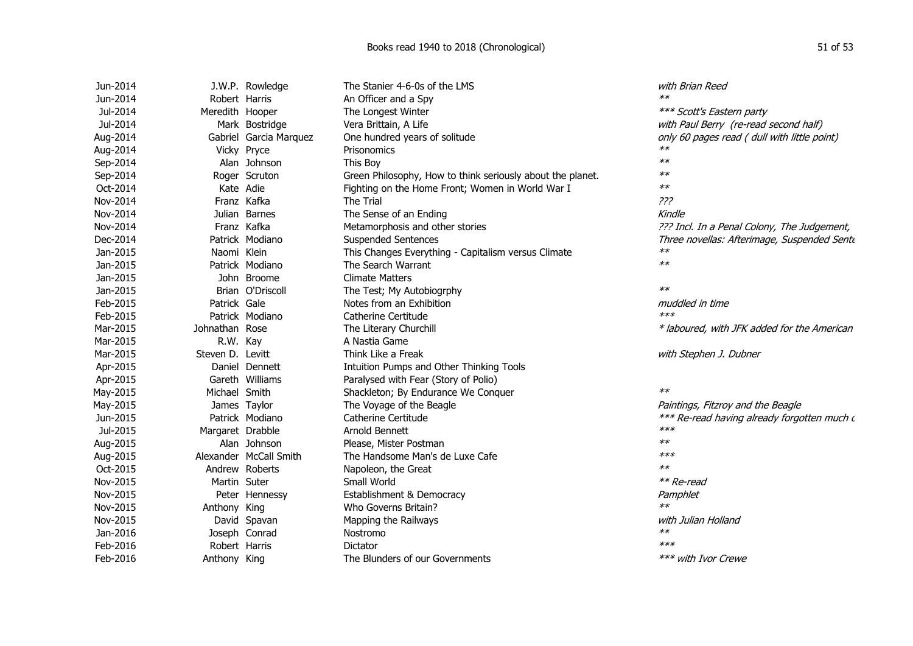| Date | First name | Surname | Title | Notes |
|---|---|---|---|---|
| Jun-2014 | J.W.P. | Rowledge | The Stanier 4-6-0s of the LMS | *with Brian Reed* |
| Jun-2014 | Robert | Harris | An Officer and a Spy | *** |
| Jul-2014 | Meredith | Hooper | The Longest Winter | **** Scott's Eastern party* |
| Jul-2014 | Mark | Bostridge | Vera Brittain, A Life | *with Paul Berry (re-read second half)* |
| Aug-2014 | Gabriel | Garcia Marquez | One hundred years of solitude | *only 60 pages read ( dull with little point)* |
| Aug-2014 | Vicky | Pryce | Prisonomics | *** |
| Sep-2014 | Alan | Johnson | This Boy | *** |
| Sep-2014 | Roger | Scruton | Green Philosophy, How to think seriously about the planet. | *** |
| Oct-2014 | Kate | Adie | Fighting on the Home Front; Women in World War I | *** |
| Nov-2014 | Franz | Kafka | The Trial | *???* |
| Nov-2014 | Julian | Barnes | The Sense of an Ending | *Kindle* |
| Nov-2014 | Franz | Kafka | Metamorphosis and other stories | *??? Incl. In a Penal Colony, The Judgement,* |
| Dec-2014 | Patrick | Modiano | Suspended Sentences | *Three novellas: Afterimage, Suspended Sente* |
| Jan-2015 | Naomi | Klein | This Changes Everything - Capitalism versus Climate | *** |
| Jan-2015 | Patrick | Modiano | The Search Warrant | *** |
| Jan-2015 | John | Broome | Climate Matters | |
| Jan-2015 | Brian | O'Driscoll | The Test; My Autobiogrphy | *** |
| Feb-2015 | Patrick | Gale | Notes from an Exhibition | *muddled in time* |
| Feb-2015 | Patrick | Modiano | Catherine Certitude | **** |
| Mar-2015 | Johnathan | Rose | The Literary Churchill | ** laboured, with JFK added for the American* |
| Mar-2015 | R.W. | Kay | A Nastia Game | |
| Mar-2015 | Steven D. | Levitt | Think Like a Freak | *with Stephen J. Dubner* |
| Apr-2015 | Daniel | Dennett | Intuition Pumps and Other Thinking Tools | |
| Apr-2015 | Gareth | Williams | Paralysed with Fear (Story of Polio) | |
| May-2015 | Michael | Smith | Shackleton; By Endurance We Conquer | *** |
| May-2015 | James | Taylor | The Voyage of the Beagle | *Paintings, Fitzroy and the Beagle* |
| Jun-2015 | Patrick | Modiano | Catherine Certitude | **** Re-read having already forgotten much c* |
| Jul-2015 | Margaret | Drabble | Arnold Bennett | **** |
| Aug-2015 | Alan | Johnson | Please, Mister Postman | *** |
| Aug-2015 | Alexander | McCall Smith | The Handsome Man's de Luxe Cafe | **** |
| Oct-2015 | Andrew | Roberts | Napoleon, the Great | *** |
| Nov-2015 | Martin | Suter | Small World | *** Re-read* |
| Nov-2015 | Peter | Hennessy | Establishment & Democracy | *Pamphlet* |
| Nov-2015 | Anthony | King | Who Governs Britain? | *** |
| Nov-2015 | David | Spavan | Mapping the Railways | *with Julian Holland* |
| Jan-2016 | Joseph | Conrad | Nostromo | *** |
| Feb-2016 | Robert | Harris | Dictator | **** |
| Feb-2016 | Anthony | King | The Blunders of our Governments | **** with Ivor Crewe* |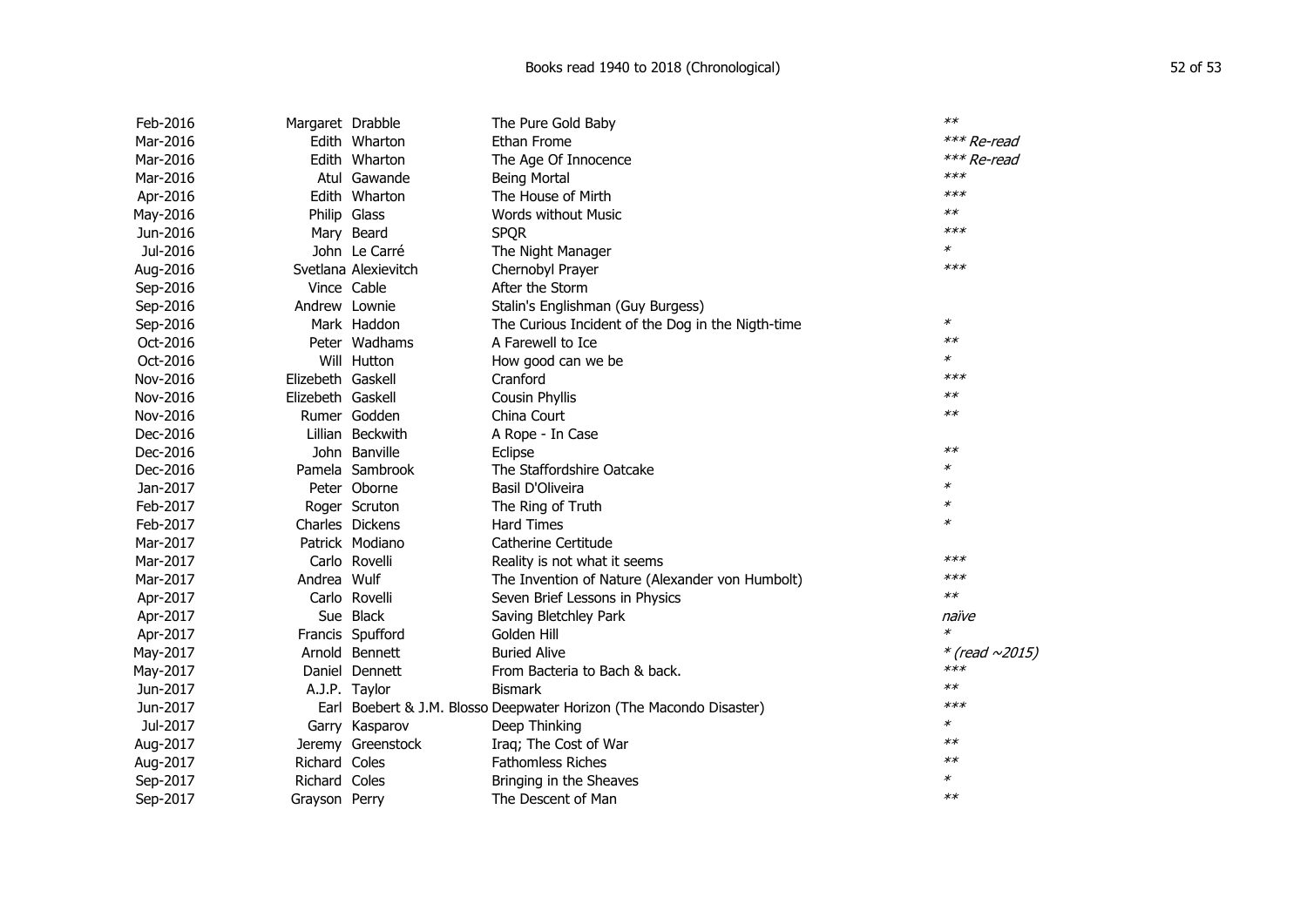| Date | First name | Surname | Title | Rating |
|---|---|---|---|---|
| Feb-2016 | Margaret | Drabble | The Pure Gold Baby | ** |
| Mar-2016 | Edith | Wharton | Ethan Frome | *** *Re-read* |
| Mar-2016 | Edith | Wharton | The Age Of Innocence | *** *Re-read* |
| Mar-2016 | Atul | Gawande | Being Mortal | *** |
| Apr-2016 | Edith | Wharton | The House of Mirth | *** |
| May-2016 | Philip | Glass | Words without Music | ** |
| Jun-2016 | Mary | Beard | SPQR | *** |
| Jul-2016 | John | Le Carré | The Night Manager | * |
| Aug-2016 | Svetlana | Alexievitch | Chernobyl Prayer | *** |
| Sep-2016 | Vince | Cable | After the Storm | |
| Sep-2016 | Andrew | Lownie | Stalin's Englishman (Guy Burgess) | |
| Sep-2016 | Mark | Haddon | The Curious Incident of the Dog in the Nigth-time | * |
| Oct-2016 | Peter | Wadhams | A Farewell to Ice | ** |
| Oct-2016 | Will | Hutton | How good can we be | * |
| Nov-2016 | Elizebeth | Gaskell | Cranford | *** |
| Nov-2016 | Elizebeth | Gaskell | Cousin Phyllis | ** |
| Nov-2016 | Rumer | Godden | China Court | ** |
| Dec-2016 | Lillian | Beckwith | A Rope - In Case | |
| Dec-2016 | John | Banville | Eclipse | ** |
| Dec-2016 | Pamela | Sambrook | The Staffordshire Oatcake | * |
| Jan-2017 | Peter | Oborne | Basil D'Oliveira | * |
| Feb-2017 | Roger | Scruton | The Ring of Truth | * |
| Feb-2017 | Charles | Dickens | Hard Times | * |
| Mar-2017 | Patrick | Modiano | Catherine Certitude | |
| Mar-2017 | Carlo | Rovelli | Reality is not what it seems | *** |
| Mar-2017 | Andrea | Wulf | The Invention of Nature (Alexander von Humbolt) | *** |
| Apr-2017 | Carlo | Rovelli | Seven Brief Lessons in Physics | ** |
| Apr-2017 | Sue | Black | Saving Bletchley Park | *naïve* |
| Apr-2017 | Francis | Spufford | Golden Hill | * |
| May-2017 | Arnold | Bennett | Buried Alive | * *(read ~2015)* |
| May-2017 | Daniel | Dennett | From Bacteria to Bach & back. | *** |
| Jun-2017 | A.J.P. | Taylor | Bismark | ** |
| Jun-2017 | Earl | Boebert & J.M. Blosso | Deepwater Horizon (The Macondo Disaster) | *** |
| Jul-2017 | Garry | Kasparov | Deep Thinking | * |
| Aug-2017 | Jeremy | Greenstock | Iraq; The Cost of War | ** |
| Aug-2017 | Richard | Coles | Fathomless Riches | ** |
| Sep-2017 | Richard | Coles | Bringing in the Sheaves | * |
| Sep-2017 | Grayson | Perry | The Descent of Man | ** |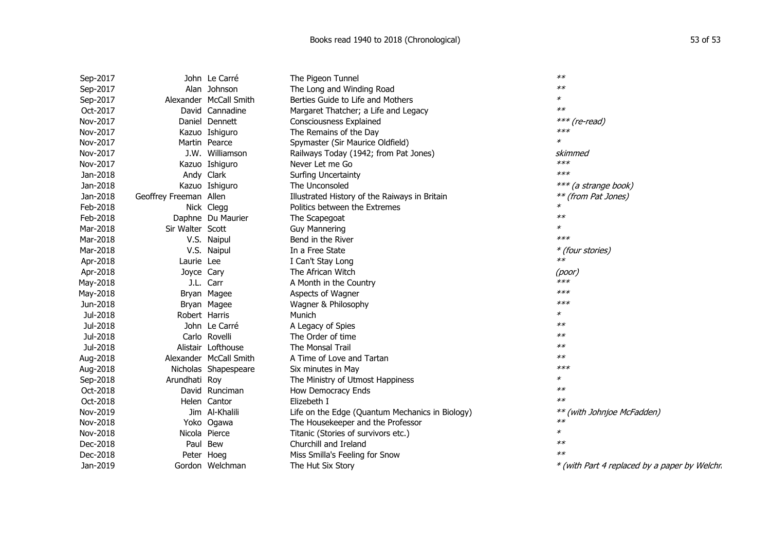Books read 1940 to 2018 (Chronological)

| | | | | |
|---|---|---|---|---|
| Sep-2017 | John | Le Carré | The Pigeon Tunnel | ** |
| Sep-2017 | Alan | Johnson | The Long and Winding Road | ** |
| Sep-2017 | Alexander | McCall Smith | Berties Guide to Life and Mothers | * |
| Oct-2017 | David | Cannadine | Margaret Thatcher; a Life and Legacy | ** |
| Nov-2017 | Daniel | Dennett | Consciousness Explained | *** (re-read) |
| Nov-2017 | Kazuo | Ishiguro | The Remains of the Day | *** |
| Nov-2017 | Martin | Pearce | Spymaster (Sir Maurice Oldfield) | * |
| Nov-2017 | J.W. | Williamson | Railways Today (1942; from Pat Jones) | skimmed |
| Nov-2017 | Kazuo | Ishiguro | Never Let me Go | *** |
| Jan-2018 | Andy | Clark | Surfing Uncertainty | *** |
| Jan-2018 | Kazuo | Ishiguro | The Unconsoled | *** (a strange book) |
| Jan-2018 | Geoffrey Freeman | Allen | Illustrated History of the Raiways in Britain | ** (from Pat Jones) |
| Feb-2018 | Nick | Clegg | Politics between the Extremes | * |
| Feb-2018 | Daphne | Du Maurier | The Scapegoat | ** |
| Mar-2018 | Sir Walter | Scott | Guy Mannering | * |
| Mar-2018 | V.S. | Naipul | Bend in the River | *** |
| Mar-2018 | V.S. | Naipul | In a Free State | * (four stories) |
| Apr-2018 | Laurie | Lee | I Can't Stay Long | ** |
| Apr-2018 | Joyce | Cary | The African Witch | (poor) |
| May-2018 | J.L. | Carr | A Month in the Country | *** |
| May-2018 | Bryan | Magee | Aspects of Wagner | *** |
| Jun-2018 | Bryan | Magee | Wagner & Philosophy | *** |
| Jul-2018 | Robert | Harris | Munich | * |
| Jul-2018 | John | Le Carré | A Legacy of Spies | ** |
| Jul-2018 | Carlo | Rovelli | The Order of time | ** |
| Jul-2018 | Alistair | Lofthouse | The Monsal Trail | ** |
| Aug-2018 | Alexander | McCall Smith | A Time of Love and Tartan | ** |
| Aug-2018 | Nicholas | Shapespeare | Six minutes in May | *** |
| Sep-2018 | Arundhati | Roy | The Ministry of Utmost Happiness | * |
| Oct-2018 | David | Runciman | How Democracy Ends | ** |
| Oct-2018 | Helen | Cantor | Elizebeth I | ** |
| Nov-2019 | Jim | Al-Khalili | Life on the Edge (Quantum Mechanics in Biology) | ** (with Johnjoe McFadden) |
| Nov-2018 | Yoko | Ogawa | The Housekeeper and the Professor | ** |
| Nov-2018 | Nicola | Pierce | Titanic (Stories of survivors etc.) | * |
| Dec-2018 | Paul | Bew | Churchill and Ireland | ** |
| Dec-2018 | Peter | Hoeg | Miss Smilla's Feeling for Snow | ** |
| Jan-2019 | Gordon | Welchman | The Hut Six Story | * (with Part 4 replaced by a paper by Welchr |